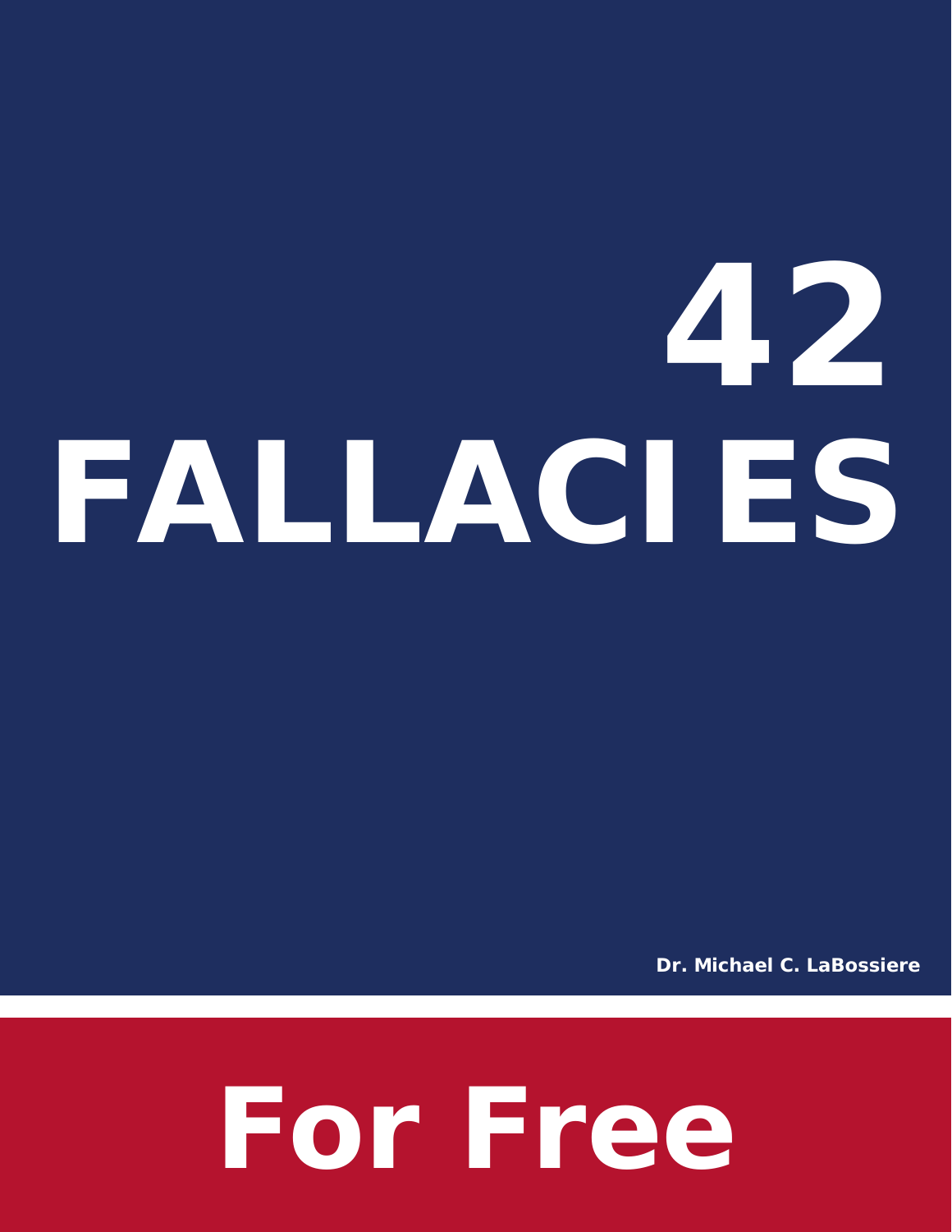# 42 FALLACIES

**Dr. Michael C. LaBossiere**

**For Free**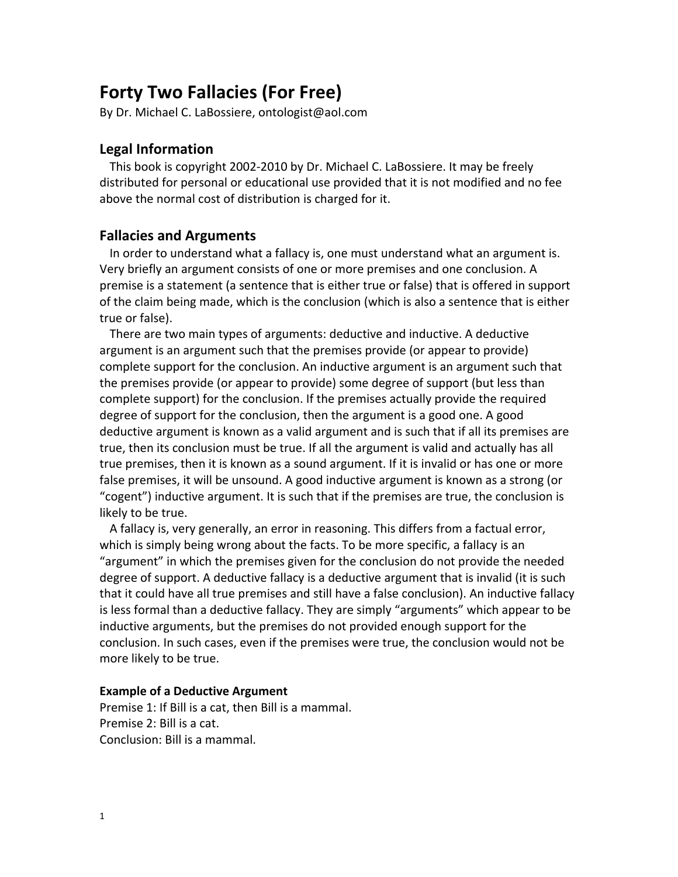# Forty Two Fallacies (For Free)

By Dr. Michael C. LaBossiere, ontologist@aol.com

## Legal Information

This book is copyright 2002-2010 by Dr. Michael C. LaBossiere. It may be freely distributed for personal or educational use provided that it is not modified and no fee above the normal cost of distribution is charged for it.

## Fallacies and Arguments

In order to understand what a fallacy is, one must understand what an argument is. Very briefly an argument consists of one or more premises and one conclusion. A premise is a statement (a sentence that is either true or false) that is offered in support of the claim being made, which is the conclusion (which is also a sentence that is either true or false).

There are two main types of arguments: deductive and inductive. A deductive argument is an argument such that the premises provide (or appear to provide) complete support for the conclusion. An inductive argument is an argument such that the premises provide (or appear to provide) some degree of support (but less than complete support) for the conclusion. If the premises actually provide the required degree of support for the conclusion, then the argument is a good one. A good deductive argument is known as a valid argument and is such that if all its premises are true, then its conclusion must be true. If all the argument is valid and actually has all true premises, then it is known as a sound argument. If it is invalid or has one or more false premises, it will be unsound. A good inductive argument is known as a strong (or "cogent") inductive argument. It is such that if the premises are true, the conclusion is likely to be true.

A fallacy is, very generally, an error in reasoning. This differs from a factual error, which is simply being wrong about the facts. To be more specific, a fallacy is an "argument" in which the premises given for the conclusion do not provide the needed degree of support. A deductive fallacy is a deductive argument that is invalid (it is such that it could have all true premises and still have a false conclusion). An inductive fallacy is less formal than a deductive fallacy. They are simply "arguments" which appear to be inductive arguments, but the premises do not provided enough support for the conclusion. In such cases, even if the premises were true, the conclusion would not be more likely to be true.

**Example of a Deductive Argument**

Premise 1: If Bill is a cat, then Bill is a mammal.
Premise 2: Bill is a cat.
Conclusion: Bill is a mammal.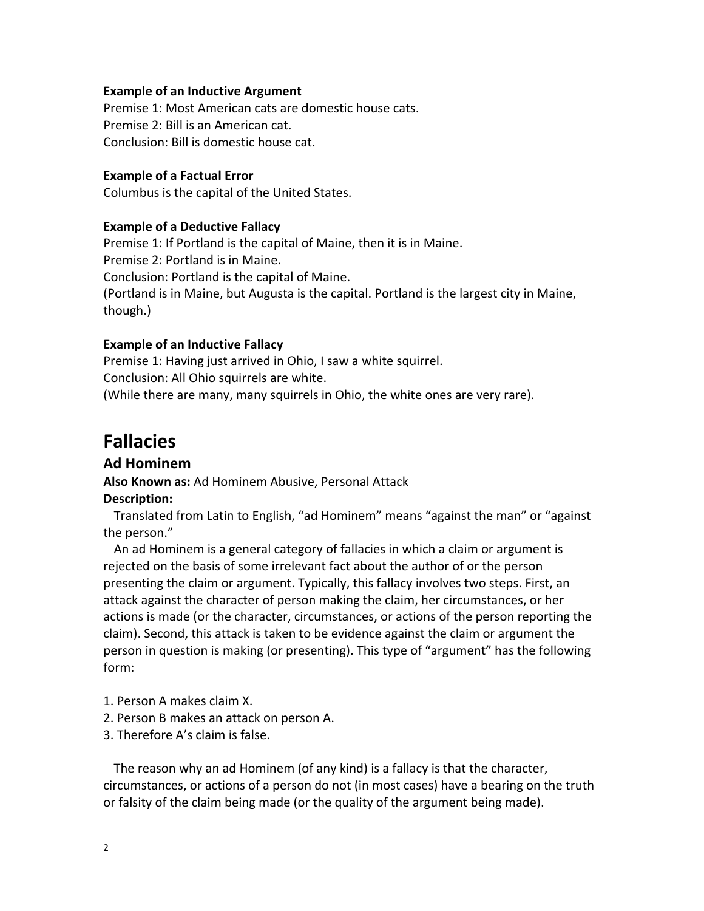**Example of an Inductive Argument**
Premise 1: Most American cats are domestic house cats.
Premise 2: Bill is an American cat.
Conclusion: Bill is domestic house cat.

**Example of a Factual Error**
Columbus is the capital of the United States.

**Example of a Deductive Fallacy**
Premise 1: If Portland is the capital of Maine, then it is in Maine.
Premise 2: Portland is in Maine.
Conclusion: Portland is the capital of Maine.
(Portland is in Maine, but Augusta is the capital. Portland is the largest city in Maine, though.)

**Example of an Inductive Fallacy**
Premise 1: Having just arrived in Ohio, I saw a white squirrel.
Conclusion: All Ohio squirrels are white.
(While there are many, many squirrels in Ohio, the white ones are very rare).

# Fallacies

## Ad Hominem

**Also Known as:** Ad Hominem Abusive, Personal Attack
**Description:**

Translated from Latin to English, "ad Hominem" means "against the man" or "against the person."

An ad Hominem is a general category of fallacies in which a claim or argument is rejected on the basis of some irrelevant fact about the author of or the person presenting the claim or argument. Typically, this fallacy involves two steps. First, an attack against the character of person making the claim, her circumstances, or her actions is made (or the character, circumstances, or actions of the person reporting the claim). Second, this attack is taken to be evidence against the claim or argument the person in question is making (or presenting). This type of "argument" has the following form:

1. Person A makes claim X.
2. Person B makes an attack on person A.
3. Therefore A's claim is false.

The reason why an ad Hominem (of any kind) is a fallacy is that the character, circumstances, or actions of a person do not (in most cases) have a bearing on the truth or falsity of the claim being made (or the quality of the argument being made).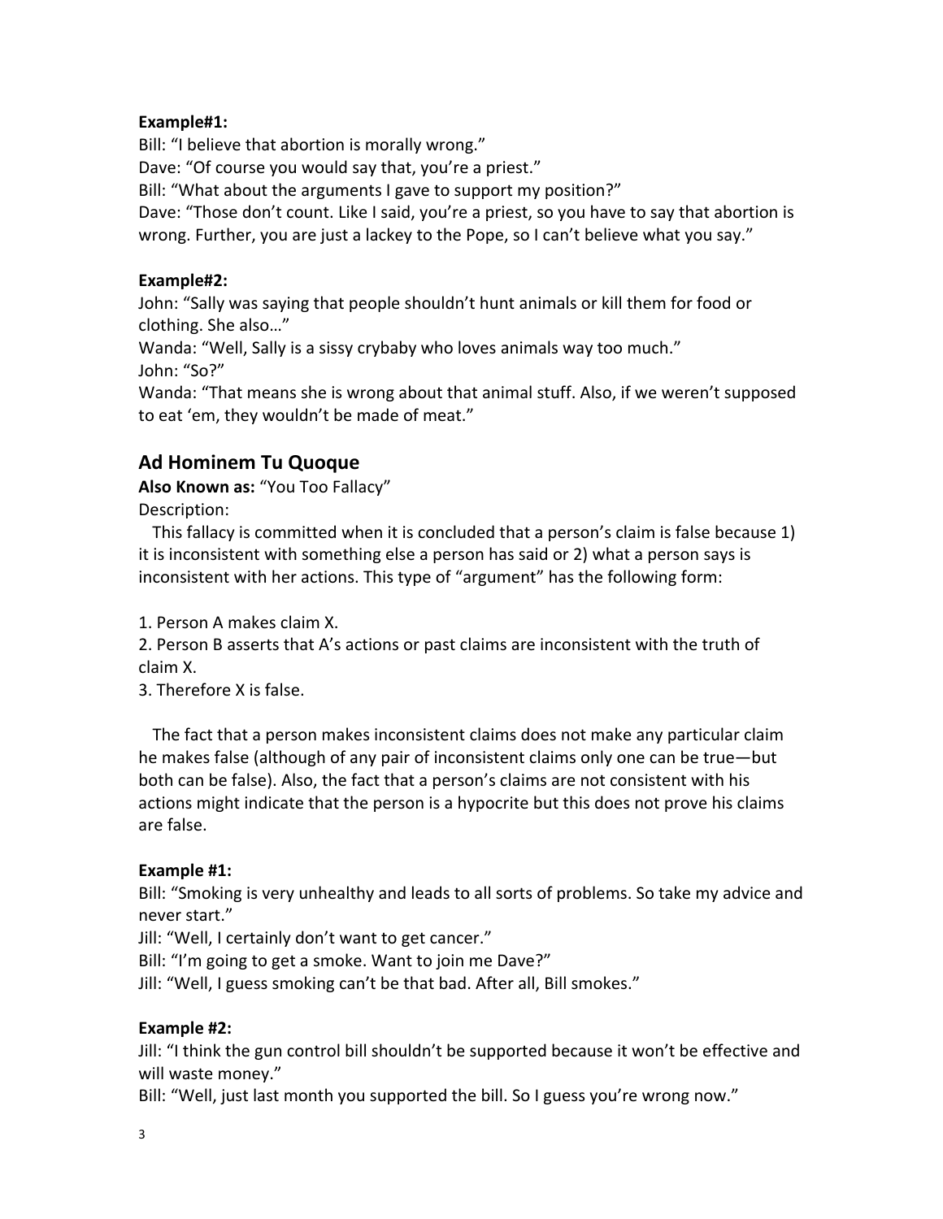**Example#1:**
Bill: "I believe that abortion is morally wrong."
Dave: "Of course you would say that, you're a priest."
Bill: "What about the arguments I gave to support my position?"
Dave: "Those don't count. Like I said, you're a priest, so you have to say that abortion is wrong. Further, you are just a lackey to the Pope, so I can't believe what you say."

**Example#2:**
John: "Sally was saying that people shouldn't hunt animals or kill them for food or clothing. She also…"
Wanda: "Well, Sally is a sissy crybaby who loves animals way too much."
John: "So?"
Wanda: "That means she is wrong about that animal stuff. Also, if we weren't supposed to eat 'em, they wouldn't be made of meat."

## Ad Hominem Tu Quoque

**Also Known as:** "You Too Fallacy"
Description:

This fallacy is committed when it is concluded that a person's claim is false because 1) it is inconsistent with something else a person has said or 2) what a person says is inconsistent with her actions. This type of "argument" has the following form:

1. Person A makes claim X.
2. Person B asserts that A's actions or past claims are inconsistent with the truth of claim X.
3. Therefore X is false.

The fact that a person makes inconsistent claims does not make any particular claim he makes false (although of any pair of inconsistent claims only one can be true—but both can be false). Also, the fact that a person's claims are not consistent with his actions might indicate that the person is a hypocrite but this does not prove his claims are false.

**Example #1:**
Bill: "Smoking is very unhealthy and leads to all sorts of problems. So take my advice and never start."
Jill: "Well, I certainly don't want to get cancer."
Bill: "I'm going to get a smoke. Want to join me Dave?"
Jill: "Well, I guess smoking can't be that bad. After all, Bill smokes."

**Example #2:**
Jill: "I think the gun control bill shouldn't be supported because it won't be effective and will waste money."
Bill: "Well, just last month you supported the bill. So I guess you're wrong now."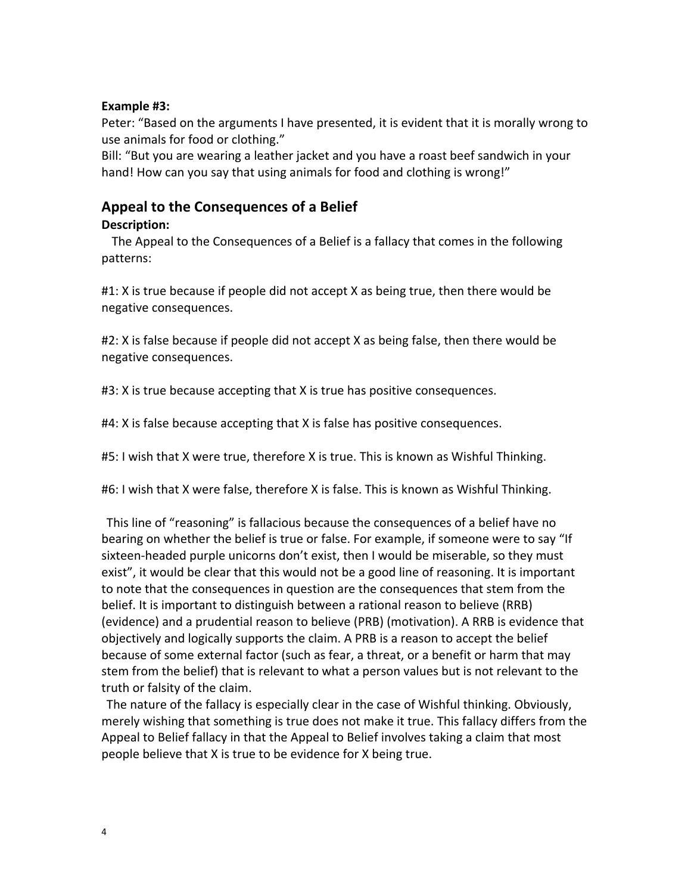**Example #3:**

Peter: "Based on the arguments I have presented, it is evident that it is morally wrong to use animals for food or clothing."

Bill: "But you are wearing a leather jacket and you have a roast beef sandwich in your hand! How can you say that using animals for food and clothing is wrong!"

## Appeal to the Consequences of a Belief

**Description:**

The Appeal to the Consequences of a Belief is a fallacy that comes in the following patterns:

#1: X is true because if people did not accept X as being true, then there would be negative consequences.

#2: X is false because if people did not accept X as being false, then there would be negative consequences.

#3: X is true because accepting that X is true has positive consequences.

#4: X is false because accepting that X is false has positive consequences.

#5: I wish that X were true, therefore X is true. This is known as Wishful Thinking.

#6: I wish that X were false, therefore X is false. This is known as Wishful Thinking.

This line of "reasoning" is fallacious because the consequences of a belief have no bearing on whether the belief is true or false. For example, if someone were to say "If sixteen-headed purple unicorns don't exist, then I would be miserable, so they must exist", it would be clear that this would not be a good line of reasoning. It is important to note that the consequences in question are the consequences that stem from the belief. It is important to distinguish between a rational reason to believe (RRB) (evidence) and a prudential reason to believe (PRB) (motivation). A RRB is evidence that objectively and logically supports the claim. A PRB is a reason to accept the belief because of some external factor (such as fear, a threat, or a benefit or harm that may stem from the belief) that is relevant to what a person values but is not relevant to the truth or falsity of the claim.

The nature of the fallacy is especially clear in the case of Wishful thinking. Obviously, merely wishing that something is true does not make it true. This fallacy differs from the Appeal to Belief fallacy in that the Appeal to Belief involves taking a claim that most people believe that X is true to be evidence for X being true.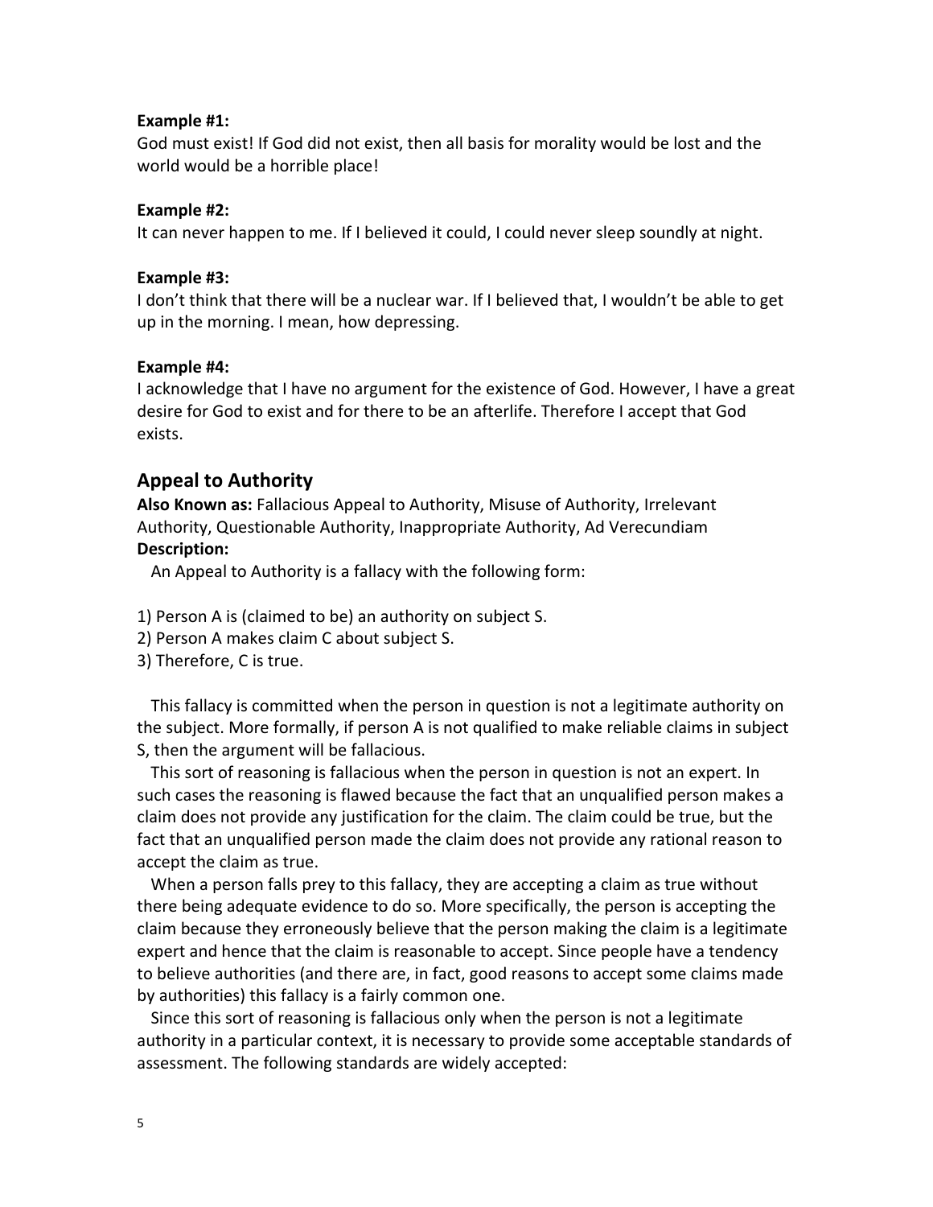**Example #1:**
God must exist! If God did not exist, then all basis for morality would be lost and the world would be a horrible place!

**Example #2:**
It can never happen to me. If I believed it could, I could never sleep soundly at night.

**Example #3:**
I don't think that there will be a nuclear war. If I believed that, I wouldn't be able to get up in the morning. I mean, how depressing.

**Example #4:**
I acknowledge that I have no argument for the existence of God. However, I have a great desire for God to exist and for there to be an afterlife. Therefore I accept that God exists.

## Appeal to Authority

**Also Known as:** Fallacious Appeal to Authority, Misuse of Authority, Irrelevant Authority, Questionable Authority, Inappropriate Authority, Ad Verecundiam

**Description:**

An Appeal to Authority is a fallacy with the following form:

1) Person A is (claimed to be) an authority on subject S.
2) Person A makes claim C about subject S.
3) Therefore, C is true.

This fallacy is committed when the person in question is not a legitimate authority on the subject. More formally, if person A is not qualified to make reliable claims in subject S, then the argument will be fallacious.

This sort of reasoning is fallacious when the person in question is not an expert. In such cases the reasoning is flawed because the fact that an unqualified person makes a claim does not provide any justification for the claim. The claim could be true, but the fact that an unqualified person made the claim does not provide any rational reason to accept the claim as true.

When a person falls prey to this fallacy, they are accepting a claim as true without there being adequate evidence to do so. More specifically, the person is accepting the claim because they erroneously believe that the person making the claim is a legitimate expert and hence that the claim is reasonable to accept. Since people have a tendency to believe authorities (and there are, in fact, good reasons to accept some claims made by authorities) this fallacy is a fairly common one.

Since this sort of reasoning is fallacious only when the person is not a legitimate authority in a particular context, it is necessary to provide some acceptable standards of assessment. The following standards are widely accepted: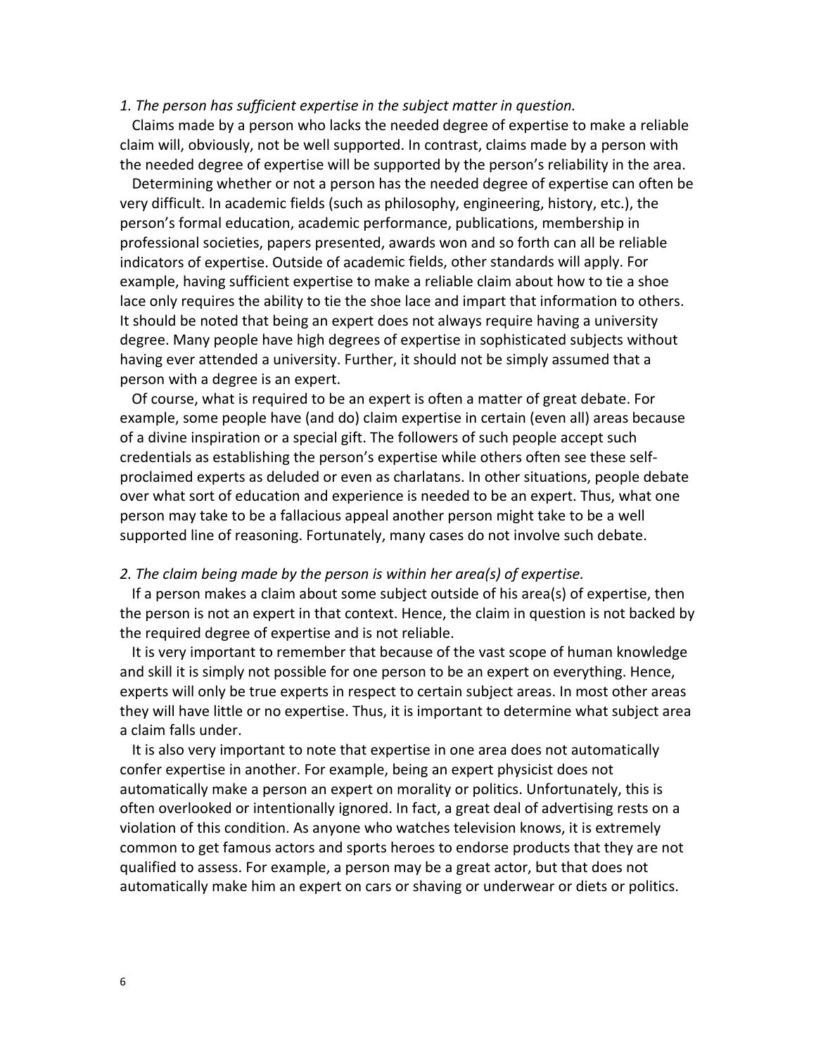*1. The person has sufficient expertise in the subject matter in question.*

Claims made by a person who lacks the needed degree of expertise to make a reliable claim will, obviously, not be well supported. In contrast, claims made by a person with the needed degree of expertise will be supported by the person's reliability in the area.

Determining whether or not a person has the needed degree of expertise can often be very difficult. In academic fields (such as philosophy, engineering, history, etc.), the person's formal education, academic performance, publications, membership in professional societies, papers presented, awards won and so forth can all be reliable indicators of expertise. Outside of academic fields, other standards will apply. For example, having sufficient expertise to make a reliable claim about how to tie a shoe lace only requires the ability to tie the shoe lace and impart that information to others. It should be noted that being an expert does not always require having a university degree. Many people have high degrees of expertise in sophisticated subjects without having ever attended a university. Further, it should not be simply assumed that a person with a degree is an expert.

Of course, what is required to be an expert is often a matter of great debate. For example, some people have (and do) claim expertise in certain (even all) areas because of a divine inspiration or a special gift. The followers of such people accept such credentials as establishing the person's expertise while others often see these self-proclaimed experts as deluded or even as charlatans. In other situations, people debate over what sort of education and experience is needed to be an expert. Thus, what one person may take to be a fallacious appeal another person might take to be a well supported line of reasoning. Fortunately, many cases do not involve such debate.

*2. The claim being made by the person is within her area(s) of expertise.*

If a person makes a claim about some subject outside of his area(s) of expertise, then the person is not an expert in that context. Hence, the claim in question is not backed by the required degree of expertise and is not reliable.

It is very important to remember that because of the vast scope of human knowledge and skill it is simply not possible for one person to be an expert on everything. Hence, experts will only be true experts in respect to certain subject areas. In most other areas they will have little or no expertise. Thus, it is important to determine what subject area a claim falls under.

It is also very important to note that expertise in one area does not automatically confer expertise in another. For example, being an expert physicist does not automatically make a person an expert on morality or politics. Unfortunately, this is often overlooked or intentionally ignored. In fact, a great deal of advertising rests on a violation of this condition. As anyone who watches television knows, it is extremely common to get famous actors and sports heroes to endorse products that they are not qualified to assess. For example, a person may be a great actor, but that does not automatically make him an expert on cars or shaving or underwear or diets or politics.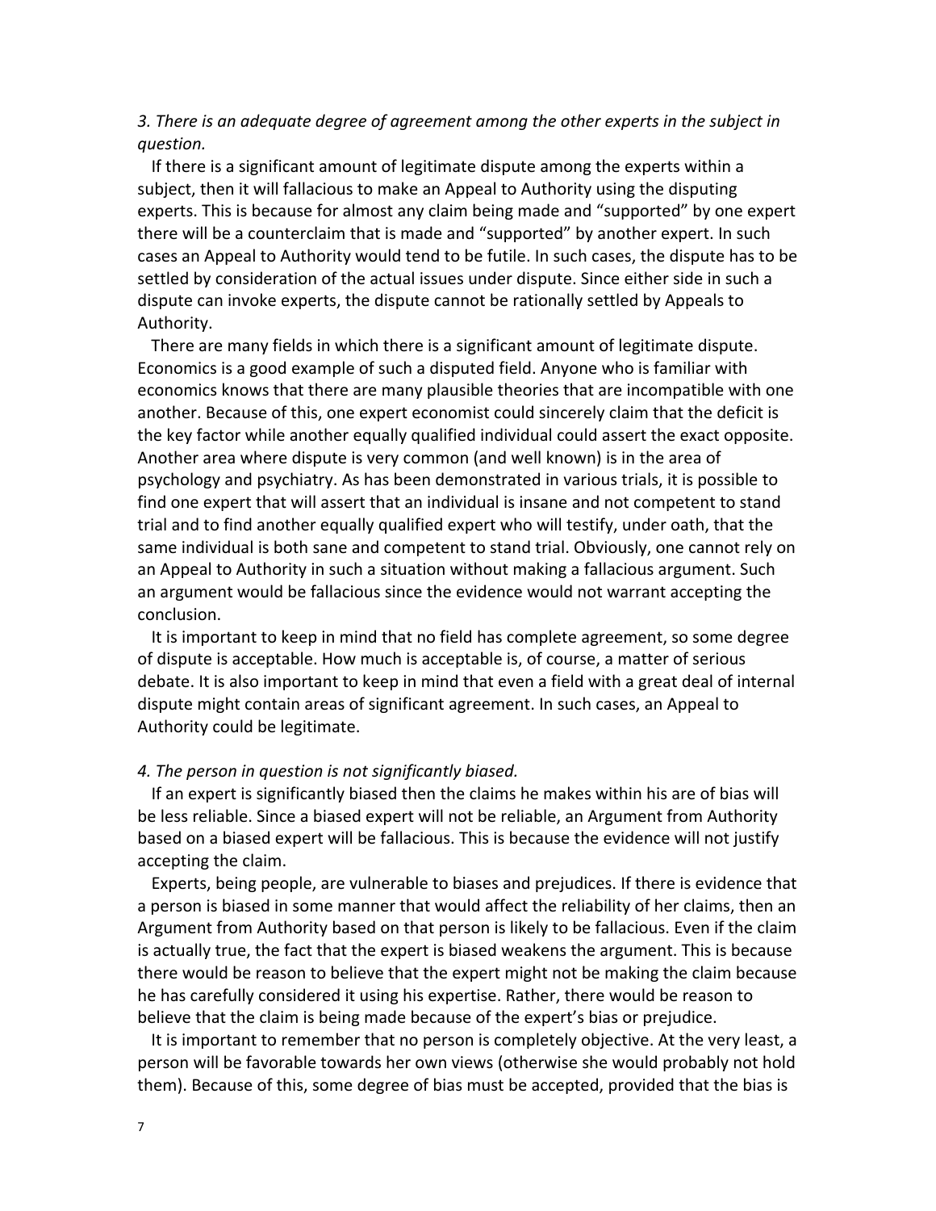*3. There is an adequate degree of agreement among the other experts in the subject in question.*

If there is a significant amount of legitimate dispute among the experts within a subject, then it will fallacious to make an Appeal to Authority using the disputing experts. This is because for almost any claim being made and "supported" by one expert there will be a counterclaim that is made and "supported" by another expert. In such cases an Appeal to Authority would tend to be futile. In such cases, the dispute has to be settled by consideration of the actual issues under dispute. Since either side in such a dispute can invoke experts, the dispute cannot be rationally settled by Appeals to Authority.

There are many fields in which there is a significant amount of legitimate dispute. Economics is a good example of such a disputed field. Anyone who is familiar with economics knows that there are many plausible theories that are incompatible with one another. Because of this, one expert economist could sincerely claim that the deficit is the key factor while another equally qualified individual could assert the exact opposite. Another area where dispute is very common (and well known) is in the area of psychology and psychiatry. As has been demonstrated in various trials, it is possible to find one expert that will assert that an individual is insane and not competent to stand trial and to find another equally qualified expert who will testify, under oath, that the same individual is both sane and competent to stand trial. Obviously, one cannot rely on an Appeal to Authority in such a situation without making a fallacious argument. Such an argument would be fallacious since the evidence would not warrant accepting the conclusion.

It is important to keep in mind that no field has complete agreement, so some degree of dispute is acceptable. How much is acceptable is, of course, a matter of serious debate. It is also important to keep in mind that even a field with a great deal of internal dispute might contain areas of significant agreement. In such cases, an Appeal to Authority could be legitimate.

*4. The person in question is not significantly biased.*

If an expert is significantly biased then the claims he makes within his are of bias will be less reliable. Since a biased expert will not be reliable, an Argument from Authority based on a biased expert will be fallacious. This is because the evidence will not justify accepting the claim.

Experts, being people, are vulnerable to biases and prejudices. If there is evidence that a person is biased in some manner that would affect the reliability of her claims, then an Argument from Authority based on that person is likely to be fallacious. Even if the claim is actually true, the fact that the expert is biased weakens the argument. This is because there would be reason to believe that the expert might not be making the claim because he has carefully considered it using his expertise. Rather, there would be reason to believe that the claim is being made because of the expert's bias or prejudice.

It is important to remember that no person is completely objective. At the very least, a person will be favorable towards her own views (otherwise she would probably not hold them). Because of this, some degree of bias must be accepted, provided that the bias is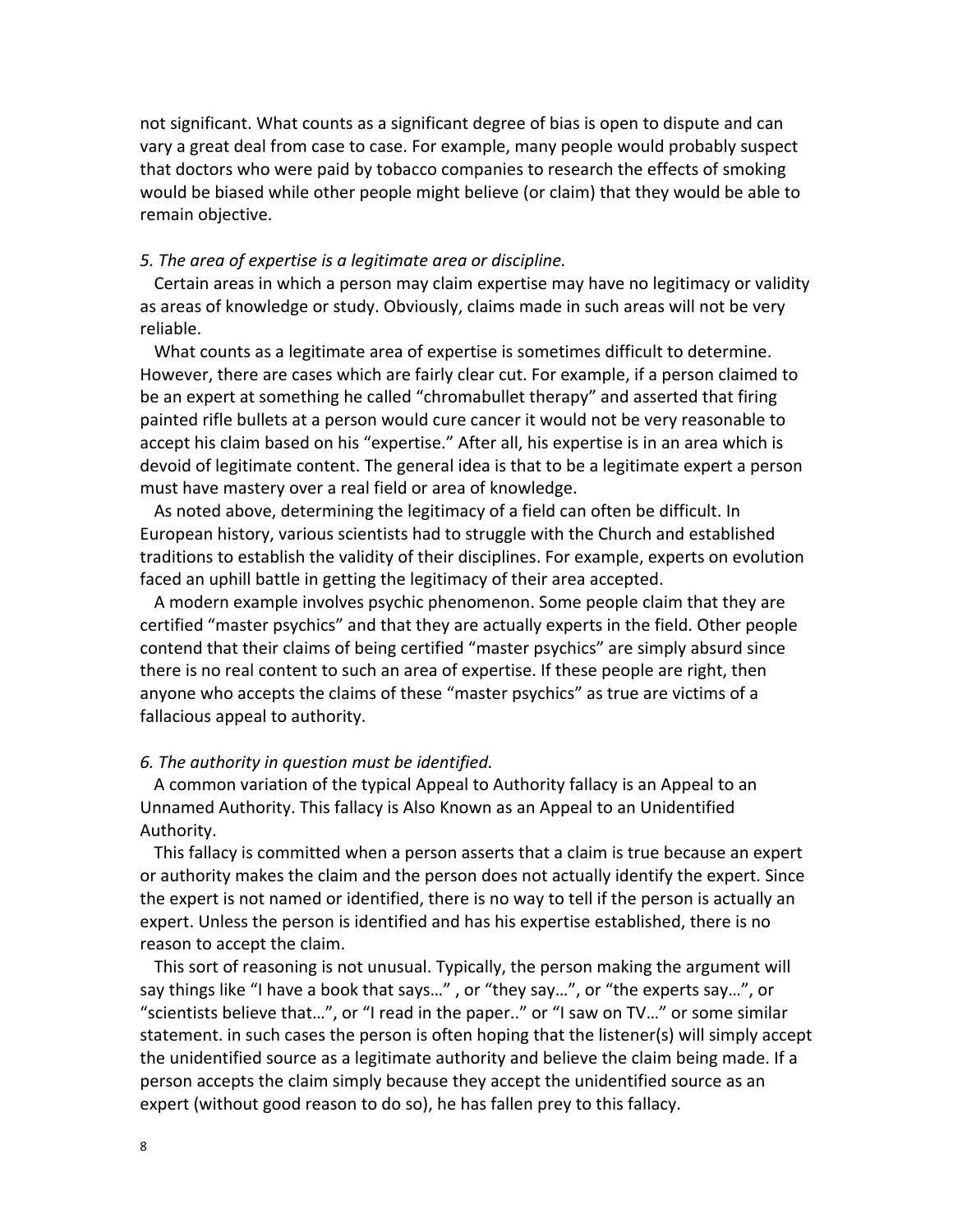not significant. What counts as a significant degree of bias is open to dispute and can vary a great deal from case to case. For example, many people would probably suspect that doctors who were paid by tobacco companies to research the effects of smoking would be biased while other people might believe (or claim) that they would be able to remain objective.

*5. The area of expertise is a legitimate area or discipline.*

Certain areas in which a person may claim expertise may have no legitimacy or validity as areas of knowledge or study. Obviously, claims made in such areas will not be very reliable.

What counts as a legitimate area of expertise is sometimes difficult to determine. However, there are cases which are fairly clear cut. For example, if a person claimed to be an expert at something he called "chromabullet therapy" and asserted that firing painted rifle bullets at a person would cure cancer it would not be very reasonable to accept his claim based on his "expertise." After all, his expertise is in an area which is devoid of legitimate content. The general idea is that to be a legitimate expert a person must have mastery over a real field or area of knowledge.

As noted above, determining the legitimacy of a field can often be difficult. In European history, various scientists had to struggle with the Church and established traditions to establish the validity of their disciplines. For example, experts on evolution faced an uphill battle in getting the legitimacy of their area accepted.

A modern example involves psychic phenomenon. Some people claim that they are certified "master psychics" and that they are actually experts in the field. Other people contend that their claims of being certified "master psychics" are simply absurd since there is no real content to such an area of expertise. If these people are right, then anyone who accepts the claims of these "master psychics" as true are victims of a fallacious appeal to authority.

*6. The authority in question must be identified.*

A common variation of the typical Appeal to Authority fallacy is an Appeal to an Unnamed Authority. This fallacy is Also Known as an Appeal to an Unidentified Authority.

This fallacy is committed when a person asserts that a claim is true because an expert or authority makes the claim and the person does not actually identify the expert. Since the expert is not named or identified, there is no way to tell if the person is actually an expert. Unless the person is identified and has his expertise established, there is no reason to accept the claim.

This sort of reasoning is not unusual. Typically, the person making the argument will say things like "I have a book that says…" , or "they say…", or "the experts say…", or "scientists believe that…", or "I read in the paper.." or "I saw on TV…" or some similar statement. in such cases the person is often hoping that the listener(s) will simply accept the unidentified source as a legitimate authority and believe the claim being made. If a person accepts the claim simply because they accept the unidentified source as an expert (without good reason to do so), he has fallen prey to this fallacy.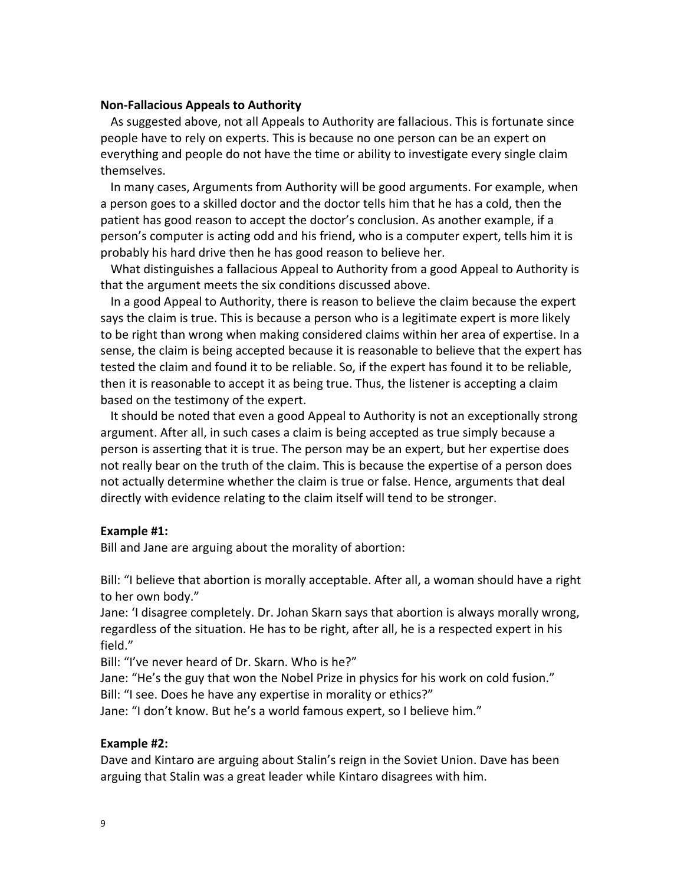**Non-Fallacious Appeals to Authority**

As suggested above, not all Appeals to Authority are fallacious. This is fortunate since people have to rely on experts. This is because no one person can be an expert on everything and people do not have the time or ability to investigate every single claim themselves.

In many cases, Arguments from Authority will be good arguments. For example, when a person goes to a skilled doctor and the doctor tells him that he has a cold, then the patient has good reason to accept the doctor's conclusion. As another example, if a person's computer is acting odd and his friend, who is a computer expert, tells him it is probably his hard drive then he has good reason to believe her.

What distinguishes a fallacious Appeal to Authority from a good Appeal to Authority is that the argument meets the six conditions discussed above.

In a good Appeal to Authority, there is reason to believe the claim because the expert says the claim is true. This is because a person who is a legitimate expert is more likely to be right than wrong when making considered claims within her area of expertise. In a sense, the claim is being accepted because it is reasonable to believe that the expert has tested the claim and found it to be reliable. So, if the expert has found it to be reliable, then it is reasonable to accept it as being true. Thus, the listener is accepting a claim based on the testimony of the expert.

It should be noted that even a good Appeal to Authority is not an exceptionally strong argument. After all, in such cases a claim is being accepted as true simply because a person is asserting that it is true. The person may be an expert, but her expertise does not really bear on the truth of the claim. This is because the expertise of a person does not actually determine whether the claim is true or false. Hence, arguments that deal directly with evidence relating to the claim itself will tend to be stronger.

**Example #1:**

Bill and Jane are arguing about the morality of abortion:

Bill: "I believe that abortion is morally acceptable. After all, a woman should have a right to her own body."
Jane: 'I disagree completely. Dr. Johan Skarn says that abortion is always morally wrong, regardless of the situation. He has to be right, after all, he is a respected expert in his field."
Bill: "I've never heard of Dr. Skarn. Who is he?"
Jane: "He's the guy that won the Nobel Prize in physics for his work on cold fusion."
Bill: "I see. Does he have any expertise in morality or ethics?"
Jane: "I don't know. But he's a world famous expert, so I believe him."

**Example #2:**

Dave and Kintaro are arguing about Stalin's reign in the Soviet Union. Dave has been arguing that Stalin was a great leader while Kintaro disagrees with him.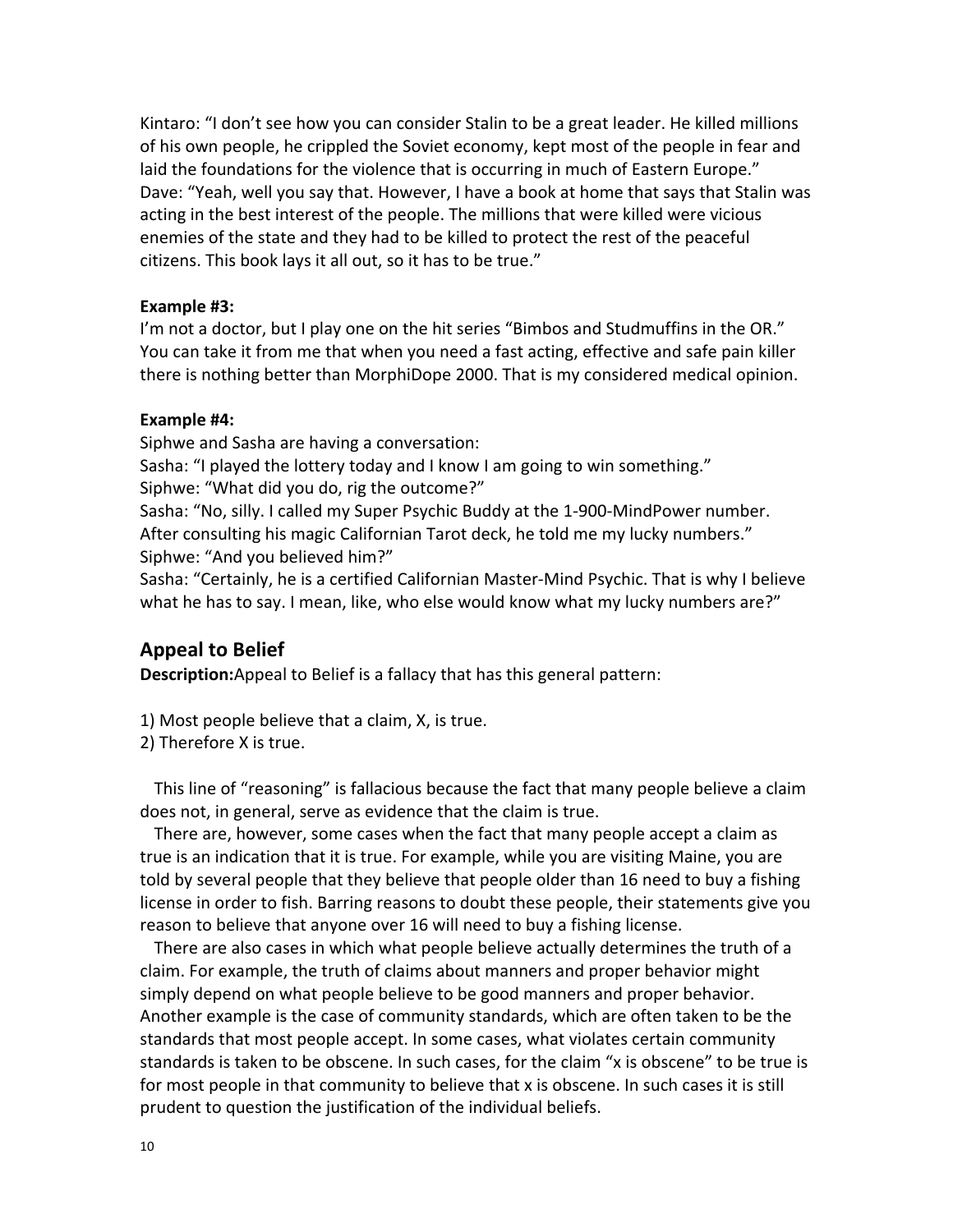Kintaro: “I don’t see how you can consider Stalin to be a great leader. He killed millions of his own people, he crippled the Soviet economy, kept most of the people in fear and laid the foundations for the violence that is occurring in much of Eastern Europe.”
Dave: “Yeah, well you say that. However, I have a book at home that says that Stalin was acting in the best interest of the people. The millions that were killed were vicious enemies of the state and they had to be killed to protect the rest of the peaceful citizens. This book lays it all out, so it has to be true.”

**Example #3:**
I’m not a doctor, but I play one on the hit series “Bimbos and Studmuffins in the OR.” You can take it from me that when you need a fast acting, effective and safe pain killer there is nothing better than MorphiDope 2000. That is my considered medical opinion.

**Example #4:**
Siphwe and Sasha are having a conversation:
Sasha: “I played the lottery today and I know I am going to win something.”
Siphwe: “What did you do, rig the outcome?”
Sasha: “No, silly. I called my Super Psychic Buddy at the 1-900-MindPower number. After consulting his magic Californian Tarot deck, he told me my lucky numbers.”
Siphwe: “And you believed him?”
Sasha: “Certainly, he is a certified Californian Master-Mind Psychic. That is why I believe what he has to say. I mean, like, who else would know what my lucky numbers are?”

## Appeal to Belief

**Description:**Appeal to Belief is a fallacy that has this general pattern:

1) Most people believe that a claim, X, is true.
2) Therefore X is true.

This line of “reasoning” is fallacious because the fact that many people believe a claim does not, in general, serve as evidence that the claim is true.

There are, however, some cases when the fact that many people accept a claim as true is an indication that it is true. For example, while you are visiting Maine, you are told by several people that they believe that people older than 16 need to buy a fishing license in order to fish. Barring reasons to doubt these people, their statements give you reason to believe that anyone over 16 will need to buy a fishing license.

There are also cases in which what people believe actually determines the truth of a claim. For example, the truth of claims about manners and proper behavior might simply depend on what people believe to be good manners and proper behavior. Another example is the case of community standards, which are often taken to be the standards that most people accept. In some cases, what violates certain community standards is taken to be obscene. In such cases, for the claim “x is obscene” to be true is for most people in that community to believe that x is obscene. In such cases it is still prudent to question the justification of the individual beliefs.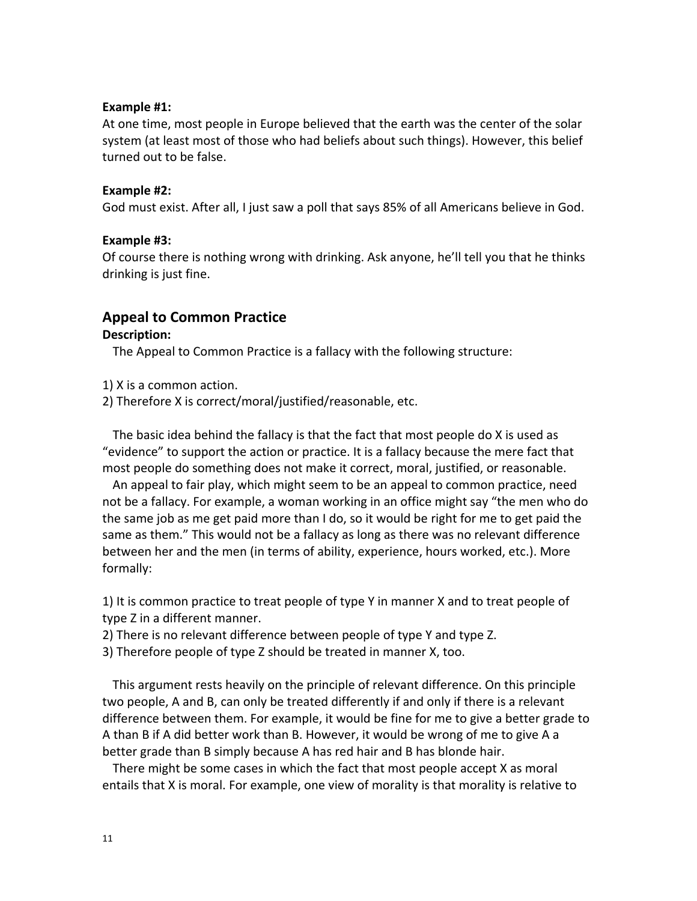**Example #1:**
At one time, most people in Europe believed that the earth was the center of the solar system (at least most of those who had beliefs about such things). However, this belief turned out to be false.

**Example #2:**
God must exist. After all, I just saw a poll that says 85% of all Americans believe in God.

**Example #3:**
Of course there is nothing wrong with drinking. Ask anyone, he'll tell you that he thinks drinking is just fine.

## Appeal to Common Practice

**Description:**

The Appeal to Common Practice is a fallacy with the following structure:

1) X is a common action.
2) Therefore X is correct/moral/justified/reasonable, etc.

The basic idea behind the fallacy is that the fact that most people do X is used as "evidence" to support the action or practice. It is a fallacy because the mere fact that most people do something does not make it correct, moral, justified, or reasonable.

An appeal to fair play, which might seem to be an appeal to common practice, need not be a fallacy. For example, a woman working in an office might say "the men who do the same job as me get paid more than I do, so it would be right for me to get paid the same as them." This would not be a fallacy as long as there was no relevant difference between her and the men (in terms of ability, experience, hours worked, etc.). More formally:

1) It is common practice to treat people of type Y in manner X and to treat people of type Z in a different manner.
2) There is no relevant difference between people of type Y and type Z.
3) Therefore people of type Z should be treated in manner X, too.

This argument rests heavily on the principle of relevant difference. On this principle two people, A and B, can only be treated differently if and only if there is a relevant difference between them. For example, it would be fine for me to give a better grade to A than B if A did better work than B. However, it would be wrong of me to give A a better grade than B simply because A has red hair and B has blonde hair.

There might be some cases in which the fact that most people accept X as moral entails that X is moral. For example, one view of morality is that morality is relative to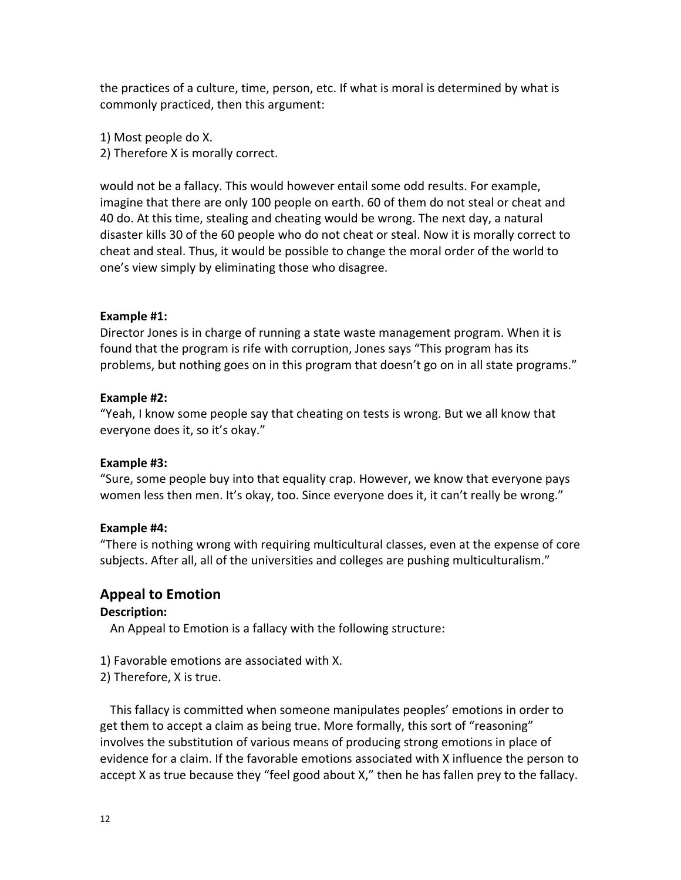the practices of a culture, time, person, etc. If what is moral is determined by what is commonly practiced, then this argument:

1) Most people do X.
2) Therefore X is morally correct.

would not be a fallacy. This would however entail some odd results. For example, imagine that there are only 100 people on earth. 60 of them do not steal or cheat and 40 do. At this time, stealing and cheating would be wrong. The next day, a natural disaster kills 30 of the 60 people who do not cheat or steal. Now it is morally correct to cheat and steal. Thus, it would be possible to change the moral order of the world to one's view simply by eliminating those who disagree.

**Example #1:**
Director Jones is in charge of running a state waste management program. When it is found that the program is rife with corruption, Jones says "This program has its problems, but nothing goes on in this program that doesn't go on in all state programs."

**Example #2:**
"Yeah, I know some people say that cheating on tests is wrong. But we all know that everyone does it, so it's okay."

**Example #3:**
"Sure, some people buy into that equality crap. However, we know that everyone pays women less then men. It's okay, too. Since everyone does it, it can't really be wrong."

**Example #4:**
"There is nothing wrong with requiring multicultural classes, even at the expense of core subjects. After all, all of the universities and colleges are pushing multiculturalism."

## Appeal to Emotion

**Description:**

An Appeal to Emotion is a fallacy with the following structure:

1) Favorable emotions are associated with X.
2) Therefore, X is true.

This fallacy is committed when someone manipulates peoples' emotions in order to get them to accept a claim as being true. More formally, this sort of "reasoning" involves the substitution of various means of producing strong emotions in place of evidence for a claim. If the favorable emotions associated with X influence the person to accept X as true because they "feel good about X," then he has fallen prey to the fallacy.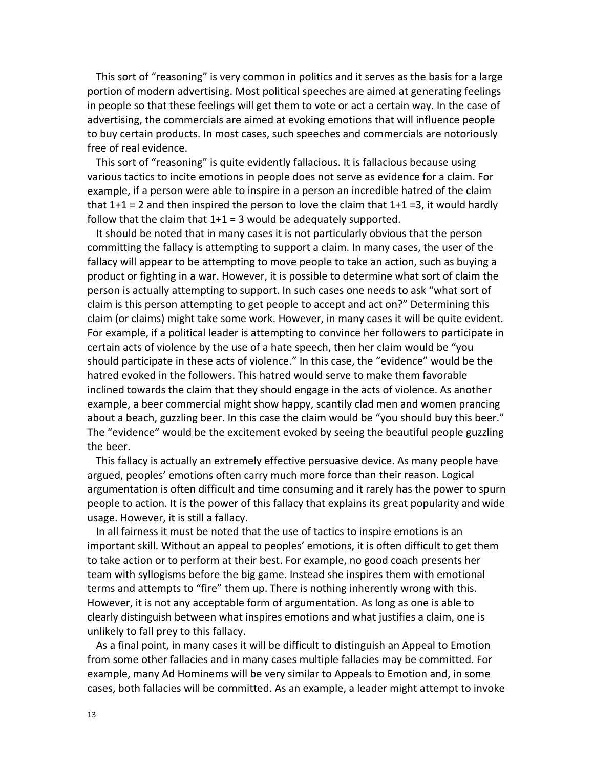This sort of "reasoning" is very common in politics and it serves as the basis for a large portion of modern advertising. Most political speeches are aimed at generating feelings in people so that these feelings will get them to vote or act a certain way. In the case of advertising, the commercials are aimed at evoking emotions that will influence people to buy certain products. In most cases, such speeches and commercials are notoriously free of real evidence.

This sort of "reasoning" is quite evidently fallacious. It is fallacious because using various tactics to incite emotions in people does not serve as evidence for a claim. For example, if a person were able to inspire in a person an incredible hatred of the claim that $1+1 = 2$ and then inspired the person to love the claim that $1+1 = 3$, it would hardly follow that the claim that $1+1 = 3$ would be adequately supported.

It should be noted that in many cases it is not particularly obvious that the person committing the fallacy is attempting to support a claim. In many cases, the user of the fallacy will appear to be attempting to move people to take an action, such as buying a product or fighting in a war. However, it is possible to determine what sort of claim the person is actually attempting to support. In such cases one needs to ask "what sort of claim is this person attempting to get people to accept and act on?" Determining this claim (or claims) might take some work. However, in many cases it will be quite evident. For example, if a political leader is attempting to convince her followers to participate in certain acts of violence by the use of a hate speech, then her claim would be "you should participate in these acts of violence." In this case, the "evidence" would be the hatred evoked in the followers. This hatred would serve to make them favorable inclined towards the claim that they should engage in the acts of violence. As another example, a beer commercial might show happy, scantily clad men and women prancing about a beach, guzzling beer. In this case the claim would be "you should buy this beer." The "evidence" would be the excitement evoked by seeing the beautiful people guzzling the beer.

This fallacy is actually an extremely effective persuasive device. As many people have argued, peoples' emotions often carry much more force than their reason. Logical argumentation is often difficult and time consuming and it rarely has the power to spurn people to action. It is the power of this fallacy that explains its great popularity and wide usage. However, it is still a fallacy.

In all fairness it must be noted that the use of tactics to inspire emotions is an important skill. Without an appeal to peoples' emotions, it is often difficult to get them to take action or to perform at their best. For example, no good coach presents her team with syllogisms before the big game. Instead she inspires them with emotional terms and attempts to "fire" them up. There is nothing inherently wrong with this. However, it is not any acceptable form of argumentation. As long as one is able to clearly distinguish between what inspires emotions and what justifies a claim, one is unlikely to fall prey to this fallacy.

As a final point, in many cases it will be difficult to distinguish an Appeal to Emotion from some other fallacies and in many cases multiple fallacies may be committed. For example, many Ad Hominems will be very similar to Appeals to Emotion and, in some cases, both fallacies will be committed. As an example, a leader might attempt to invoke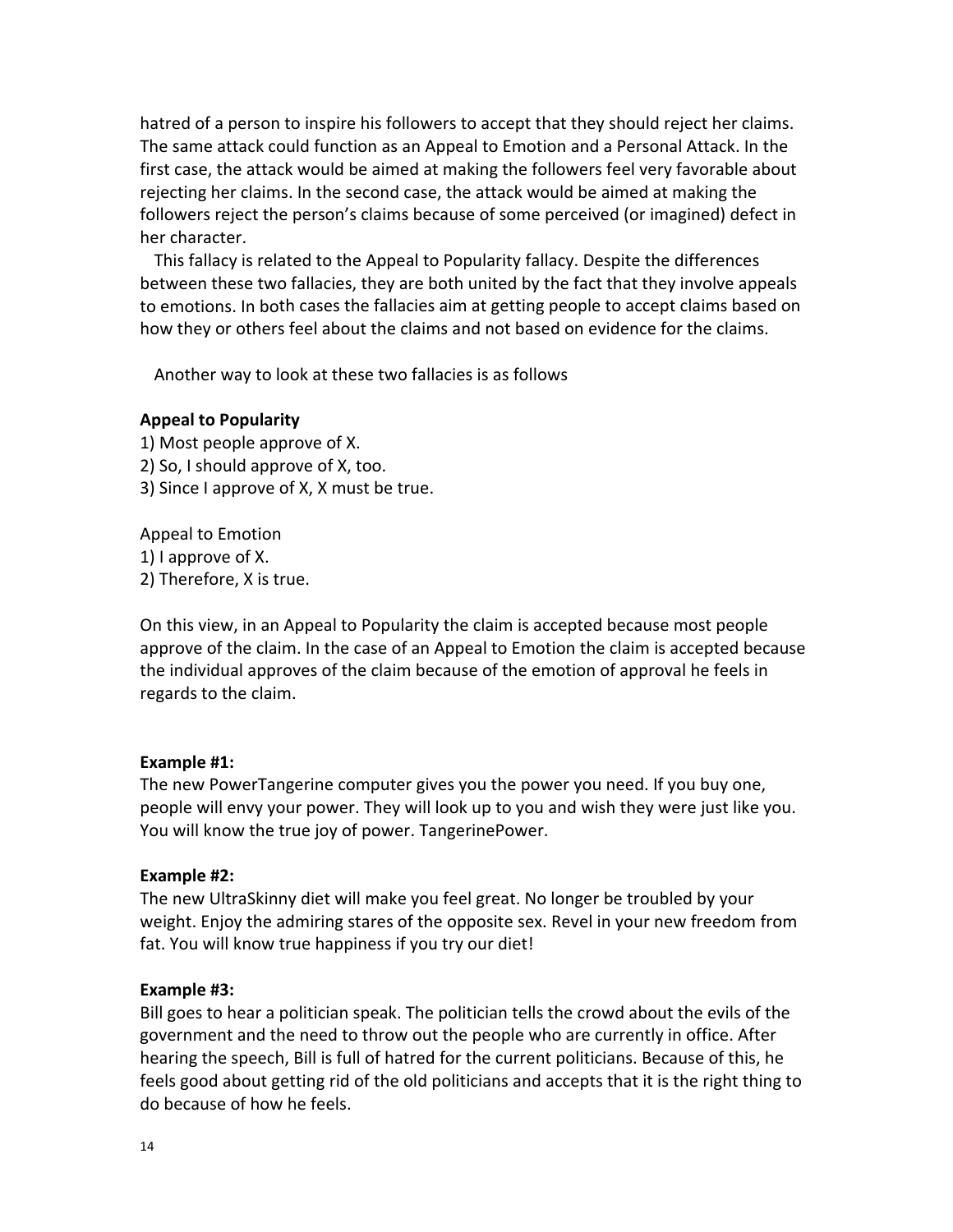hatred of a person to inspire his followers to accept that they should reject her claims. The same attack could function as an Appeal to Emotion and a Personal Attack. In the first case, the attack would be aimed at making the followers feel very favorable about rejecting her claims. In the second case, the attack would be aimed at making the followers reject the person's claims because of some perceived (or imagined) defect in her character.

This fallacy is related to the Appeal to Popularity fallacy. Despite the differences between these two fallacies, they are both united by the fact that they involve appeals to emotions. In both cases the fallacies aim at getting people to accept claims based on how they or others feel about the claims and not based on evidence for the claims.

Another way to look at these two fallacies is as follows

**Appeal to Popularity**

1) Most people approve of X.
2) So, I should approve of X, too.
3) Since I approve of X, X must be true.

Appeal to Emotion

1) I approve of X.
2) Therefore, X is true.

On this view, in an Appeal to Popularity the claim is accepted because most people approve of the claim. In the case of an Appeal to Emotion the claim is accepted because the individual approves of the claim because of the emotion of approval he feels in regards to the claim.

**Example #1:**

The new PowerTangerine computer gives you the power you need. If you buy one, people will envy your power. They will look up to you and wish they were just like you. You will know the true joy of power. TangerinePower.

**Example #2:**

The new UltraSkinny diet will make you feel great. No longer be troubled by your weight. Enjoy the admiring stares of the opposite sex. Revel in your new freedom from fat. You will know true happiness if you try our diet!

**Example #3:**

Bill goes to hear a politician speak. The politician tells the crowd about the evils of the government and the need to throw out the people who are currently in office. After hearing the speech, Bill is full of hatred for the current politicians. Because of this, he feels good about getting rid of the old politicians and accepts that it is the right thing to do because of how he feels.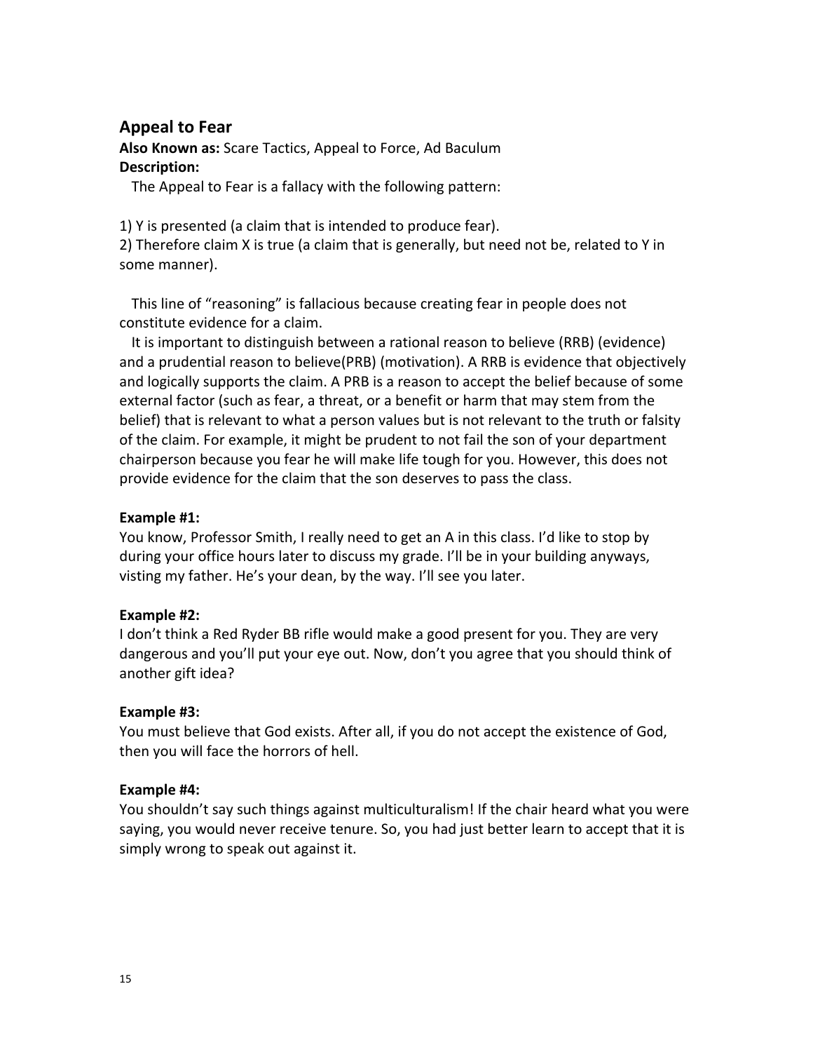## Appeal to Fear

**Also Known as:** Scare Tactics, Appeal to Force, Ad Baculum
**Description:**

The Appeal to Fear is a fallacy with the following pattern:

1) Y is presented (a claim that is intended to produce fear).
2) Therefore claim X is true (a claim that is generally, but need not be, related to Y in some manner).

This line of "reasoning" is fallacious because creating fear in people does not constitute evidence for a claim.

It is important to distinguish between a rational reason to believe (RRB) (evidence) and a prudential reason to believe(PRB) (motivation). A RRB is evidence that objectively and logically supports the claim. A PRB is a reason to accept the belief because of some external factor (such as fear, a threat, or a benefit or harm that may stem from the belief) that is relevant to what a person values but is not relevant to the truth or falsity of the claim. For example, it might be prudent to not fail the son of your department chairperson because you fear he will make life tough for you. However, this does not provide evidence for the claim that the son deserves to pass the class.

**Example #1:**
You know, Professor Smith, I really need to get an A in this class. I'd like to stop by during your office hours later to discuss my grade. I'll be in your building anyways, visting my father. He's your dean, by the way. I'll see you later.

**Example #2:**
I don't think a Red Ryder BB rifle would make a good present for you. They are very dangerous and you'll put your eye out. Now, don't you agree that you should think of another gift idea?

**Example #3:**
You must believe that God exists. After all, if you do not accept the existence of God, then you will face the horrors of hell.

**Example #4:**
You shouldn't say such things against multiculturalism! If the chair heard what you were saying, you would never receive tenure. So, you had just better learn to accept that it is simply wrong to speak out against it.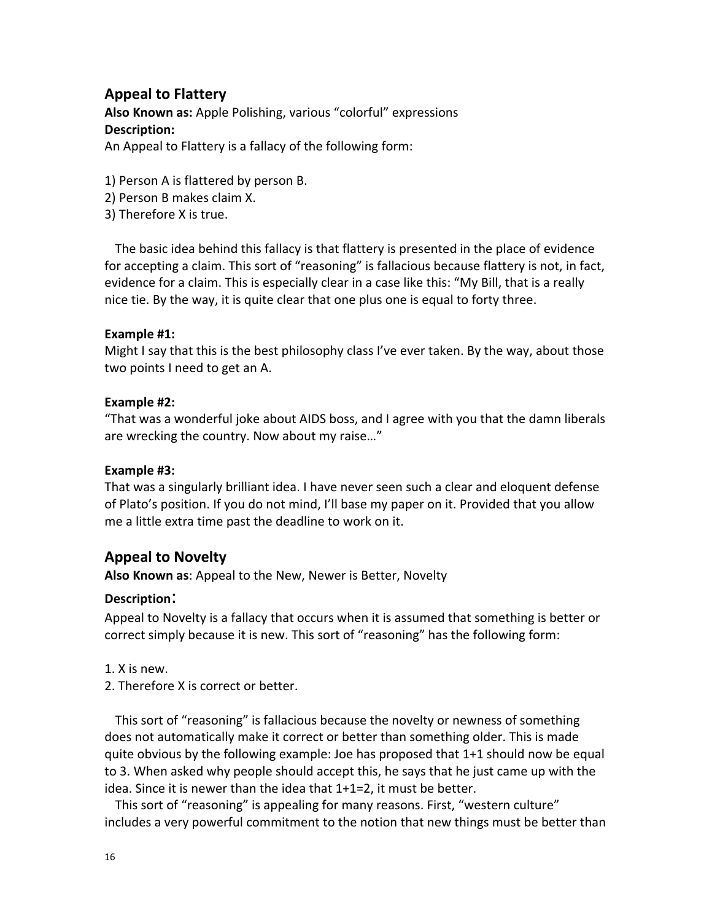## Appeal to Flattery

**Also Known as:** Apple Polishing, various "colorful" expressions

**Description:**

An Appeal to Flattery is a fallacy of the following form:

1) Person A is flattered by person B.
2) Person B makes claim X.
3) Therefore X is true.

The basic idea behind this fallacy is that flattery is presented in the place of evidence for accepting a claim. This sort of "reasoning" is fallacious because flattery is not, in fact, evidence for a claim. This is especially clear in a case like this: "My Bill, that is a really nice tie. By the way, it is quite clear that one plus one is equal to forty three.

**Example #1:**

Might I say that this is the best philosophy class I've ever taken. By the way, about those two points I need to get an A.

**Example #2:**

"That was a wonderful joke about AIDS boss, and I agree with you that the damn liberals are wrecking the country. Now about my raise…"

**Example #3:**

That was a singularly brilliant idea. I have never seen such a clear and eloquent defense of Plato's position. If you do not mind, I'll base my paper on it. Provided that you allow me a little extra time past the deadline to work on it.

## Appeal to Novelty

**Also Known as**: Appeal to the New, Newer is Better, Novelty

**Description:**

Appeal to Novelty is a fallacy that occurs when it is assumed that something is better or correct simply because it is new. This sort of "reasoning" has the following form:

1. X is new.
2. Therefore X is correct or better.

This sort of "reasoning" is fallacious because the novelty or newness of something does not automatically make it correct or better than something older. This is made quite obvious by the following example: Joe has proposed that 1+1 should now be equal to 3. When asked why people should accept this, he says that he just came up with the idea. Since it is newer than the idea that 1+1=2, it must be better.

This sort of "reasoning" is appealing for many reasons. First, "western culture" includes a very powerful commitment to the notion that new things must be better than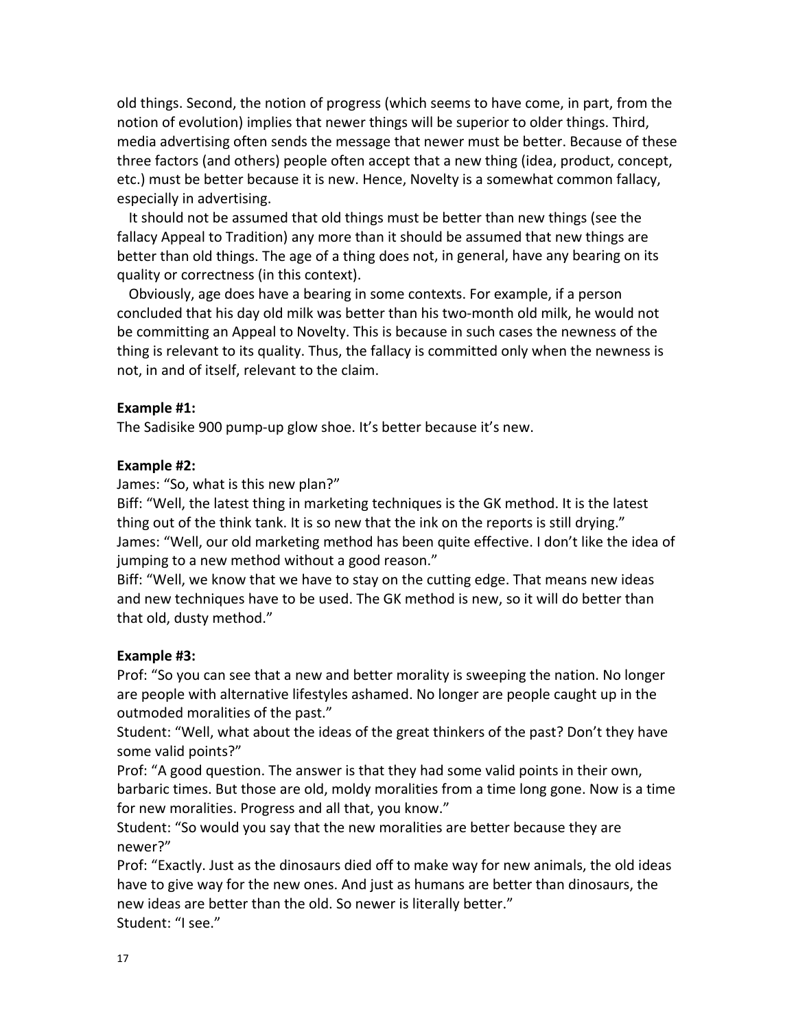old things. Second, the notion of progress (which seems to have come, in part, from the notion of evolution) implies that newer things will be superior to older things. Third, media advertising often sends the message that newer must be better. Because of these three factors (and others) people often accept that a new thing (idea, product, concept, etc.) must be better because it is new. Hence, Novelty is a somewhat common fallacy, especially in advertising.

It should not be assumed that old things must be better than new things (see the fallacy Appeal to Tradition) any more than it should be assumed that new things are better than old things. The age of a thing does not, in general, have any bearing on its quality or correctness (in this context).

Obviously, age does have a bearing in some contexts. For example, if a person concluded that his day old milk was better than his two-month old milk, he would not be committing an Appeal to Novelty. This is because in such cases the newness of the thing is relevant to its quality. Thus, the fallacy is committed only when the newness is not, in and of itself, relevant to the claim.

**Example #1:**

The Sadisike 900 pump-up glow shoe. It's better because it's new.

**Example #2:**

James: "So, what is this new plan?"
Biff: "Well, the latest thing in marketing techniques is the GK method. It is the latest thing out of the think tank. It is so new that the ink on the reports is still drying."
James: "Well, our old marketing method has been quite effective. I don't like the idea of jumping to a new method without a good reason."
Biff: "Well, we know that we have to stay on the cutting edge. That means new ideas and new techniques have to be used. The GK method is new, so it will do better than that old, dusty method."

**Example #3:**

Prof: "So you can see that a new and better morality is sweeping the nation. No longer are people with alternative lifestyles ashamed. No longer are people caught up in the outmoded moralities of the past."
Student: "Well, what about the ideas of the great thinkers of the past? Don't they have some valid points?"
Prof: "A good question. The answer is that they had some valid points in their own, barbaric times. But those are old, moldy moralities from a time long gone. Now is a time for new moralities. Progress and all that, you know."
Student: "So would you say that the new moralities are better because they are newer?"
Prof: "Exactly. Just as the dinosaurs died off to make way for new animals, the old ideas have to give way for the new ones. And just as humans are better than dinosaurs, the new ideas are better than the old. So newer is literally better."
Student: "I see."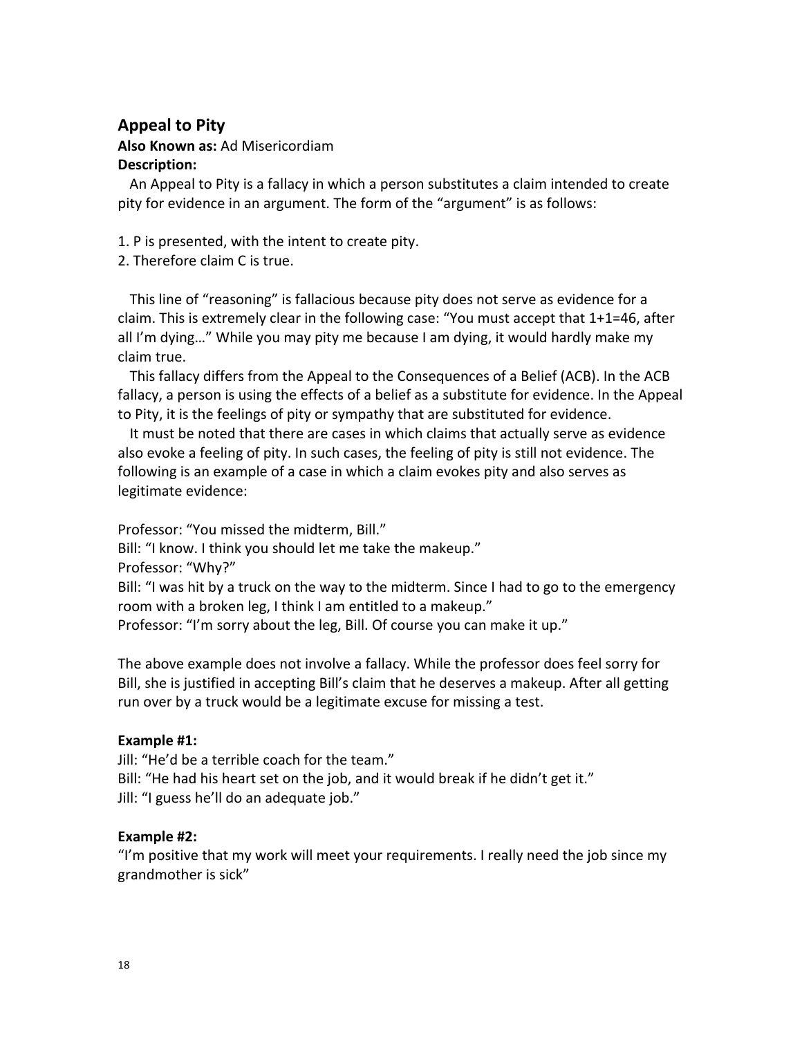## Appeal to Pity

**Also Known as:** Ad Misericordiam

**Description:**

An Appeal to Pity is a fallacy in which a person substitutes a claim intended to create pity for evidence in an argument. The form of the "argument" is as follows:

1. P is presented, with the intent to create pity.
2. Therefore claim C is true.

This line of "reasoning" is fallacious because pity does not serve as evidence for a claim. This is extremely clear in the following case: "You must accept that 1+1=46, after all I'm dying…" While you may pity me because I am dying, it would hardly make my claim true.

This fallacy differs from the Appeal to the Consequences of a Belief (ACB). In the ACB fallacy, a person is using the effects of a belief as a substitute for evidence. In the Appeal to Pity, it is the feelings of pity or sympathy that are substituted for evidence.

It must be noted that there are cases in which claims that actually serve as evidence also evoke a feeling of pity. In such cases, the feeling of pity is still not evidence. The following is an example of a case in which a claim evokes pity and also serves as legitimate evidence:

Professor: "You missed the midterm, Bill."
Bill: "I know. I think you should let me take the makeup."
Professor: "Why?"
Bill: "I was hit by a truck on the way to the midterm. Since I had to go to the emergency room with a broken leg, I think I am entitled to a makeup."
Professor: "I'm sorry about the leg, Bill. Of course you can make it up."

The above example does not involve a fallacy. While the professor does feel sorry for Bill, she is justified in accepting Bill's claim that he deserves a makeup. After all getting run over by a truck would be a legitimate excuse for missing a test.

**Example #1:**

Jill: "He'd be a terrible coach for the team."
Bill: "He had his heart set on the job, and it would break if he didn't get it."
Jill: "I guess he'll do an adequate job."

**Example #2:**

"I'm positive that my work will meet your requirements. I really need the job since my grandmother is sick"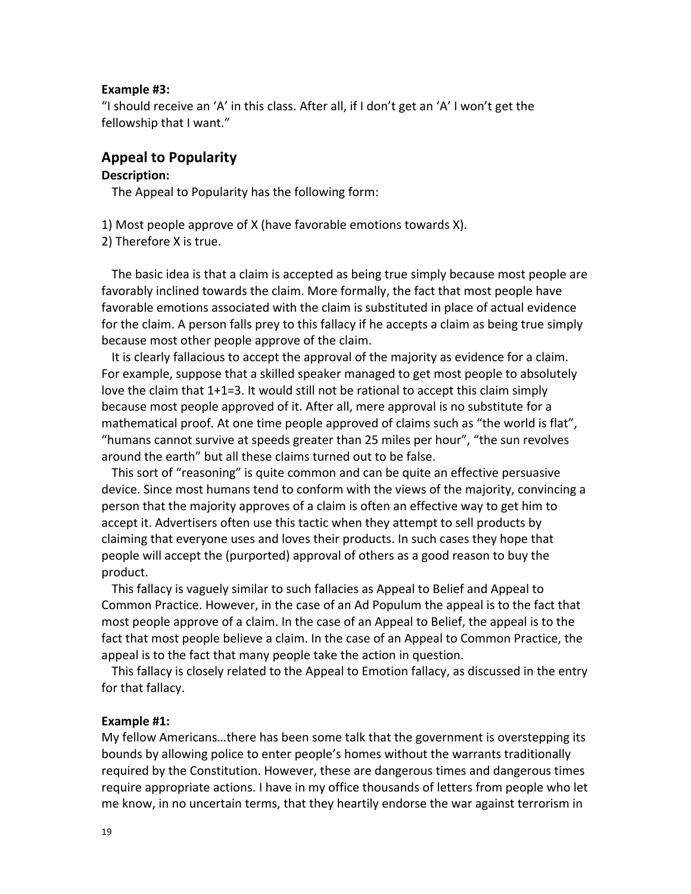**Example #3:**
"I should receive an 'A' in this class. After all, if I don't get an 'A' I won't get the fellowship that I want."

## Appeal to Popularity

**Description:**

The Appeal to Popularity has the following form:

1) Most people approve of X (have favorable emotions towards X).
2) Therefore X is true.

The basic idea is that a claim is accepted as being true simply because most people are favorably inclined towards the claim. More formally, the fact that most people have favorable emotions associated with the claim is substituted in place of actual evidence for the claim. A person falls prey to this fallacy if he accepts a claim as being true simply because most other people approve of the claim.

It is clearly fallacious to accept the approval of the majority as evidence for a claim. For example, suppose that a skilled speaker managed to get most people to absolutely love the claim that 1+1=3. It would still not be rational to accept this claim simply because most people approved of it. After all, mere approval is no substitute for a mathematical proof. At one time people approved of claims such as "the world is flat", "humans cannot survive at speeds greater than 25 miles per hour", "the sun revolves around the earth" but all these claims turned out to be false.

This sort of "reasoning" is quite common and can be quite an effective persuasive device. Since most humans tend to conform with the views of the majority, convincing a person that the majority approves of a claim is often an effective way to get him to accept it. Advertisers often use this tactic when they attempt to sell products by claiming that everyone uses and loves their products. In such cases they hope that people will accept the (purported) approval of others as a good reason to buy the product.

This fallacy is vaguely similar to such fallacies as Appeal to Belief and Appeal to Common Practice. However, in the case of an Ad Populum the appeal is to the fact that most people approve of a claim. In the case of an Appeal to Belief, the appeal is to the fact that most people believe a claim. In the case of an Appeal to Common Practice, the appeal is to the fact that many people take the action in question.

This fallacy is closely related to the Appeal to Emotion fallacy, as discussed in the entry for that fallacy.

**Example #1:**
My fellow Americans…there has been some talk that the government is overstepping its bounds by allowing police to enter people's homes without the warrants traditionally required by the Constitution. However, these are dangerous times and dangerous times require appropriate actions. I have in my office thousands of letters from people who let me know, in no uncertain terms, that they heartily endorse the war against terrorism in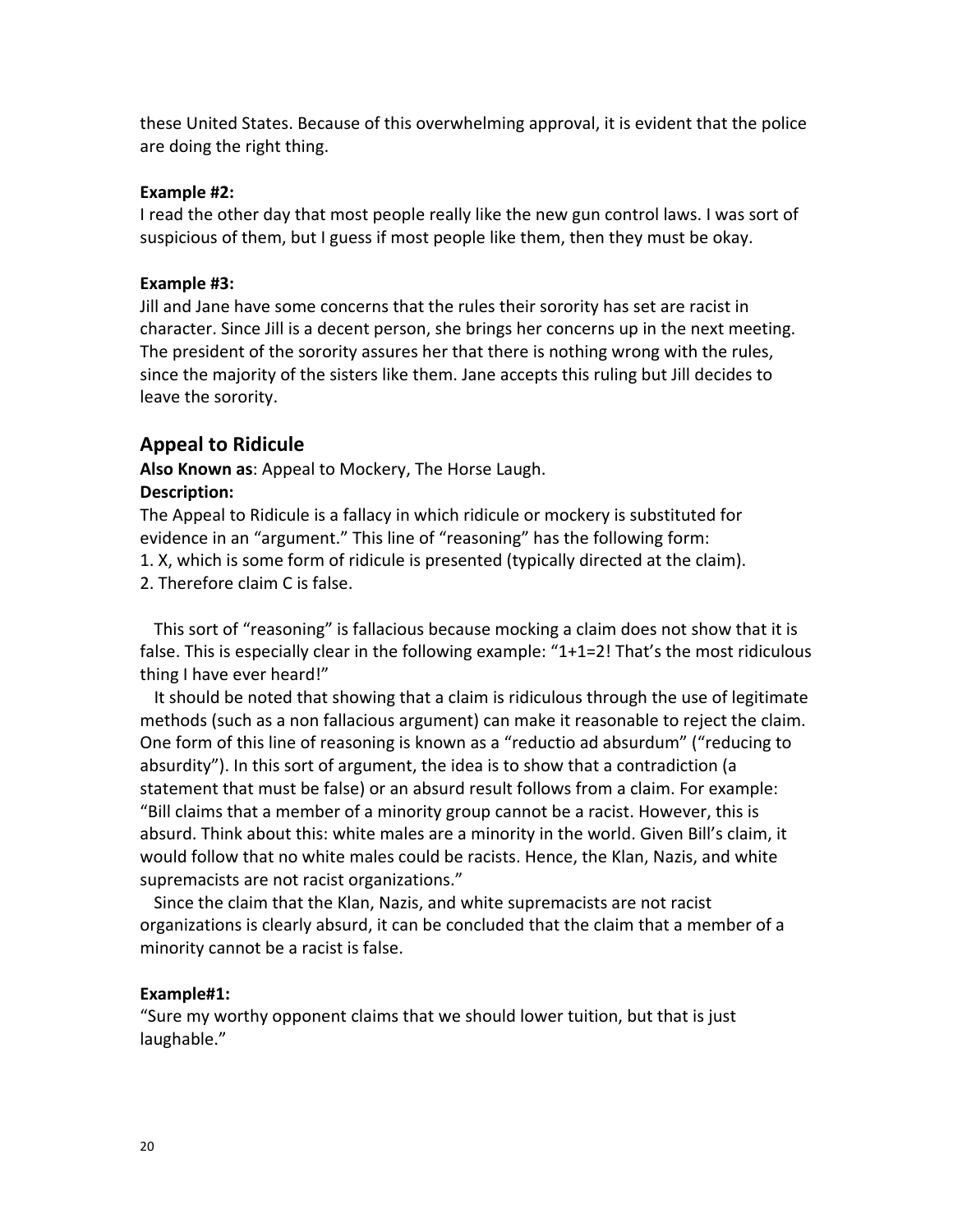these United States. Because of this overwhelming approval, it is evident that the police are doing the right thing.

**Example #2:**
I read the other day that most people really like the new gun control laws. I was sort of suspicious of them, but I guess if most people like them, then they must be okay.

**Example #3:**
Jill and Jane have some concerns that the rules their sorority has set are racist in character. Since Jill is a decent person, she brings her concerns up in the next meeting. The president of the sorority assures her that there is nothing wrong with the rules, since the majority of the sisters like them. Jane accepts this ruling but Jill decides to leave the sorority.

## Appeal to Ridicule

**Also Known as**: Appeal to Mockery, The Horse Laugh.
**Description:**
The Appeal to Ridicule is a fallacy in which ridicule or mockery is substituted for evidence in an "argument." This line of "reasoning" has the following form:
1. X, which is some form of ridicule is presented (typically directed at the claim).
2. Therefore claim C is false.

This sort of "reasoning" is fallacious because mocking a claim does not show that it is false. This is especially clear in the following example: "1+1=2! That's the most ridiculous thing I have ever heard!"

It should be noted that showing that a claim is ridiculous through the use of legitimate methods (such as a non fallacious argument) can make it reasonable to reject the claim. One form of this line of reasoning is known as a "reductio ad absurdum" ("reducing to absurdity"). In this sort of argument, the idea is to show that a contradiction (a statement that must be false) or an absurd result follows from a claim. For example: "Bill claims that a member of a minority group cannot be a racist. However, this is absurd. Think about this: white males are a minority in the world. Given Bill's claim, it would follow that no white males could be racists. Hence, the Klan, Nazis, and white supremacists are not racist organizations."

Since the claim that the Klan, Nazis, and white supremacists are not racist organizations is clearly absurd, it can be concluded that the claim that a member of a minority cannot be a racist is false.

**Example#1:**
"Sure my worthy opponent claims that we should lower tuition, but that is just laughable."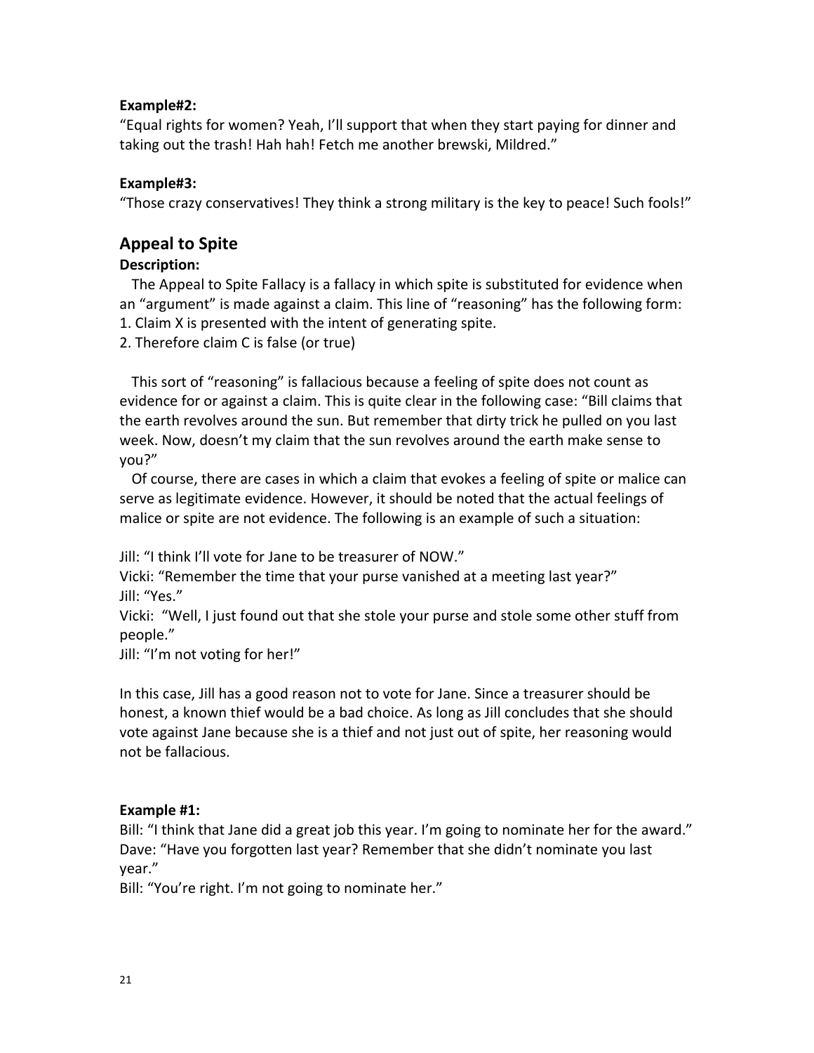**Example#2:**
"Equal rights for women? Yeah, I'll support that when they start paying for dinner and taking out the trash! Hah hah! Fetch me another brewski, Mildred."

**Example#3:**
"Those crazy conservatives! They think a strong military is the key to peace! Such fools!"

## Appeal to Spite

**Description:**

The Appeal to Spite Fallacy is a fallacy in which spite is substituted for evidence when an "argument" is made against a claim. This line of "reasoning" has the following form:

1. Claim X is presented with the intent of generating spite.
2. Therefore claim C is false (or true)

This sort of "reasoning" is fallacious because a feeling of spite does not count as evidence for or against a claim. This is quite clear in the following case: "Bill claims that the earth revolves around the sun. But remember that dirty trick he pulled on you last week. Now, doesn't my claim that the sun revolves around the earth make sense to you?"

Of course, there are cases in which a claim that evokes a feeling of spite or malice can serve as legitimate evidence. However, it should be noted that the actual feelings of malice or spite are not evidence. The following is an example of such a situation:

Jill: "I think I'll vote for Jane to be treasurer of NOW."
Vicki: "Remember the time that your purse vanished at a meeting last year?"
Jill: "Yes."
Vicki: "Well, I just found out that she stole your purse and stole some other stuff from people."
Jill: "I'm not voting for her!"

In this case, Jill has a good reason not to vote for Jane. Since a treasurer should be honest, a known thief would be a bad choice. As long as Jill concludes that she should vote against Jane because she is a thief and not just out of spite, her reasoning would not be fallacious.

**Example #1:**
Bill: "I think that Jane did a great job this year. I'm going to nominate her for the award."
Dave: "Have you forgotten last year? Remember that she didn't nominate you last year."
Bill: "You're right. I'm not going to nominate her."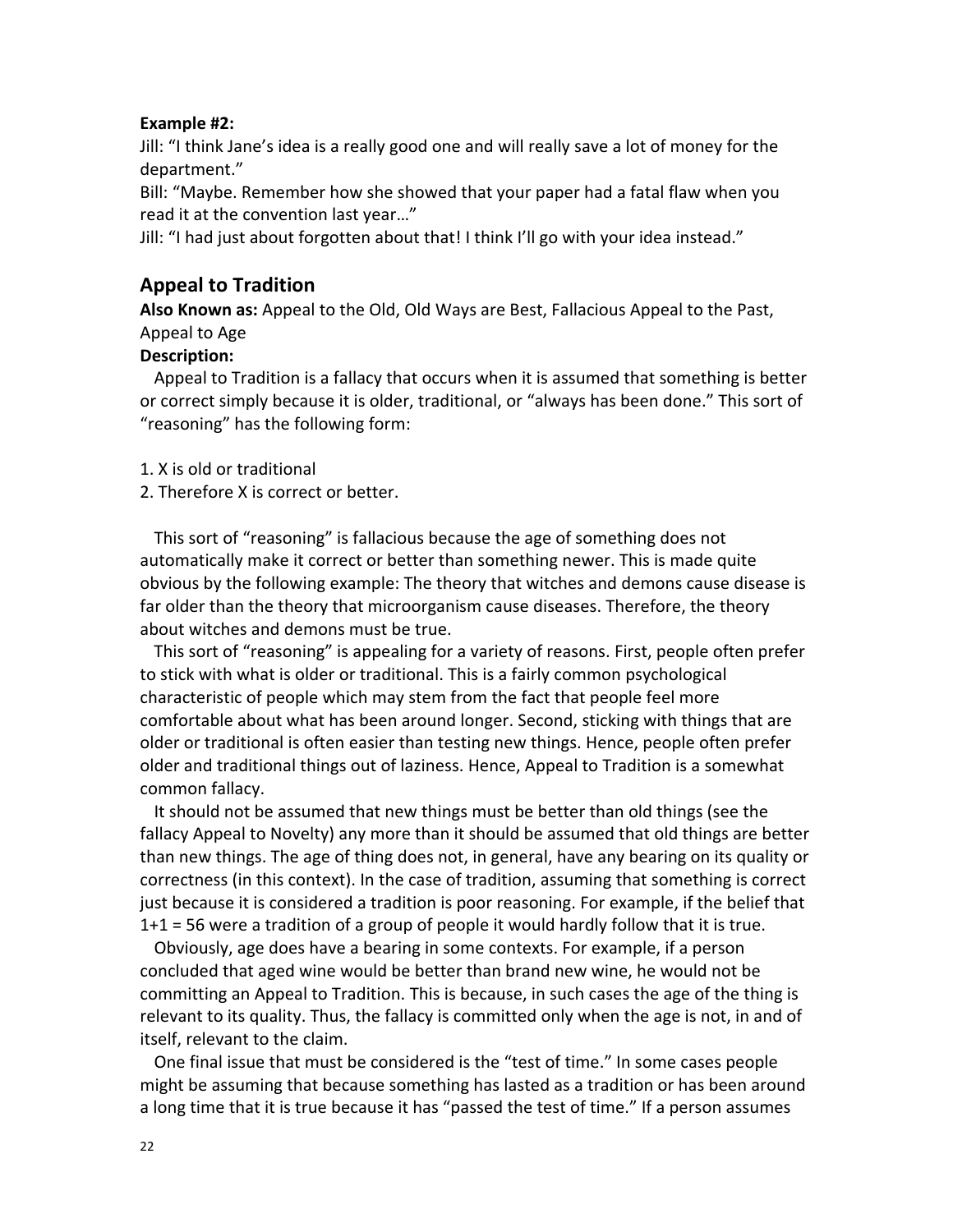**Example #2:**
Jill: "I think Jane's idea is a really good one and will really save a lot of money for the department."
Bill: "Maybe. Remember how she showed that your paper had a fatal flaw when you read it at the convention last year…"
Jill: "I had just about forgotten about that! I think I'll go with your idea instead."

## Appeal to Tradition

**Also Known as:** Appeal to the Old, Old Ways are Best, Fallacious Appeal to the Past, Appeal to Age

**Description:**

Appeal to Tradition is a fallacy that occurs when it is assumed that something is better or correct simply because it is older, traditional, or "always has been done." This sort of "reasoning" has the following form:

1. X is old or traditional
2. Therefore X is correct or better.

This sort of "reasoning" is fallacious because the age of something does not automatically make it correct or better than something newer. This is made quite obvious by the following example: The theory that witches and demons cause disease is far older than the theory that microorganism cause diseases. Therefore, the theory about witches and demons must be true.

This sort of "reasoning" is appealing for a variety of reasons. First, people often prefer to stick with what is older or traditional. This is a fairly common psychological characteristic of people which may stem from the fact that people feel more comfortable about what has been around longer. Second, sticking with things that are older or traditional is often easier than testing new things. Hence, people often prefer older and traditional things out of laziness. Hence, Appeal to Tradition is a somewhat common fallacy.

It should not be assumed that new things must be better than old things (see the fallacy Appeal to Novelty) any more than it should be assumed that old things are better than new things. The age of thing does not, in general, have any bearing on its quality or correctness (in this context). In the case of tradition, assuming that something is correct just because it is considered a tradition is poor reasoning. For example, if the belief that 1+1 = 56 were a tradition of a group of people it would hardly follow that it is true.

Obviously, age does have a bearing in some contexts. For example, if a person concluded that aged wine would be better than brand new wine, he would not be committing an Appeal to Tradition. This is because, in such cases the age of the thing is relevant to its quality. Thus, the fallacy is committed only when the age is not, in and of itself, relevant to the claim.

One final issue that must be considered is the "test of time." In some cases people might be assuming that because something has lasted as a tradition or has been around a long time that it is true because it has "passed the test of time." If a person assumes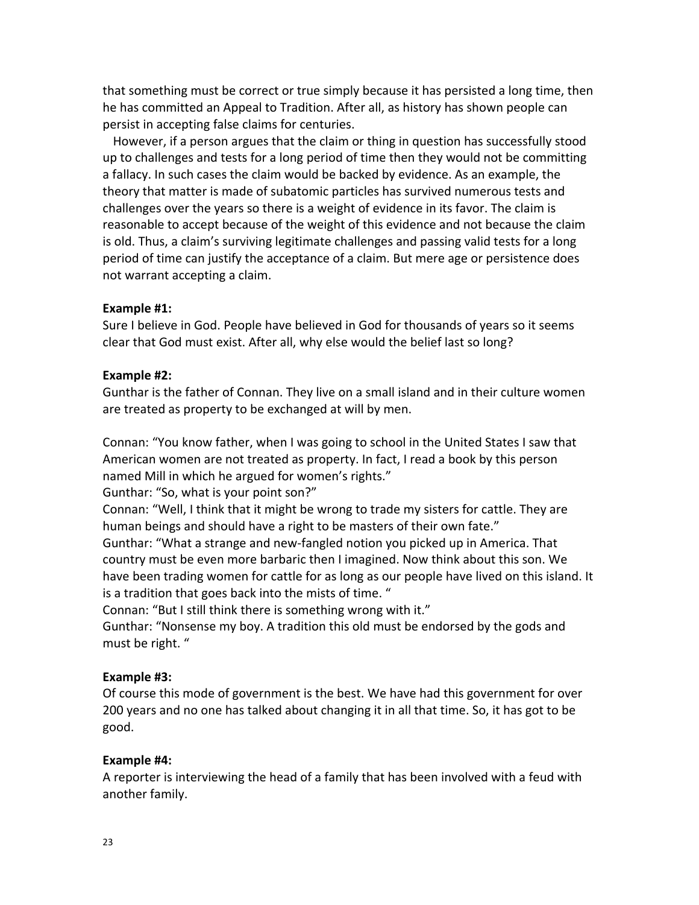that something must be correct or true simply because it has persisted a long time, then he has committed an Appeal to Tradition. After all, as history has shown people can persist in accepting false claims for centuries.

However, if a person argues that the claim or thing in question has successfully stood up to challenges and tests for a long period of time then they would not be committing a fallacy. In such cases the claim would be backed by evidence. As an example, the theory that matter is made of subatomic particles has survived numerous tests and challenges over the years so there is a weight of evidence in its favor. The claim is reasonable to accept because of the weight of this evidence and not because the claim is old. Thus, a claim's surviving legitimate challenges and passing valid tests for a long period of time can justify the acceptance of a claim. But mere age or persistence does not warrant accepting a claim.

**Example #1:**
Sure I believe in God. People have believed in God for thousands of years so it seems clear that God must exist. After all, why else would the belief last so long?

**Example #2:**
Gunthar is the father of Connan. They live on a small island and in their culture women are treated as property to be exchanged at will by men.

Connan: "You know father, when I was going to school in the United States I saw that American women are not treated as property. In fact, I read a book by this person named Mill in which he argued for women's rights."
Gunthar: "So, what is your point son?"
Connan: "Well, I think that it might be wrong to trade my sisters for cattle. They are human beings and should have a right to be masters of their own fate."
Gunthar: "What a strange and new-fangled notion you picked up in America. That country must be even more barbaric then I imagined. Now think about this son. We have been trading women for cattle for as long as our people have lived on this island. It is a tradition that goes back into the mists of time. "
Connan: "But I still think there is something wrong with it."
Gunthar: "Nonsense my boy. A tradition this old must be endorsed by the gods and must be right. "

**Example #3:**
Of course this mode of government is the best. We have had this government for over 200 years and no one has talked about changing it in all that time. So, it has got to be good.

**Example #4:**
A reporter is interviewing the head of a family that has been involved with a feud with another family.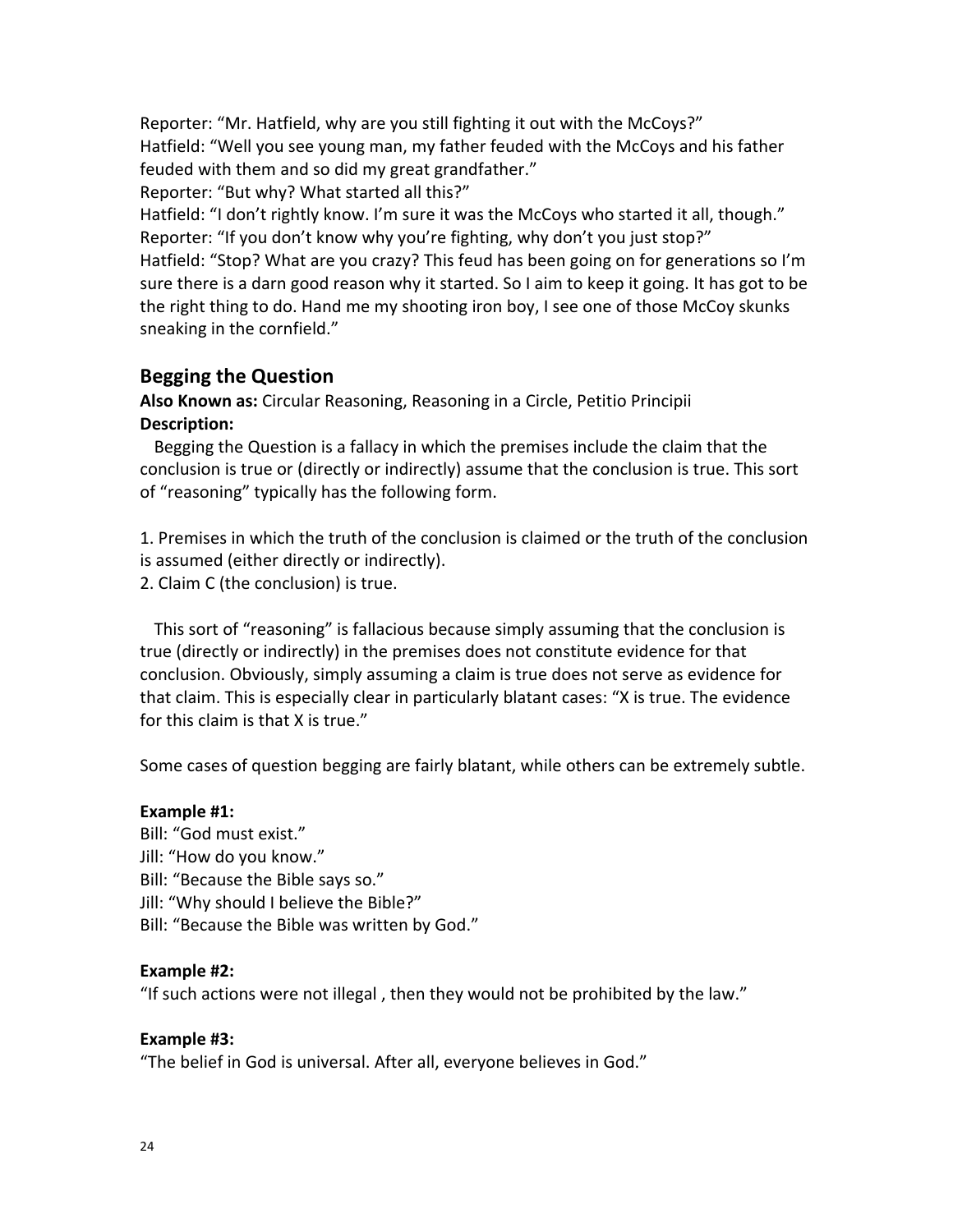Reporter: "Mr. Hatfield, why are you still fighting it out with the McCoys?"
Hatfield: "Well you see young man, my father feuded with the McCoys and his father feuded with them and so did my great grandfather."
Reporter: "But why? What started all this?"
Hatfield: "I don't rightly know. I'm sure it was the McCoys who started it all, though."
Reporter: "If you don't know why you're fighting, why don't you just stop?"
Hatfield: "Stop? What are you crazy? This feud has been going on for generations so I'm sure there is a darn good reason why it started. So I aim to keep it going. It has got to be the right thing to do. Hand me my shooting iron boy, I see one of those McCoy skunks sneaking in the cornfield."

## Begging the Question

**Also Known as:** Circular Reasoning, Reasoning in a Circle, Petitio Principii
**Description:**

Begging the Question is a fallacy in which the premises include the claim that the conclusion is true or (directly or indirectly) assume that the conclusion is true. This sort of "reasoning" typically has the following form.

1. Premises in which the truth of the conclusion is claimed or the truth of the conclusion is assumed (either directly or indirectly).
2. Claim C (the conclusion) is true.

This sort of "reasoning" is fallacious because simply assuming that the conclusion is true (directly or indirectly) in the premises does not constitute evidence for that conclusion. Obviously, simply assuming a claim is true does not serve as evidence for that claim. This is especially clear in particularly blatant cases: "X is true. The evidence for this claim is that X is true."

Some cases of question begging are fairly blatant, while others can be extremely subtle.

**Example #1:**
Bill: "God must exist."
Jill: "How do you know."
Bill: "Because the Bible says so."
Jill: "Why should I believe the Bible?"
Bill: "Because the Bible was written by God."

**Example #2:**
"If such actions were not illegal , then they would not be prohibited by the law."

**Example #3:**
"The belief in God is universal. After all, everyone believes in God."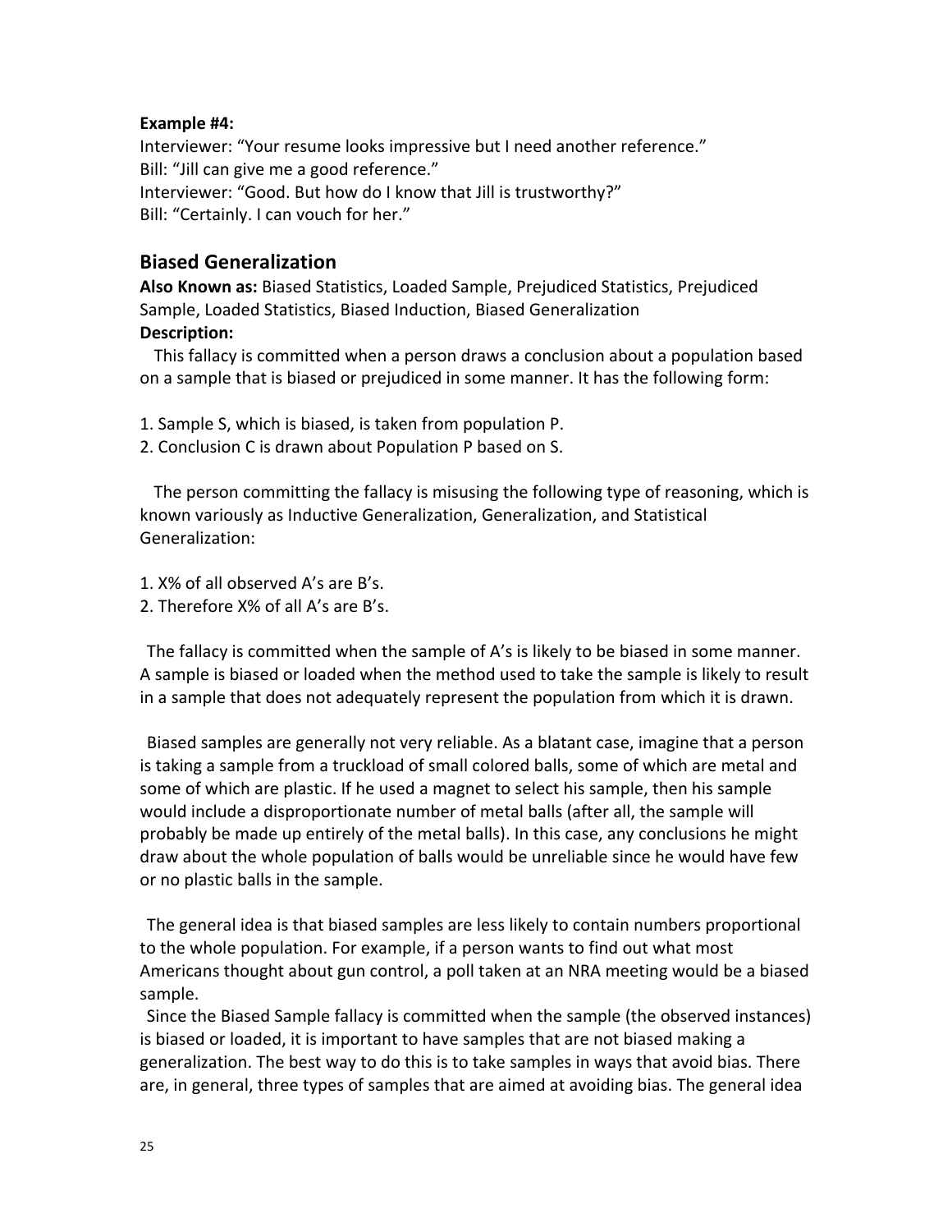**Example #4:**

Interviewer: "Your resume looks impressive but I need another reference."
Bill: "Jill can give me a good reference."
Interviewer: "Good. But how do I know that Jill is trustworthy?"
Bill: "Certainly. I can vouch for her."

## Biased Generalization

**Also Known as:** Biased Statistics, Loaded Sample, Prejudiced Statistics, Prejudiced Sample, Loaded Statistics, Biased Induction, Biased Generalization

**Description:**

This fallacy is committed when a person draws a conclusion about a population based on a sample that is biased or prejudiced in some manner. It has the following form:

1. Sample S, which is biased, is taken from population P.
2. Conclusion C is drawn about Population P based on S.

The person committing the fallacy is misusing the following type of reasoning, which is known variously as Inductive Generalization, Generalization, and Statistical Generalization:

1. X% of all observed A's are B's.
2. Therefore X% of all A's are B's.

The fallacy is committed when the sample of A's is likely to be biased in some manner. A sample is biased or loaded when the method used to take the sample is likely to result in a sample that does not adequately represent the population from which it is drawn.

Biased samples are generally not very reliable. As a blatant case, imagine that a person is taking a sample from a truckload of small colored balls, some of which are metal and some of which are plastic. If he used a magnet to select his sample, then his sample would include a disproportionate number of metal balls (after all, the sample will probably be made up entirely of the metal balls). In this case, any conclusions he might draw about the whole population of balls would be unreliable since he would have few or no plastic balls in the sample.

The general idea is that biased samples are less likely to contain numbers proportional to the whole population. For example, if a person wants to find out what most Americans thought about gun control, a poll taken at an NRA meeting would be a biased sample.

Since the Biased Sample fallacy is committed when the sample (the observed instances) is biased or loaded, it is important to have samples that are not biased making a generalization. The best way to do this is to take samples in ways that avoid bias. There are, in general, three types of samples that are aimed at avoiding bias. The general idea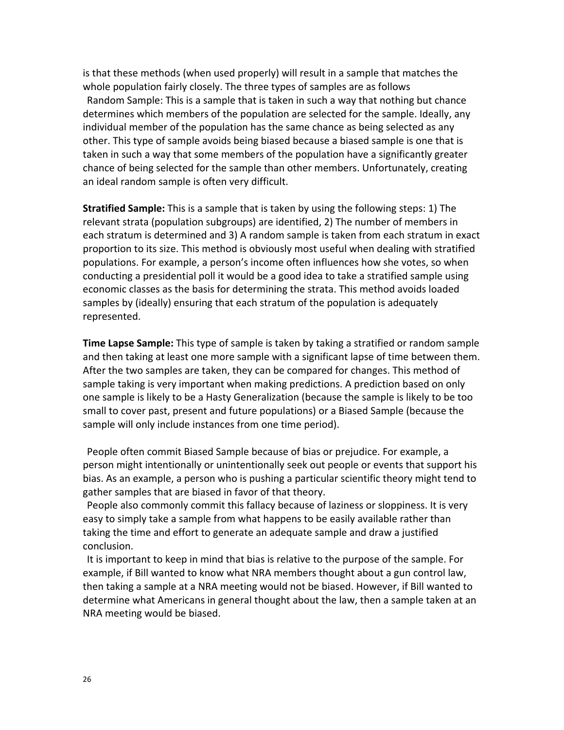is that these methods (when used properly) will result in a sample that matches the whole population fairly closely. The three types of samples are as follows

Random Sample: This is a sample that is taken in such a way that nothing but chance determines which members of the population are selected for the sample. Ideally, any individual member of the population has the same chance as being selected as any other. This type of sample avoids being biased because a biased sample is one that is taken in such a way that some members of the population have a significantly greater chance of being selected for the sample than other members. Unfortunately, creating an ideal random sample is often very difficult.

**Stratified Sample:** This is a sample that is taken by using the following steps: 1) The relevant strata (population subgroups) are identified, 2) The number of members in each stratum is determined and 3) A random sample is taken from each stratum in exact proportion to its size. This method is obviously most useful when dealing with stratified populations. For example, a person's income often influences how she votes, so when conducting a presidential poll it would be a good idea to take a stratified sample using economic classes as the basis for determining the strata. This method avoids loaded samples by (ideally) ensuring that each stratum of the population is adequately represented.

**Time Lapse Sample:** This type of sample is taken by taking a stratified or random sample and then taking at least one more sample with a significant lapse of time between them. After the two samples are taken, they can be compared for changes. This method of sample taking is very important when making predictions. A prediction based on only one sample is likely to be a Hasty Generalization (because the sample is likely to be too small to cover past, present and future populations) or a Biased Sample (because the sample will only include instances from one time period).

People often commit Biased Sample because of bias or prejudice. For example, a person might intentionally or unintentionally seek out people or events that support his bias. As an example, a person who is pushing a particular scientific theory might tend to gather samples that are biased in favor of that theory.

People also commonly commit this fallacy because of laziness or sloppiness. It is very easy to simply take a sample from what happens to be easily available rather than taking the time and effort to generate an adequate sample and draw a justified conclusion.

It is important to keep in mind that bias is relative to the purpose of the sample. For example, if Bill wanted to know what NRA members thought about a gun control law, then taking a sample at a NRA meeting would not be biased. However, if Bill wanted to determine what Americans in general thought about the law, then a sample taken at an NRA meeting would be biased.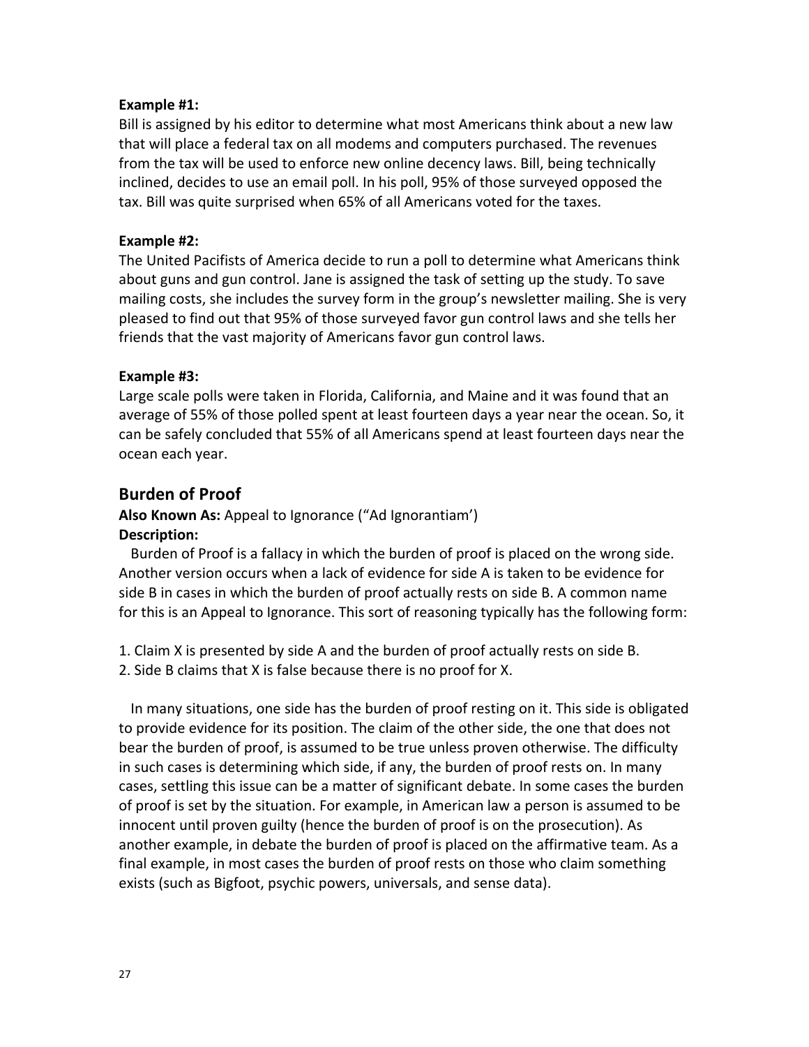**Example #1:**
Bill is assigned by his editor to determine what most Americans think about a new law that will place a federal tax on all modems and computers purchased. The revenues from the tax will be used to enforce new online decency laws. Bill, being technically inclined, decides to use an email poll. In his poll, 95% of those surveyed opposed the tax. Bill was quite surprised when 65% of all Americans voted for the taxes.

**Example #2:**
The United Pacifists of America decide to run a poll to determine what Americans think about guns and gun control. Jane is assigned the task of setting up the study. To save mailing costs, she includes the survey form in the group's newsletter mailing. She is very pleased to find out that 95% of those surveyed favor gun control laws and she tells her friends that the vast majority of Americans favor gun control laws.

**Example #3:**
Large scale polls were taken in Florida, California, and Maine and it was found that an average of 55% of those polled spent at least fourteen days a year near the ocean. So, it can be safely concluded that 55% of all Americans spend at least fourteen days near the ocean each year.

## Burden of Proof

**Also Known As:** Appeal to Ignorance ("Ad Ignorantiam')
**Description:**

Burden of Proof is a fallacy in which the burden of proof is placed on the wrong side. Another version occurs when a lack of evidence for side A is taken to be evidence for side B in cases in which the burden of proof actually rests on side B. A common name for this is an Appeal to Ignorance. This sort of reasoning typically has the following form:

1. Claim X is presented by side A and the burden of proof actually rests on side B.
2. Side B claims that X is false because there is no proof for X.

In many situations, one side has the burden of proof resting on it. This side is obligated to provide evidence for its position. The claim of the other side, the one that does not bear the burden of proof, is assumed to be true unless proven otherwise. The difficulty in such cases is determining which side, if any, the burden of proof rests on. In many cases, settling this issue can be a matter of significant debate. In some cases the burden of proof is set by the situation. For example, in American law a person is assumed to be innocent until proven guilty (hence the burden of proof is on the prosecution). As another example, in debate the burden of proof is placed on the affirmative team. As a final example, in most cases the burden of proof rests on those who claim something exists (such as Bigfoot, psychic powers, universals, and sense data).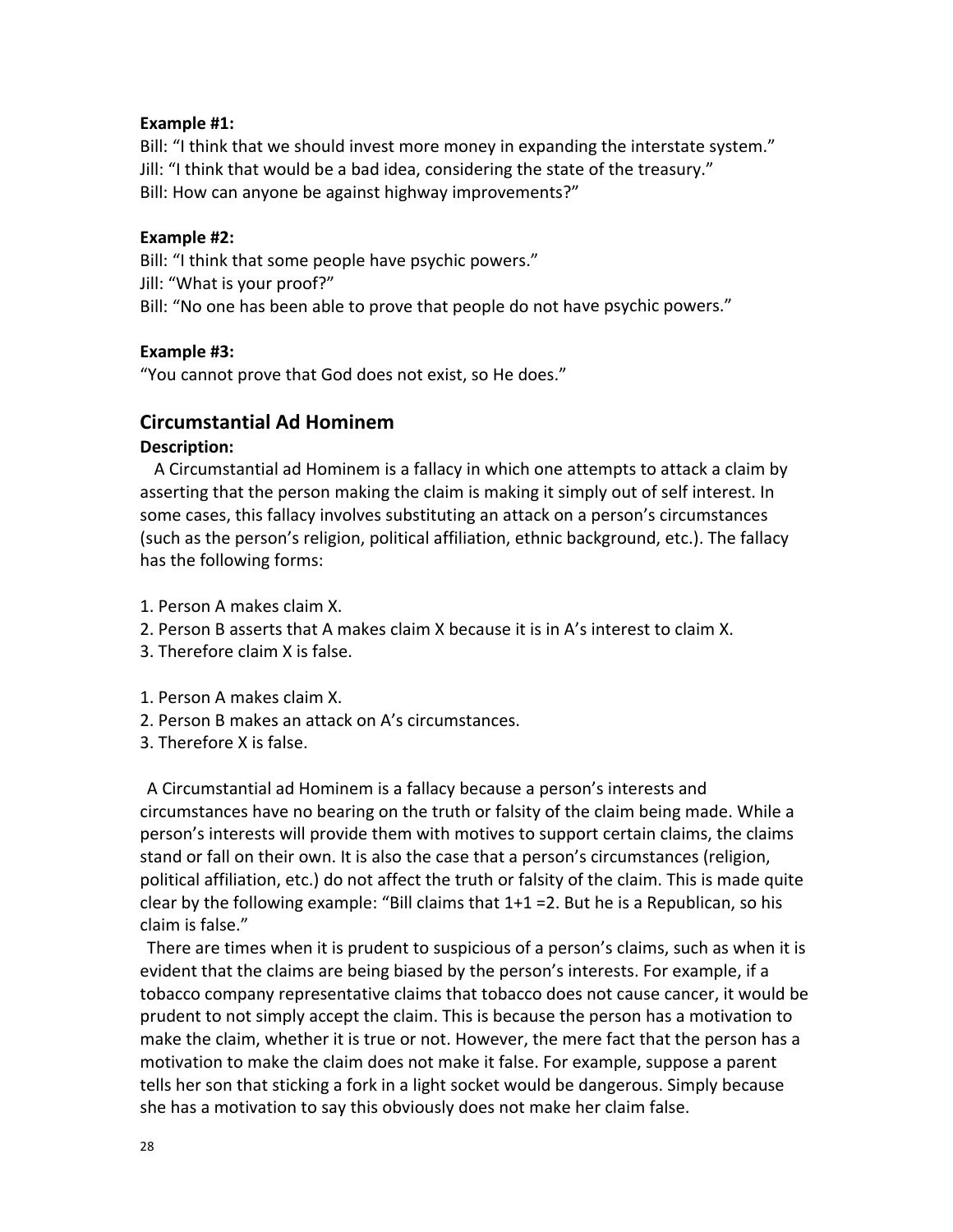**Example #1:**
Bill: "I think that we should invest more money in expanding the interstate system."
Jill: "I think that would be a bad idea, considering the state of the treasury."
Bill: How can anyone be against highway improvements?"

**Example #2:**
Bill: "I think that some people have psychic powers."
Jill: "What is your proof?"
Bill: "No one has been able to prove that people do not have psychic powers."

**Example #3:**
"You cannot prove that God does not exist, so He does."

## Circumstantial Ad Hominem

**Description:**

A Circumstantial ad Hominem is a fallacy in which one attempts to attack a claim by asserting that the person making the claim is making it simply out of self interest. In some cases, this fallacy involves substituting an attack on a person's circumstances (such as the person's religion, political affiliation, ethnic background, etc.). The fallacy has the following forms:

1. Person A makes claim X.
2. Person B asserts that A makes claim X because it is in A's interest to claim X.
3. Therefore claim X is false.

1. Person A makes claim X.
2. Person B makes an attack on A's circumstances.
3. Therefore X is false.

A Circumstantial ad Hominem is a fallacy because a person's interests and circumstances have no bearing on the truth or falsity of the claim being made. While a person's interests will provide them with motives to support certain claims, the claims stand or fall on their own. It is also the case that a person's circumstances (religion, political affiliation, etc.) do not affect the truth or falsity of the claim. This is made quite clear by the following example: "Bill claims that 1+1 =2. But he is a Republican, so his claim is false."

There are times when it is prudent to suspicious of a person's claims, such as when it is evident that the claims are being biased by the person's interests. For example, if a tobacco company representative claims that tobacco does not cause cancer, it would be prudent to not simply accept the claim. This is because the person has a motivation to make the claim, whether it is true or not. However, the mere fact that the person has a motivation to make the claim does not make it false. For example, suppose a parent tells her son that sticking a fork in a light socket would be dangerous. Simply because she has a motivation to say this obviously does not make her claim false.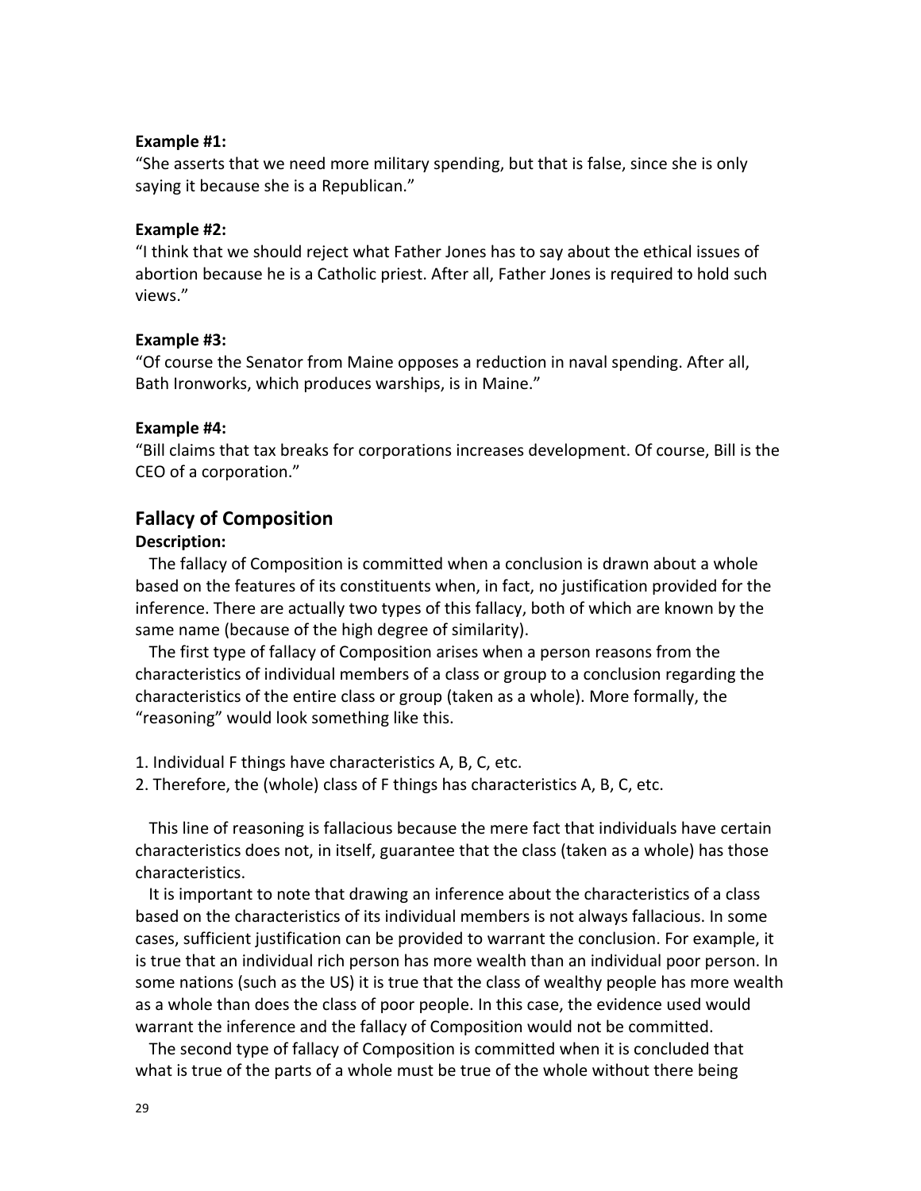**Example #1:**
"She asserts that we need more military spending, but that is false, since she is only saying it because she is a Republican."

**Example #2:**
"I think that we should reject what Father Jones has to say about the ethical issues of abortion because he is a Catholic priest. After all, Father Jones is required to hold such views."

**Example #3:**
"Of course the Senator from Maine opposes a reduction in naval spending. After all, Bath Ironworks, which produces warships, is in Maine."

**Example #4:**
"Bill claims that tax breaks for corporations increases development. Of course, Bill is the CEO of a corporation."

## Fallacy of Composition

**Description:**

The fallacy of Composition is committed when a conclusion is drawn about a whole based on the features of its constituents when, in fact, no justification provided for the inference. There are actually two types of this fallacy, both of which are known by the same name (because of the high degree of similarity).

The first type of fallacy of Composition arises when a person reasons from the characteristics of individual members of a class or group to a conclusion regarding the characteristics of the entire class or group (taken as a whole). More formally, the "reasoning" would look something like this.

1. Individual F things have characteristics A, B, C, etc.
2. Therefore, the (whole) class of F things has characteristics A, B, C, etc.

This line of reasoning is fallacious because the mere fact that individuals have certain characteristics does not, in itself, guarantee that the class (taken as a whole) has those characteristics.

It is important to note that drawing an inference about the characteristics of a class based on the characteristics of its individual members is not always fallacious. In some cases, sufficient justification can be provided to warrant the conclusion. For example, it is true that an individual rich person has more wealth than an individual poor person. In some nations (such as the US) it is true that the class of wealthy people has more wealth as a whole than does the class of poor people. In this case, the evidence used would warrant the inference and the fallacy of Composition would not be committed.

The second type of fallacy of Composition is committed when it is concluded that what is true of the parts of a whole must be true of the whole without there being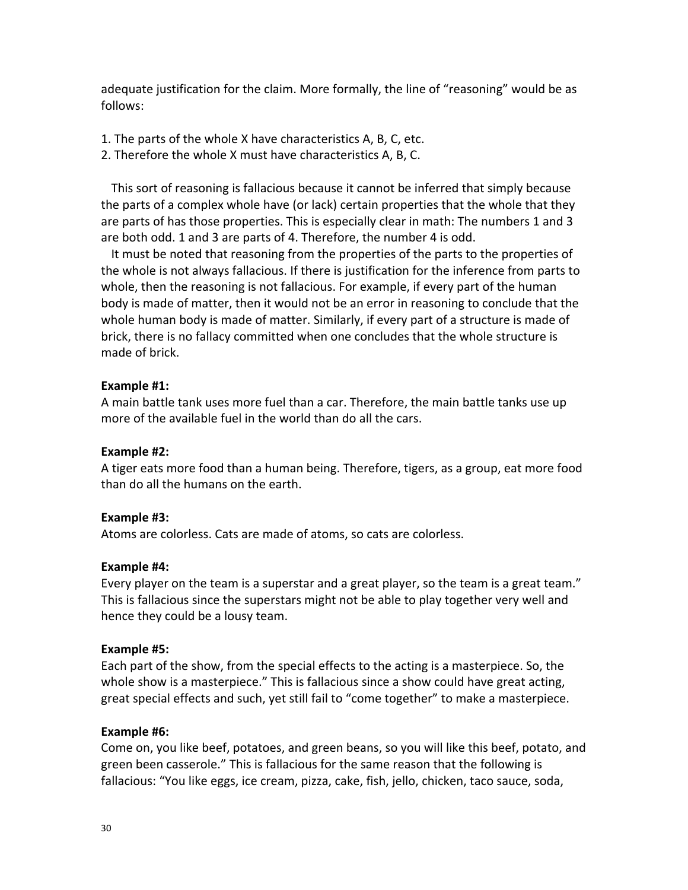adequate justification for the claim. More formally, the line of “reasoning” would be as follows:

1. The parts of the whole X have characteristics A, B, C, etc.
2. Therefore the whole X must have characteristics A, B, C.

This sort of reasoning is fallacious because it cannot be inferred that simply because the parts of a complex whole have (or lack) certain properties that the whole that they are parts of has those properties. This is especially clear in math: The numbers 1 and 3 are both odd. 1 and 3 are parts of 4. Therefore, the number 4 is odd.

It must be noted that reasoning from the properties of the parts to the properties of the whole is not always fallacious. If there is justification for the inference from parts to whole, then the reasoning is not fallacious. For example, if every part of the human body is made of matter, then it would not be an error in reasoning to conclude that the whole human body is made of matter. Similarly, if every part of a structure is made of brick, there is no fallacy committed when one concludes that the whole structure is made of brick.

**Example #1:**
A main battle tank uses more fuel than a car. Therefore, the main battle tanks use up more of the available fuel in the world than do all the cars.

**Example #2:**
A tiger eats more food than a human being. Therefore, tigers, as a group, eat more food than do all the humans on the earth.

**Example #3:**
Atoms are colorless. Cats are made of atoms, so cats are colorless.

**Example #4:**
Every player on the team is a superstar and a great player, so the team is a great team.” This is fallacious since the superstars might not be able to play together very well and hence they could be a lousy team.

**Example #5:**
Each part of the show, from the special effects to the acting is a masterpiece. So, the whole show is a masterpiece.” This is fallacious since a show could have great acting, great special effects and such, yet still fail to “come together” to make a masterpiece.

**Example #6:**
Come on, you like beef, potatoes, and green beans, so you will like this beef, potato, and green been casserole.” This is fallacious for the same reason that the following is fallacious: “You like eggs, ice cream, pizza, cake, fish, jello, chicken, taco sauce, soda,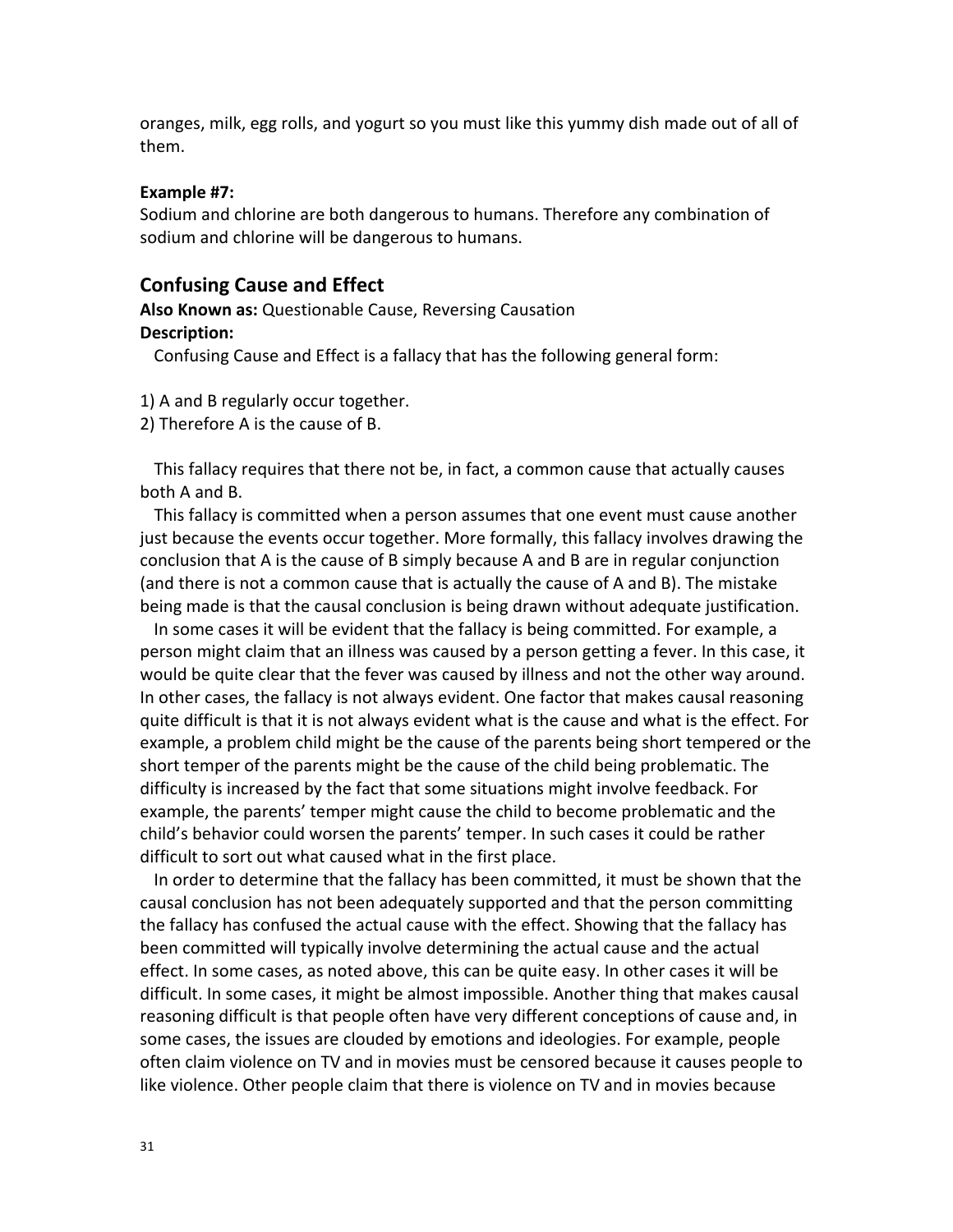oranges, milk, egg rolls, and yogurt so you must like this yummy dish made out of all of them.

**Example #7:**
Sodium and chlorine are both dangerous to humans. Therefore any combination of sodium and chlorine will be dangerous to humans.

## Confusing Cause and Effect

**Also Known as:** Questionable Cause, Reversing Causation
**Description:**

Confusing Cause and Effect is a fallacy that has the following general form:

1) A and B regularly occur together.
2) Therefore A is the cause of B.

This fallacy requires that there not be, in fact, a common cause that actually causes both A and B.

This fallacy is committed when a person assumes that one event must cause another just because the events occur together. More formally, this fallacy involves drawing the conclusion that A is the cause of B simply because A and B are in regular conjunction (and there is not a common cause that is actually the cause of A and B). The mistake being made is that the causal conclusion is being drawn without adequate justification.

In some cases it will be evident that the fallacy is being committed. For example, a person might claim that an illness was caused by a person getting a fever. In this case, it would be quite clear that the fever was caused by illness and not the other way around. In other cases, the fallacy is not always evident. One factor that makes causal reasoning quite difficult is that it is not always evident what is the cause and what is the effect. For example, a problem child might be the cause of the parents being short tempered or the short temper of the parents might be the cause of the child being problematic. The difficulty is increased by the fact that some situations might involve feedback. For example, the parents' temper might cause the child to become problematic and the child's behavior could worsen the parents' temper. In such cases it could be rather difficult to sort out what caused what in the first place.

In order to determine that the fallacy has been committed, it must be shown that the causal conclusion has not been adequately supported and that the person committing the fallacy has confused the actual cause with the effect. Showing that the fallacy has been committed will typically involve determining the actual cause and the actual effect. In some cases, as noted above, this can be quite easy. In other cases it will be difficult. In some cases, it might be almost impossible. Another thing that makes causal reasoning difficult is that people often have very different conceptions of cause and, in some cases, the issues are clouded by emotions and ideologies. For example, people often claim violence on TV and in movies must be censored because it causes people to like violence. Other people claim that there is violence on TV and in movies because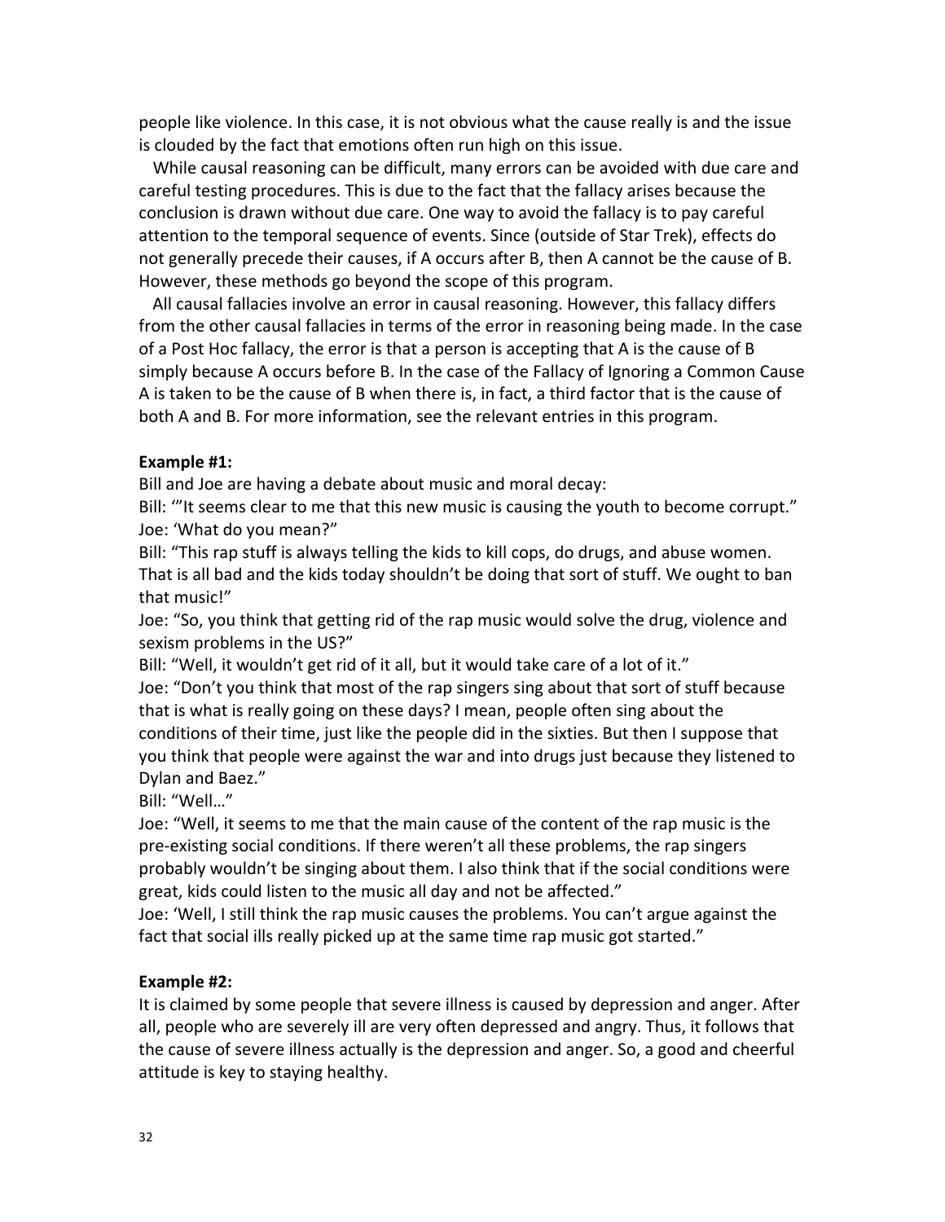people like violence. In this case, it is not obvious what the cause really is and the issue is clouded by the fact that emotions often run high on this issue.

While causal reasoning can be difficult, many errors can be avoided with due care and careful testing procedures. This is due to the fact that the fallacy arises because the conclusion is drawn without due care. One way to avoid the fallacy is to pay careful attention to the temporal sequence of events. Since (outside of Star Trek), effects do not generally precede their causes, if A occurs after B, then A cannot be the cause of B. However, these methods go beyond the scope of this program.

All causal fallacies involve an error in causal reasoning. However, this fallacy differs from the other causal fallacies in terms of the error in reasoning being made. In the case of a Post Hoc fallacy, the error is that a person is accepting that A is the cause of B simply because A occurs before B. In the case of the Fallacy of Ignoring a Common Cause A is taken to be the cause of B when there is, in fact, a third factor that is the cause of both A and B. For more information, see the relevant entries in this program.

**Example #1:**

Bill and Joe are having a debate about music and moral decay:

Bill: '"It seems clear to me that this new music is causing the youth to become corrupt."

Joe: 'What do you mean?"

Bill: "This rap stuff is always telling the kids to kill cops, do drugs, and abuse women. That is all bad and the kids today shouldn't be doing that sort of stuff. We ought to ban that music!"

Joe: "So, you think that getting rid of the rap music would solve the drug, violence and sexism problems in the US?"

Bill: "Well, it wouldn't get rid of it all, but it would take care of a lot of it."

Joe: "Don't you think that most of the rap singers sing about that sort of stuff because that is what is really going on these days? I mean, people often sing about the conditions of their time, just like the people did in the sixties. But then I suppose that you think that people were against the war and into drugs just because they listened to Dylan and Baez."

Bill: "Well…"

Joe: "Well, it seems to me that the main cause of the content of the rap music is the pre-existing social conditions. If there weren't all these problems, the rap singers probably wouldn't be singing about them. I also think that if the social conditions were great, kids could listen to the music all day and not be affected."

Joe: 'Well, I still think the rap music causes the problems. You can't argue against the fact that social ills really picked up at the same time rap music got started."

**Example #2:**

It is claimed by some people that severe illness is caused by depression and anger. After all, people who are severely ill are very often depressed and angry. Thus, it follows that the cause of severe illness actually is the depression and anger. So, a good and cheerful attitude is key to staying healthy.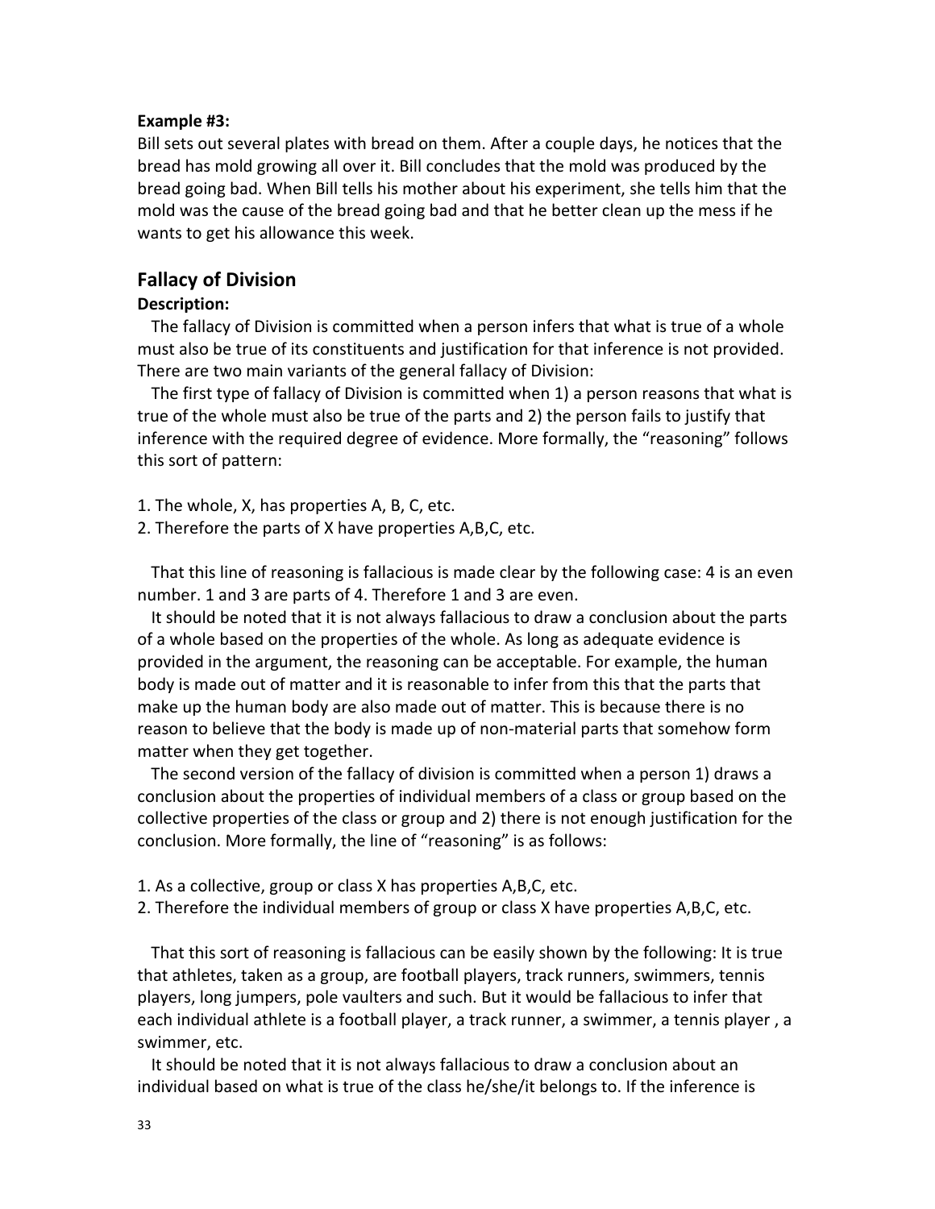**Example #3:**

Bill sets out several plates with bread on them. After a couple days, he notices that the bread has mold growing all over it. Bill concludes that the mold was produced by the bread going bad. When Bill tells his mother about his experiment, she tells him that the mold was the cause of the bread going bad and that he better clean up the mess if he wants to get his allowance this week.

## Fallacy of Division

**Description:**

The fallacy of Division is committed when a person infers that what is true of a whole must also be true of its constituents and justification for that inference is not provided. There are two main variants of the general fallacy of Division:

The first type of fallacy of Division is committed when 1) a person reasons that what is true of the whole must also be true of the parts and 2) the person fails to justify that inference with the required degree of evidence. More formally, the "reasoning" follows this sort of pattern:

1. The whole, X, has properties A, B, C, etc.
2. Therefore the parts of X have properties A,B,C, etc.

That this line of reasoning is fallacious is made clear by the following case: 4 is an even number. 1 and 3 are parts of 4. Therefore 1 and 3 are even.

It should be noted that it is not always fallacious to draw a conclusion about the parts of a whole based on the properties of the whole. As long as adequate evidence is provided in the argument, the reasoning can be acceptable. For example, the human body is made out of matter and it is reasonable to infer from this that the parts that make up the human body are also made out of matter. This is because there is no reason to believe that the body is made up of non-material parts that somehow form matter when they get together.

The second version of the fallacy of division is committed when a person 1) draws a conclusion about the properties of individual members of a class or group based on the collective properties of the class or group and 2) there is not enough justification for the conclusion. More formally, the line of "reasoning" is as follows:

1. As a collective, group or class X has properties A,B,C, etc.
2. Therefore the individual members of group or class X have properties A,B,C, etc.

That this sort of reasoning is fallacious can be easily shown by the following: It is true that athletes, taken as a group, are football players, track runners, swimmers, tennis players, long jumpers, pole vaulters and such. But it would be fallacious to infer that each individual athlete is a football player, a track runner, a swimmer, a tennis player , a swimmer, etc.

It should be noted that it is not always fallacious to draw a conclusion about an individual based on what is true of the class he/she/it belongs to. If the inference is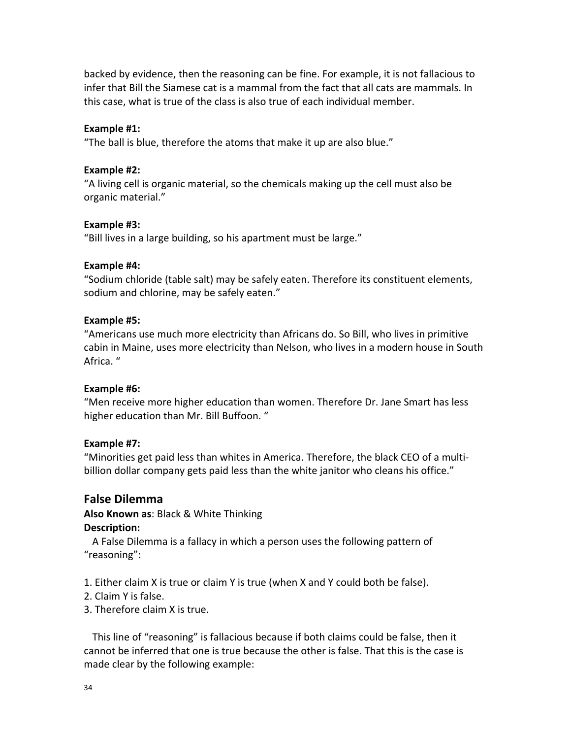backed by evidence, then the reasoning can be fine. For example, it is not fallacious to infer that Bill the Siamese cat is a mammal from the fact that all cats are mammals. In this case, what is true of the class is also true of each individual member.

**Example #1:**
"The ball is blue, therefore the atoms that make it up are also blue."

**Example #2:**
"A living cell is organic material, so the chemicals making up the cell must also be organic material."

**Example #3:**
"Bill lives in a large building, so his apartment must be large."

**Example #4:**
"Sodium chloride (table salt) may be safely eaten. Therefore its constituent elements, sodium and chlorine, may be safely eaten."

**Example #5:**
"Americans use much more electricity than Africans do. So Bill, who lives in primitive cabin in Maine, uses more electricity than Nelson, who lives in a modern house in South Africa. "

**Example #6:**
"Men receive more higher education than women. Therefore Dr. Jane Smart has less higher education than Mr. Bill Buffoon. "

**Example #7:**
"Minorities get paid less than whites in America. Therefore, the black CEO of a multi-billion dollar company gets paid less than the white janitor who cleans his office."

## False Dilemma

**Also Known as**: Black & White Thinking

**Description:**

A False Dilemma is a fallacy in which a person uses the following pattern of "reasoning":

1. Either claim X is true or claim Y is true (when X and Y could both be false).
2. Claim Y is false.
3. Therefore claim X is true.

This line of "reasoning" is fallacious because if both claims could be false, then it cannot be inferred that one is true because the other is false. That this is the case is made clear by the following example: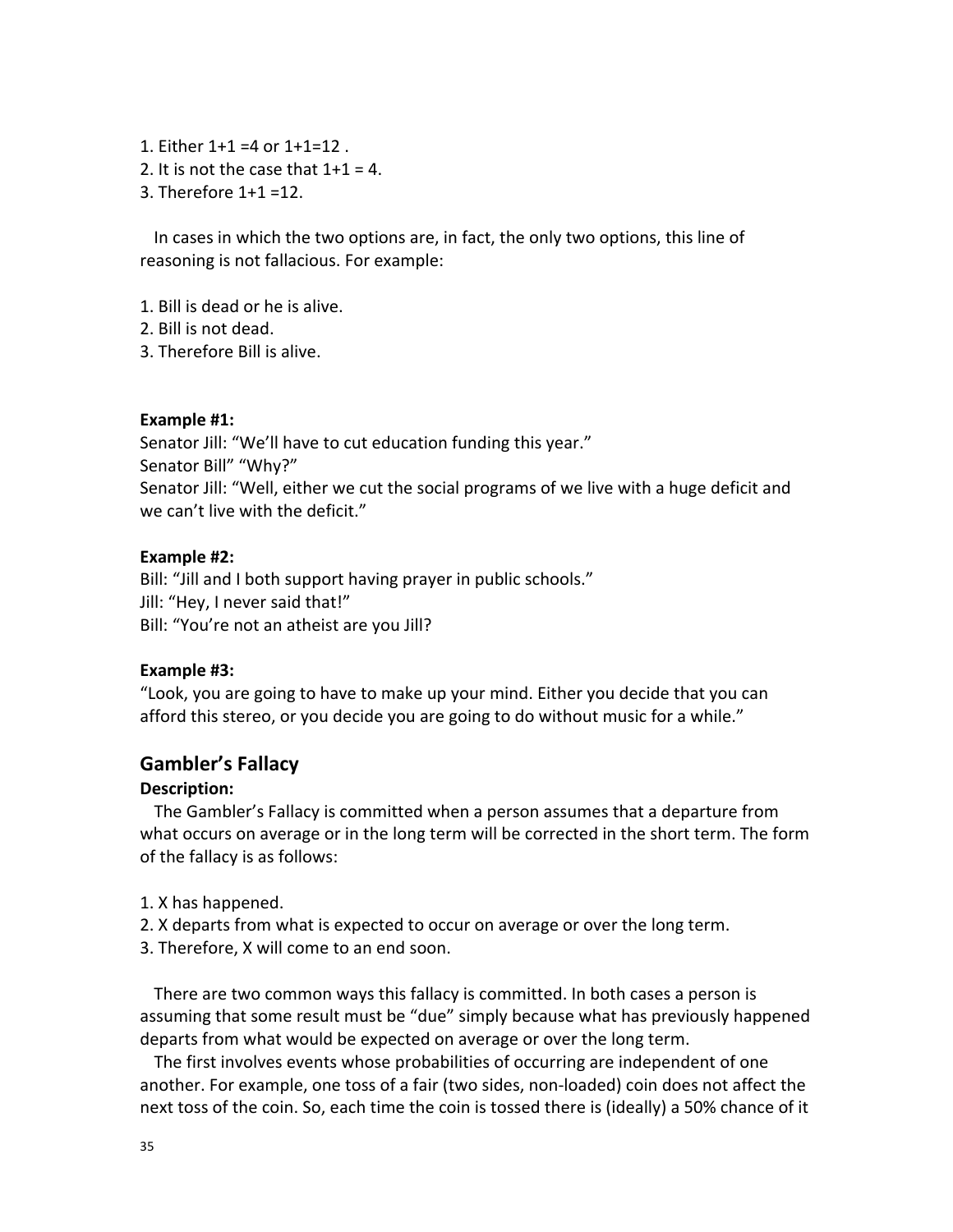1. Either 1+1 =4 or 1+1=12 .
2. It is not the case that 1+1 = 4.
3. Therefore 1+1 =12.

In cases in which the two options are, in fact, the only two options, this line of reasoning is not fallacious. For example:

1. Bill is dead or he is alive.
2. Bill is not dead.
3. Therefore Bill is alive.

**Example #1:**
Senator Jill: "We'll have to cut education funding this year."
Senator Bill" "Why?"
Senator Jill: "Well, either we cut the social programs of we live with a huge deficit and we can't live with the deficit."

**Example #2:**
Bill: "Jill and I both support having prayer in public schools."
Jill: "Hey, I never said that!"
Bill: "You're not an atheist are you Jill?

**Example #3:**
"Look, you are going to have to make up your mind. Either you decide that you can afford this stereo, or you decide you are going to do without music for a while."

## Gambler's Fallacy

**Description:**

The Gambler's Fallacy is committed when a person assumes that a departure from what occurs on average or in the long term will be corrected in the short term. The form of the fallacy is as follows:

1. X has happened.
2. X departs from what is expected to occur on average or over the long term.
3. Therefore, X will come to an end soon.

There are two common ways this fallacy is committed. In both cases a person is assuming that some result must be "due" simply because what has previously happened departs from what would be expected on average or over the long term.

The first involves events whose probabilities of occurring are independent of one another. For example, one toss of a fair (two sides, non-loaded) coin does not affect the next toss of the coin. So, each time the coin is tossed there is (ideally) a 50% chance of it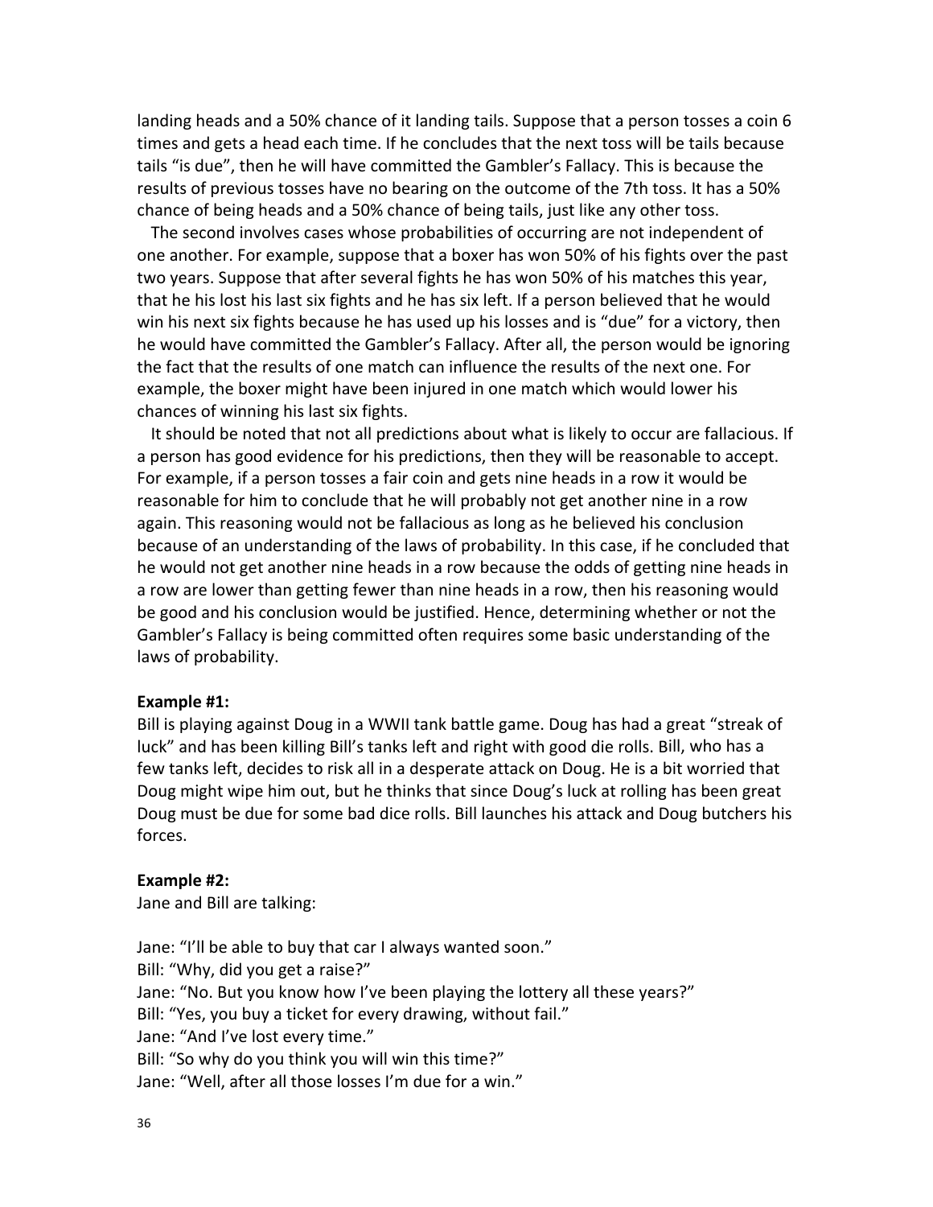landing heads and a 50% chance of it landing tails. Suppose that a person tosses a coin 6 times and gets a head each time. If he concludes that the next toss will be tails because tails "is due", then he will have committed the Gambler's Fallacy. This is because the results of previous tosses have no bearing on the outcome of the 7th toss. It has a 50% chance of being heads and a 50% chance of being tails, just like any other toss.

The second involves cases whose probabilities of occurring are not independent of one another. For example, suppose that a boxer has won 50% of his fights over the past two years. Suppose that after several fights he has won 50% of his matches this year, that he his lost his last six fights and he has six left. If a person believed that he would win his next six fights because he has used up his losses and is "due" for a victory, then he would have committed the Gambler's Fallacy. After all, the person would be ignoring the fact that the results of one match can influence the results of the next one. For example, the boxer might have been injured in one match which would lower his chances of winning his last six fights.

It should be noted that not all predictions about what is likely to occur are fallacious. If a person has good evidence for his predictions, then they will be reasonable to accept. For example, if a person tosses a fair coin and gets nine heads in a row it would be reasonable for him to conclude that he will probably not get another nine in a row again. This reasoning would not be fallacious as long as he believed his conclusion because of an understanding of the laws of probability. In this case, if he concluded that he would not get another nine heads in a row because the odds of getting nine heads in a row are lower than getting fewer than nine heads in a row, then his reasoning would be good and his conclusion would be justified. Hence, determining whether or not the Gambler's Fallacy is being committed often requires some basic understanding of the laws of probability.

**Example #1:**
Bill is playing against Doug in a WWII tank battle game. Doug has had a great "streak of luck" and has been killing Bill's tanks left and right with good die rolls. Bill, who has a few tanks left, decides to risk all in a desperate attack on Doug. He is a bit worried that Doug might wipe him out, but he thinks that since Doug's luck at rolling has been great Doug must be due for some bad dice rolls. Bill launches his attack and Doug butchers his forces.

**Example #2:**
Jane and Bill are talking:

Jane: "I'll be able to buy that car I always wanted soon."
Bill: "Why, did you get a raise?"
Jane: "No. But you know how I've been playing the lottery all these years?"
Bill: "Yes, you buy a ticket for every drawing, without fail."
Jane: "And I've lost every time."
Bill: "So why do you think you will win this time?"
Jane: "Well, after all those losses I'm due for a win."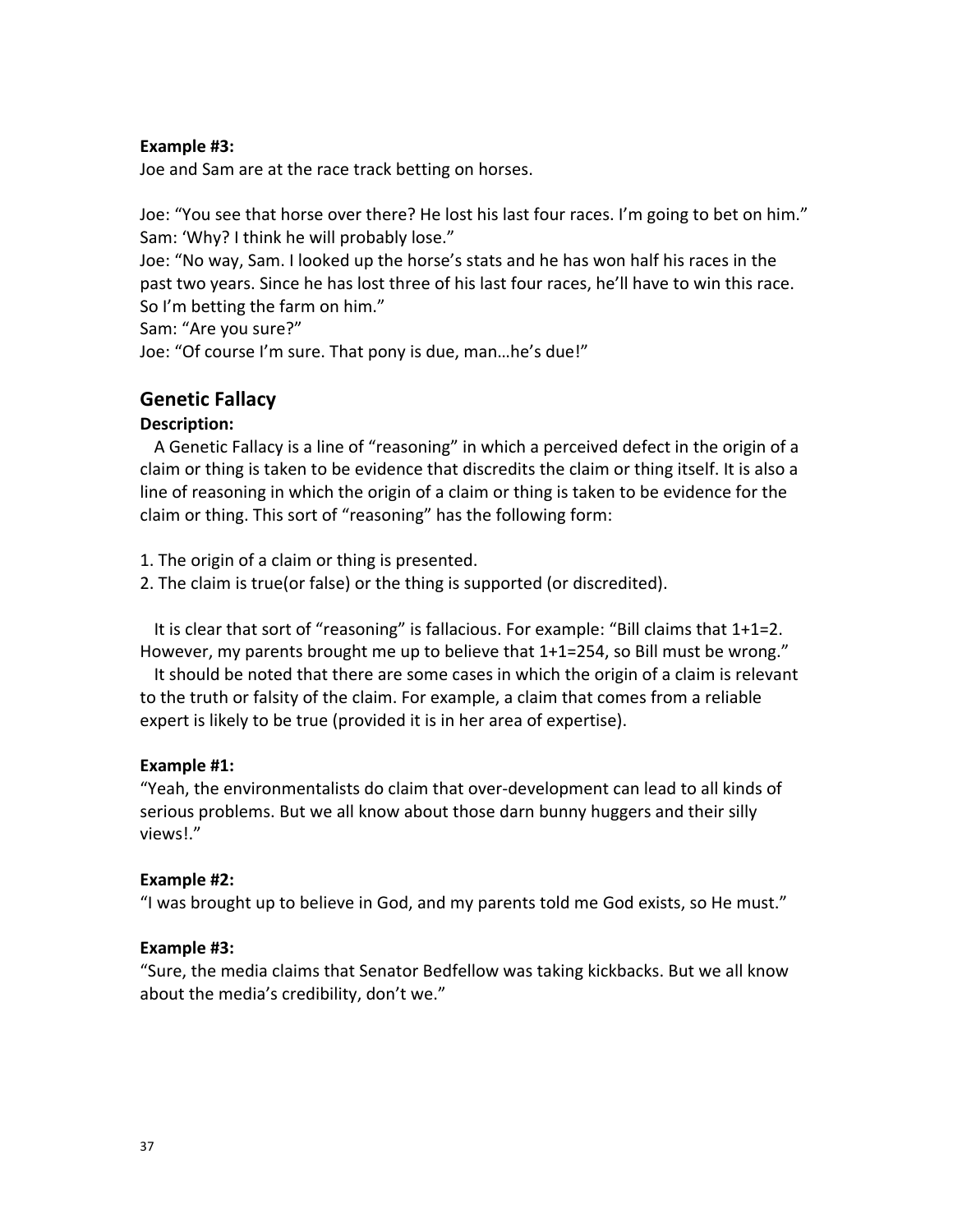**Example #3:**

Joe and Sam are at the race track betting on horses.

Joe: "You see that horse over there? He lost his last four races. I'm going to bet on him."
Sam: 'Why? I think he will probably lose."
Joe: "No way, Sam. I looked up the horse's stats and he has won half his races in the past two years. Since he has lost three of his last four races, he'll have to win this race. So I'm betting the farm on him."
Sam: "Are you sure?"
Joe: "Of course I'm sure. That pony is due, man…he's due!"

## Genetic Fallacy

**Description:**

A Genetic Fallacy is a line of "reasoning" in which a perceived defect in the origin of a claim or thing is taken to be evidence that discredits the claim or thing itself. It is also a line of reasoning in which the origin of a claim or thing is taken to be evidence for the claim or thing. This sort of "reasoning" has the following form:

1. The origin of a claim or thing is presented.
2. The claim is true(or false) or the thing is supported (or discredited).

It is clear that sort of "reasoning" is fallacious. For example: "Bill claims that 1+1=2. However, my parents brought me up to believe that 1+1=254, so Bill must be wrong."

It should be noted that there are some cases in which the origin of a claim is relevant to the truth or falsity of the claim. For example, a claim that comes from a reliable expert is likely to be true (provided it is in her area of expertise).

**Example #1:**

"Yeah, the environmentalists do claim that over-development can lead to all kinds of serious problems. But we all know about those darn bunny huggers and their silly views!."

**Example #2:**

"I was brought up to believe in God, and my parents told me God exists, so He must."

**Example #3:**

"Sure, the media claims that Senator Bedfellow was taking kickbacks. But we all know about the media's credibility, don't we."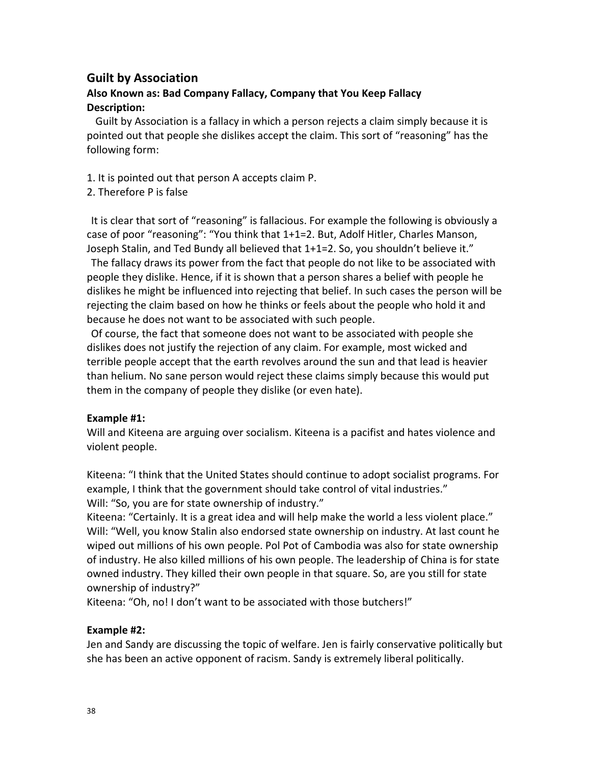## Guilt by Association

**Also Known as: Bad Company Fallacy, Company that You Keep Fallacy**

**Description:**

Guilt by Association is a fallacy in which a person rejects a claim simply because it is pointed out that people she dislikes accept the claim. This sort of "reasoning" has the following form:

1. It is pointed out that person A accepts claim P.
2. Therefore P is false

It is clear that sort of "reasoning" is fallacious. For example the following is obviously a case of poor "reasoning": "You think that 1+1=2. But, Adolf Hitler, Charles Manson, Joseph Stalin, and Ted Bundy all believed that 1+1=2. So, you shouldn't believe it."

The fallacy draws its power from the fact that people do not like to be associated with people they dislike. Hence, if it is shown that a person shares a belief with people he dislikes he might be influenced into rejecting that belief. In such cases the person will be rejecting the claim based on how he thinks or feels about the people who hold it and because he does not want to be associated with such people.

Of course, the fact that someone does not want to be associated with people she dislikes does not justify the rejection of any claim. For example, most wicked and terrible people accept that the earth revolves around the sun and that lead is heavier than helium. No sane person would reject these claims simply because this would put them in the company of people they dislike (or even hate).

**Example #1:**

Will and Kiteena are arguing over socialism. Kiteena is a pacifist and hates violence and violent people.

Kiteena: "I think that the United States should continue to adopt socialist programs. For example, I think that the government should take control of vital industries."
Will: "So, you are for state ownership of industry."
Kiteena: "Certainly. It is a great idea and will help make the world a less violent place."
Will: "Well, you know Stalin also endorsed state ownership on industry. At last count he wiped out millions of his own people. Pol Pot of Cambodia was also for state ownership of industry. He also killed millions of his own people. The leadership of China is for state owned industry. They killed their own people in that square. So, are you still for state ownership of industry?"
Kiteena: "Oh, no! I don't want to be associated with those butchers!"

**Example #2:**

Jen and Sandy are discussing the topic of welfare. Jen is fairly conservative politically but she has been an active opponent of racism. Sandy is extremely liberal politically.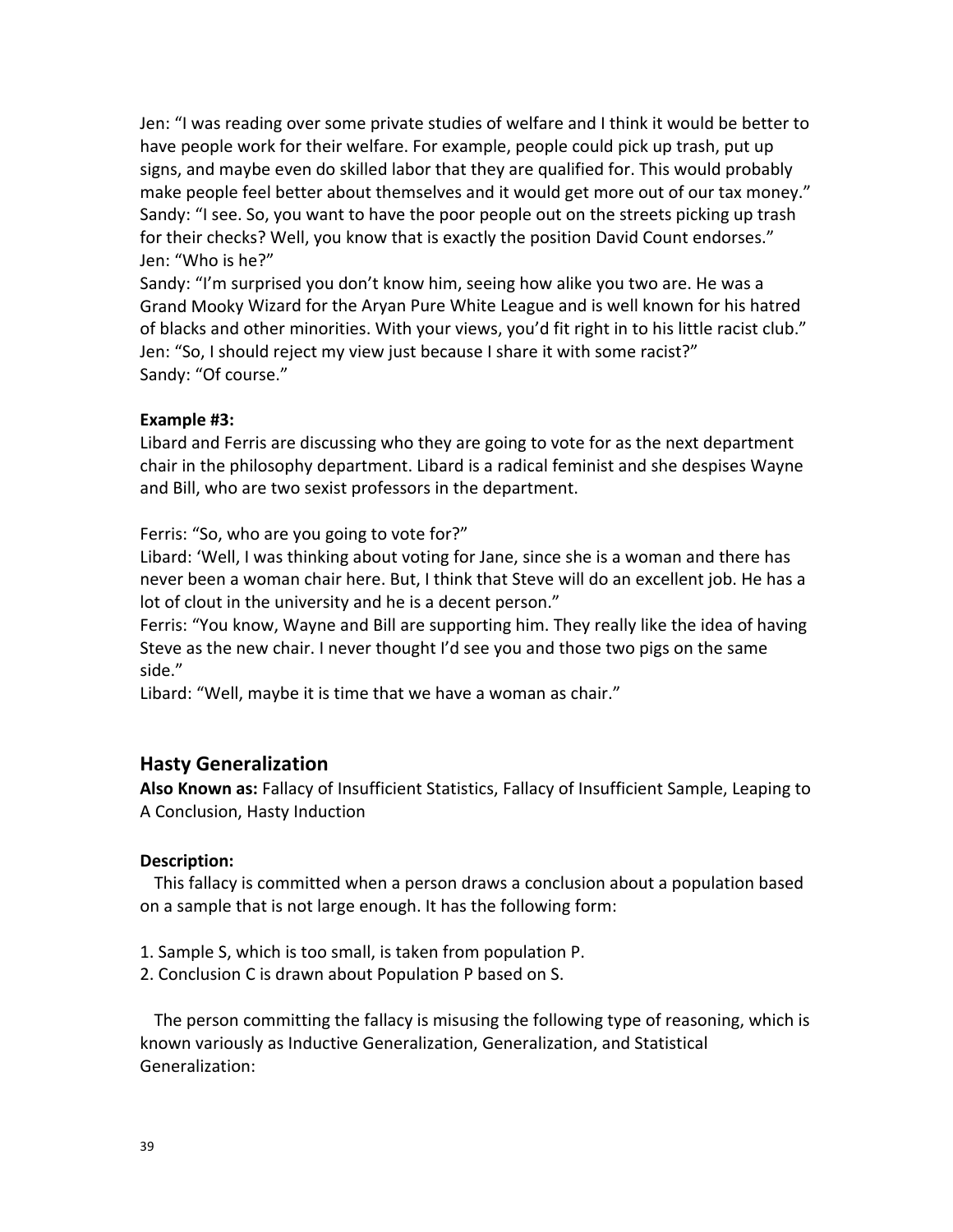Jen: “I was reading over some private studies of welfare and I think it would be better to have people work for their welfare. For example, people could pick up trash, put up signs, and maybe even do skilled labor that they are qualified for. This would probably make people feel better about themselves and it would get more out of our tax money.”
Sandy: “I see. So, you want to have the poor people out on the streets picking up trash for their checks? Well, you know that is exactly the position David Count endorses.”
Jen: “Who is he?”
Sandy: “I’m surprised you don’t know him, seeing how alike you two are. He was a Grand Mooky Wizard for the Aryan Pure White League and is well known for his hatred of blacks and other minorities. With your views, you’d fit right in to his little racist club.”
Jen: “So, I should reject my view just because I share it with some racist?”
Sandy: “Of course.”

**Example #3:**
Libard and Ferris are discussing who they are going to vote for as the next department chair in the philosophy department. Libard is a radical feminist and she despises Wayne and Bill, who are two sexist professors in the department.

Ferris: “So, who are you going to vote for?”
Libard: ‘Well, I was thinking about voting for Jane, since she is a woman and there has never been a woman chair here. But, I think that Steve will do an excellent job. He has a lot of clout in the university and he is a decent person.”
Ferris: “You know, Wayne and Bill are supporting him. They really like the idea of having Steve as the new chair. I never thought I’d see you and those two pigs on the same side.”
Libard: “Well, maybe it is time that we have a woman as chair.”

## Hasty Generalization

**Also Known as:** Fallacy of Insufficient Statistics, Fallacy of Insufficient Sample, Leaping to A Conclusion, Hasty Induction

**Description:**
This fallacy is committed when a person draws a conclusion about a population based on a sample that is not large enough. It has the following form:

1. Sample S, which is too small, is taken from population P.
2. Conclusion C is drawn about Population P based on S.

The person committing the fallacy is misusing the following type of reasoning, which is known variously as Inductive Generalization, Generalization, and Statistical Generalization: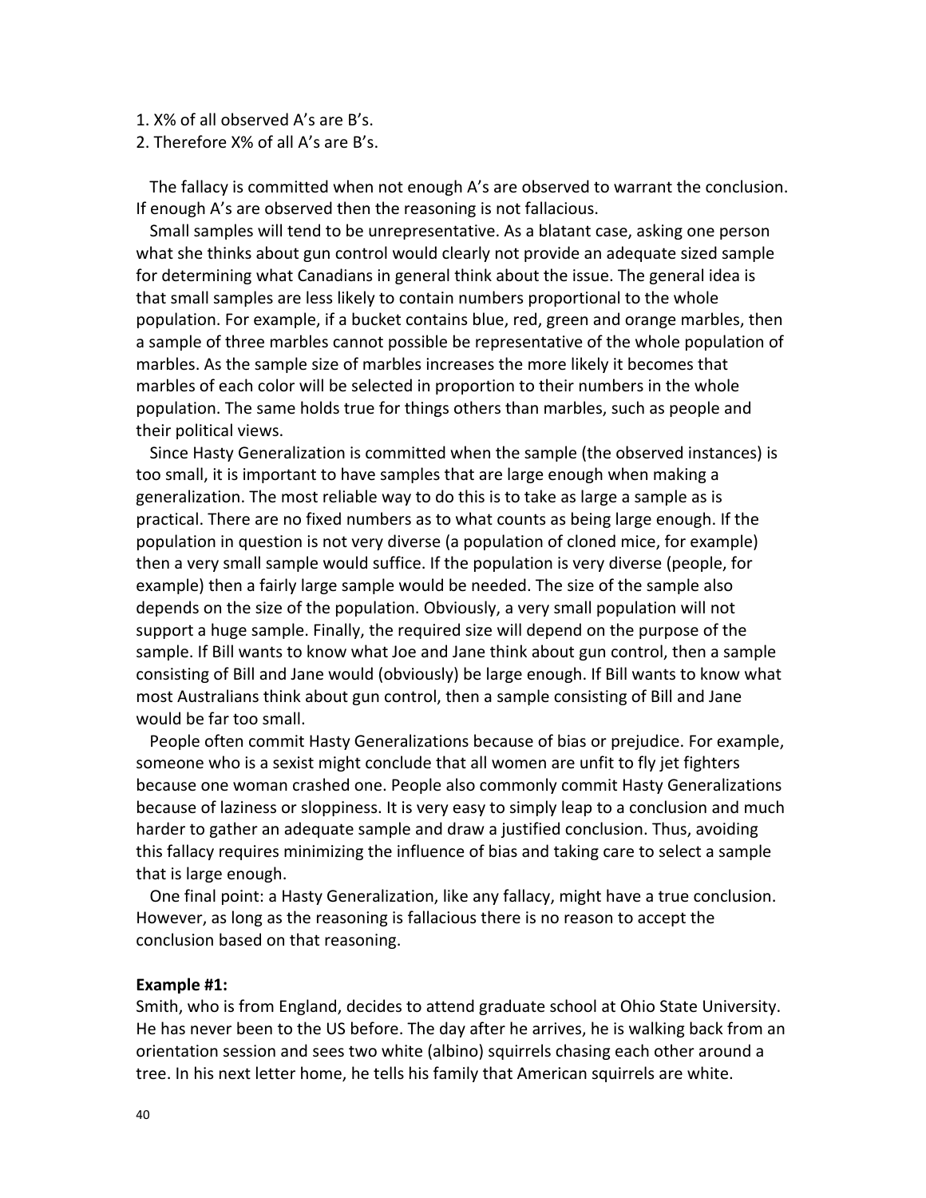1. X% of all observed A's are B's.
2. Therefore X% of all A's are B's.

The fallacy is committed when not enough A's are observed to warrant the conclusion. If enough A's are observed then the reasoning is not fallacious.

Small samples will tend to be unrepresentative. As a blatant case, asking one person what she thinks about gun control would clearly not provide an adequate sized sample for determining what Canadians in general think about the issue. The general idea is that small samples are less likely to contain numbers proportional to the whole population. For example, if a bucket contains blue, red, green and orange marbles, then a sample of three marbles cannot possible be representative of the whole population of marbles. As the sample size of marbles increases the more likely it becomes that marbles of each color will be selected in proportion to their numbers in the whole population. The same holds true for things others than marbles, such as people and their political views.

Since Hasty Generalization is committed when the sample (the observed instances) is too small, it is important to have samples that are large enough when making a generalization. The most reliable way to do this is to take as large a sample as is practical. There are no fixed numbers as to what counts as being large enough. If the population in question is not very diverse (a population of cloned mice, for example) then a very small sample would suffice. If the population is very diverse (people, for example) then a fairly large sample would be needed. The size of the sample also depends on the size of the population. Obviously, a very small population will not support a huge sample. Finally, the required size will depend on the purpose of the sample. If Bill wants to know what Joe and Jane think about gun control, then a sample consisting of Bill and Jane would (obviously) be large enough. If Bill wants to know what most Australians think about gun control, then a sample consisting of Bill and Jane would be far too small.

People often commit Hasty Generalizations because of bias or prejudice. For example, someone who is a sexist might conclude that all women are unfit to fly jet fighters because one woman crashed one. People also commonly commit Hasty Generalizations because of laziness or sloppiness. It is very easy to simply leap to a conclusion and much harder to gather an adequate sample and draw a justified conclusion. Thus, avoiding this fallacy requires minimizing the influence of bias and taking care to select a sample that is large enough.

One final point: a Hasty Generalization, like any fallacy, might have a true conclusion. However, as long as the reasoning is fallacious there is no reason to accept the conclusion based on that reasoning.

**Example #1:**
Smith, who is from England, decides to attend graduate school at Ohio State University. He has never been to the US before. The day after he arrives, he is walking back from an orientation session and sees two white (albino) squirrels chasing each other around a tree. In his next letter home, he tells his family that American squirrels are white.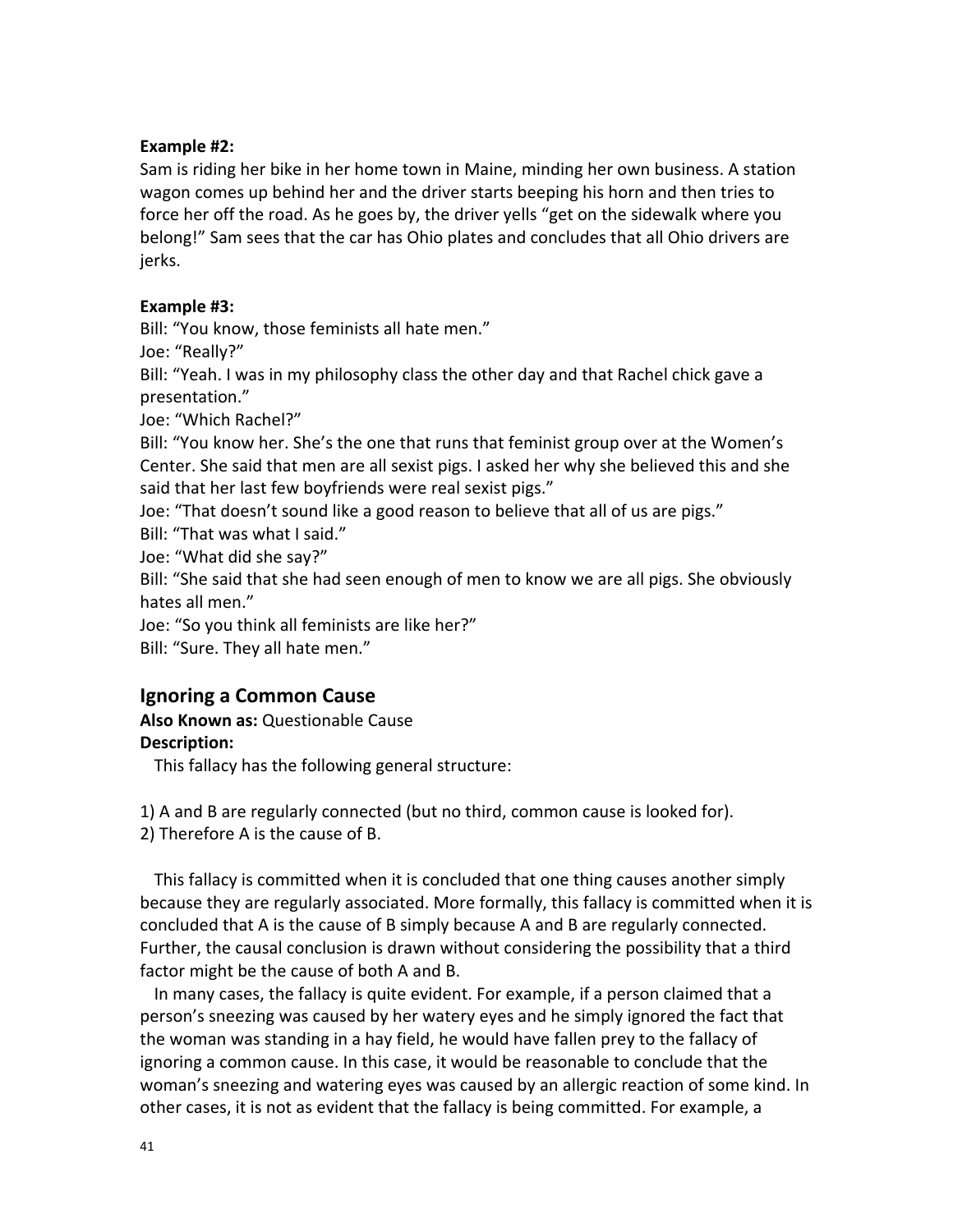**Example #2:**

Sam is riding her bike in her home town in Maine, minding her own business. A station wagon comes up behind her and the driver starts beeping his horn and then tries to force her off the road. As he goes by, the driver yells "get on the sidewalk where you belong!" Sam sees that the car has Ohio plates and concludes that all Ohio drivers are jerks.

**Example #3:**

Bill: "You know, those feminists all hate men."

Joe: "Really?"

Bill: "Yeah. I was in my philosophy class the other day and that Rachel chick gave a presentation."

Joe: "Which Rachel?"

Bill: "You know her. She's the one that runs that feminist group over at the Women's Center. She said that men are all sexist pigs. I asked her why she believed this and she said that her last few boyfriends were real sexist pigs."

Joe: "That doesn't sound like a good reason to believe that all of us are pigs."

Bill: "That was what I said."

Joe: "What did she say?"

Bill: "She said that she had seen enough of men to know we are all pigs. She obviously hates all men."

Joe: "So you think all feminists are like her?"

Bill: "Sure. They all hate men."

## Ignoring a Common Cause

**Also Known as:** Questionable Cause

**Description:**

This fallacy has the following general structure:

1) A and B are regularly connected (but no third, common cause is looked for).
2) Therefore A is the cause of B.

This fallacy is committed when it is concluded that one thing causes another simply because they are regularly associated. More formally, this fallacy is committed when it is concluded that A is the cause of B simply because A and B are regularly connected. Further, the causal conclusion is drawn without considering the possibility that a third factor might be the cause of both A and B.

In many cases, the fallacy is quite evident. For example, if a person claimed that a person's sneezing was caused by her watery eyes and he simply ignored the fact that the woman was standing in a hay field, he would have fallen prey to the fallacy of ignoring a common cause. In this case, it would be reasonable to conclude that the woman's sneezing and watering eyes was caused by an allergic reaction of some kind. In other cases, it is not as evident that the fallacy is being committed. For example, a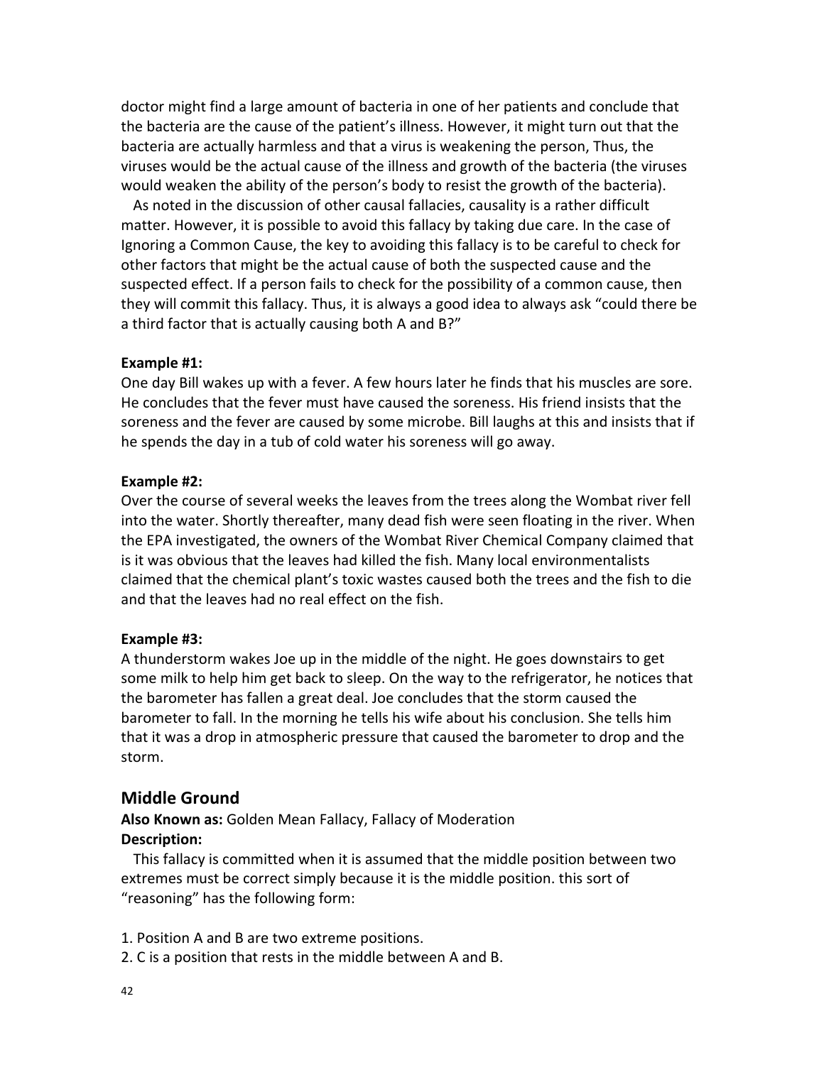doctor might find a large amount of bacteria in one of her patients and conclude that the bacteria are the cause of the patient's illness. However, it might turn out that the bacteria are actually harmless and that a virus is weakening the person, Thus, the viruses would be the actual cause of the illness and growth of the bacteria (the viruses would weaken the ability of the person's body to resist the growth of the bacteria).

As noted in the discussion of other causal fallacies, causality is a rather difficult matter. However, it is possible to avoid this fallacy by taking due care. In the case of Ignoring a Common Cause, the key to avoiding this fallacy is to be careful to check for other factors that might be the actual cause of both the suspected cause and the suspected effect. If a person fails to check for the possibility of a common cause, then they will commit this fallacy. Thus, it is always a good idea to always ask "could there be a third factor that is actually causing both A and B?"

**Example #1:**
One day Bill wakes up with a fever. A few hours later he finds that his muscles are sore. He concludes that the fever must have caused the soreness. His friend insists that the soreness and the fever are caused by some microbe. Bill laughs at this and insists that if he spends the day in a tub of cold water his soreness will go away.

**Example #2:**
Over the course of several weeks the leaves from the trees along the Wombat river fell into the water. Shortly thereafter, many dead fish were seen floating in the river. When the EPA investigated, the owners of the Wombat River Chemical Company claimed that is it was obvious that the leaves had killed the fish. Many local environmentalists claimed that the chemical plant's toxic wastes caused both the trees and the fish to die and that the leaves had no real effect on the fish.

**Example #3:**
A thunderstorm wakes Joe up in the middle of the night. He goes downstairs to get some milk to help him get back to sleep. On the way to the refrigerator, he notices that the barometer has fallen a great deal. Joe concludes that the storm caused the barometer to fall. In the morning he tells his wife about his conclusion. She tells him that it was a drop in atmospheric pressure that caused the barometer to drop and the storm.

## Middle Ground

**Also Known as:** Golden Mean Fallacy, Fallacy of Moderation
**Description:**
This fallacy is committed when it is assumed that the middle position between two extremes must be correct simply because it is the middle position. this sort of "reasoning" has the following form:

1. Position A and B are two extreme positions.
2. C is a position that rests in the middle between A and B.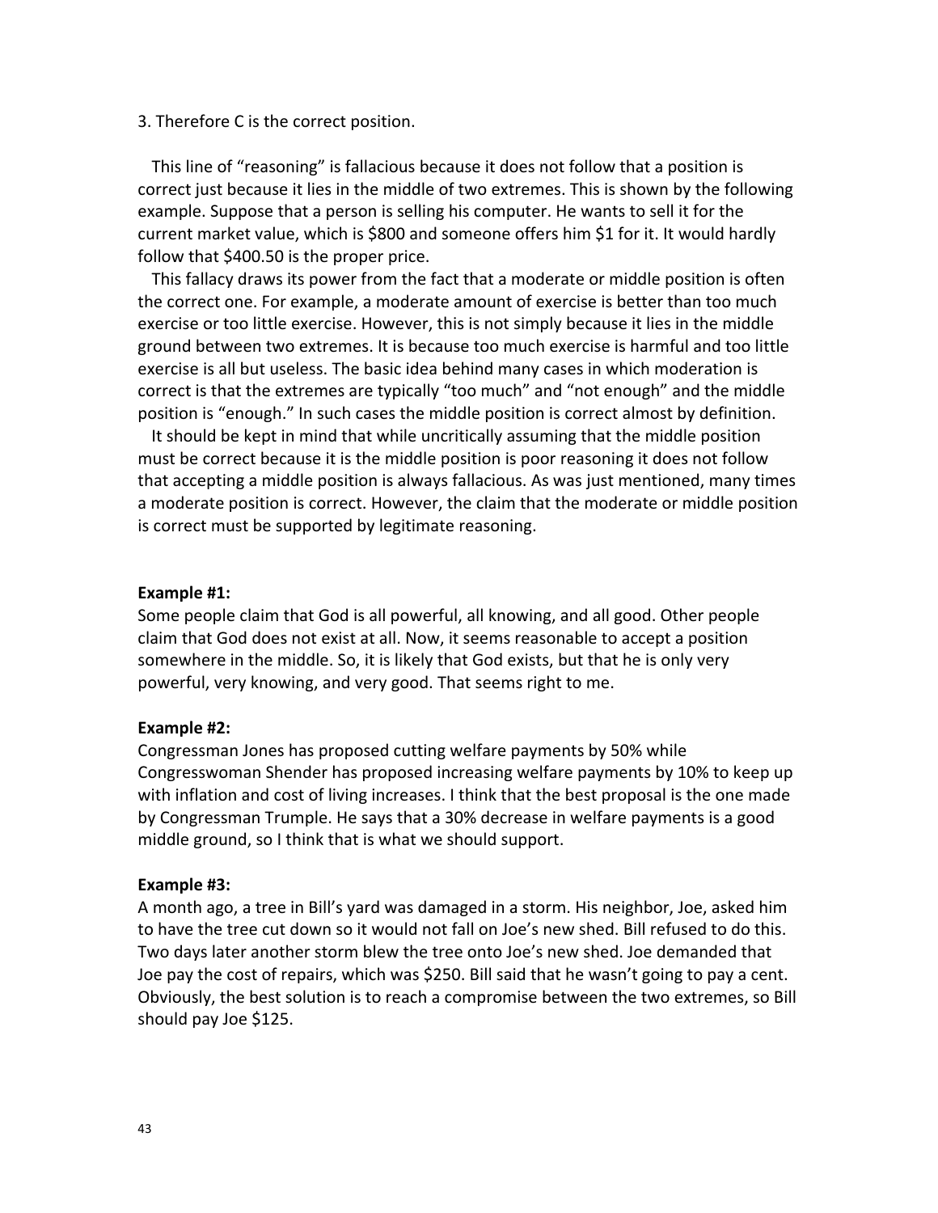3. Therefore C is the correct position.

This line of "reasoning" is fallacious because it does not follow that a position is correct just because it lies in the middle of two extremes. This is shown by the following example. Suppose that a person is selling his computer. He wants to sell it for the current market value, which is $800 and someone offers him $1 for it. It would hardly follow that $400.50 is the proper price.

This fallacy draws its power from the fact that a moderate or middle position is often the correct one. For example, a moderate amount of exercise is better than too much exercise or too little exercise. However, this is not simply because it lies in the middle ground between two extremes. It is because too much exercise is harmful and too little exercise is all but useless. The basic idea behind many cases in which moderation is correct is that the extremes are typically "too much" and "not enough" and the middle position is "enough." In such cases the middle position is correct almost by definition.

It should be kept in mind that while uncritically assuming that the middle position must be correct because it is the middle position is poor reasoning it does not follow that accepting a middle position is always fallacious. As was just mentioned, many times a moderate position is correct. However, the claim that the moderate or middle position is correct must be supported by legitimate reasoning.

**Example #1:**
Some people claim that God is all powerful, all knowing, and all good. Other people claim that God does not exist at all. Now, it seems reasonable to accept a position somewhere in the middle. So, it is likely that God exists, but that he is only very powerful, very knowing, and very good. That seems right to me.

**Example #2:**
Congressman Jones has proposed cutting welfare payments by 50% while Congresswoman Shender has proposed increasing welfare payments by 10% to keep up with inflation and cost of living increases. I think that the best proposal is the one made by Congressman Trumple. He says that a 30% decrease in welfare payments is a good middle ground, so I think that is what we should support.

**Example #3:**
A month ago, a tree in Bill's yard was damaged in a storm. His neighbor, Joe, asked him to have the tree cut down so it would not fall on Joe's new shed. Bill refused to do this. Two days later another storm blew the tree onto Joe's new shed. Joe demanded that Joe pay the cost of repairs, which was $250. Bill said that he wasn't going to pay a cent. Obviously, the best solution is to reach a compromise between the two extremes, so Bill should pay Joe $125.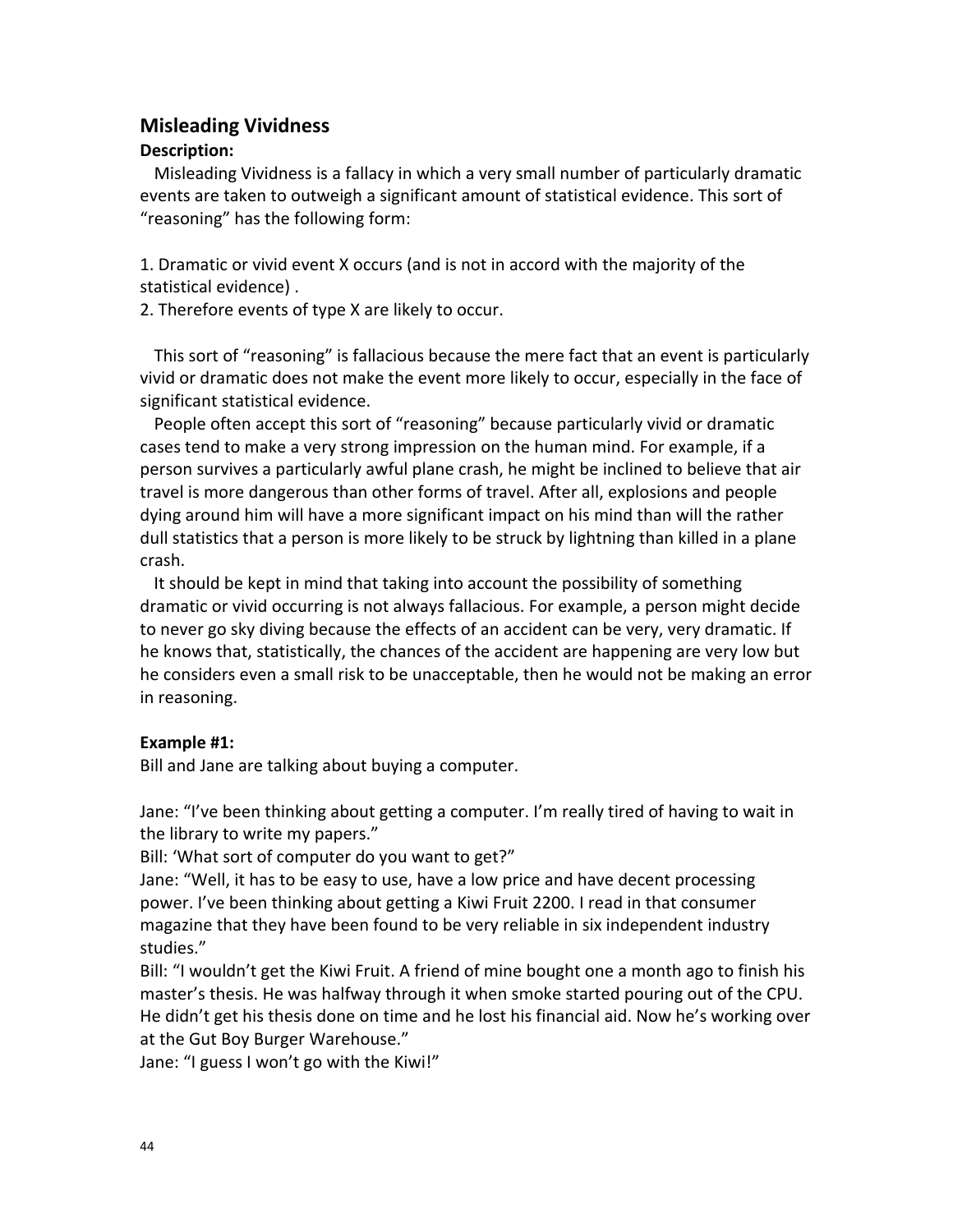## Misleading Vividness

### Description:

Misleading Vividness is a fallacy in which a very small number of particularly dramatic events are taken to outweigh a significant amount of statistical evidence. This sort of "reasoning" has the following form:

1. Dramatic or vivid event X occurs (and is not in accord with the majority of the statistical evidence) .
2. Therefore events of type X are likely to occur.

This sort of "reasoning" is fallacious because the mere fact that an event is particularly vivid or dramatic does not make the event more likely to occur, especially in the face of significant statistical evidence.

People often accept this sort of "reasoning" because particularly vivid or dramatic cases tend to make a very strong impression on the human mind. For example, if a person survives a particularly awful plane crash, he might be inclined to believe that air travel is more dangerous than other forms of travel. After all, explosions and people dying around him will have a more significant impact on his mind than will the rather dull statistics that a person is more likely to be struck by lightning than killed in a plane crash.

It should be kept in mind that taking into account the possibility of something dramatic or vivid occurring is not always fallacious. For example, a person might decide to never go sky diving because the effects of an accident can be very, very dramatic. If he knows that, statistically, the chances of the accident are happening are very low but he considers even a small risk to be unacceptable, then he would not be making an error in reasoning.

### Example #1:

Bill and Jane are talking about buying a computer.

Jane: "I've been thinking about getting a computer. I'm really tired of having to wait in the library to write my papers."
Bill: 'What sort of computer do you want to get?"
Jane: "Well, it has to be easy to use, have a low price and have decent processing power. I've been thinking about getting a Kiwi Fruit 2200. I read in that consumer magazine that they have been found to be very reliable in six independent industry studies."
Bill: "I wouldn't get the Kiwi Fruit. A friend of mine bought one a month ago to finish his master's thesis. He was halfway through it when smoke started pouring out of the CPU. He didn't get his thesis done on time and he lost his financial aid. Now he's working over at the Gut Boy Burger Warehouse."
Jane: "I guess I won't go with the Kiwi!"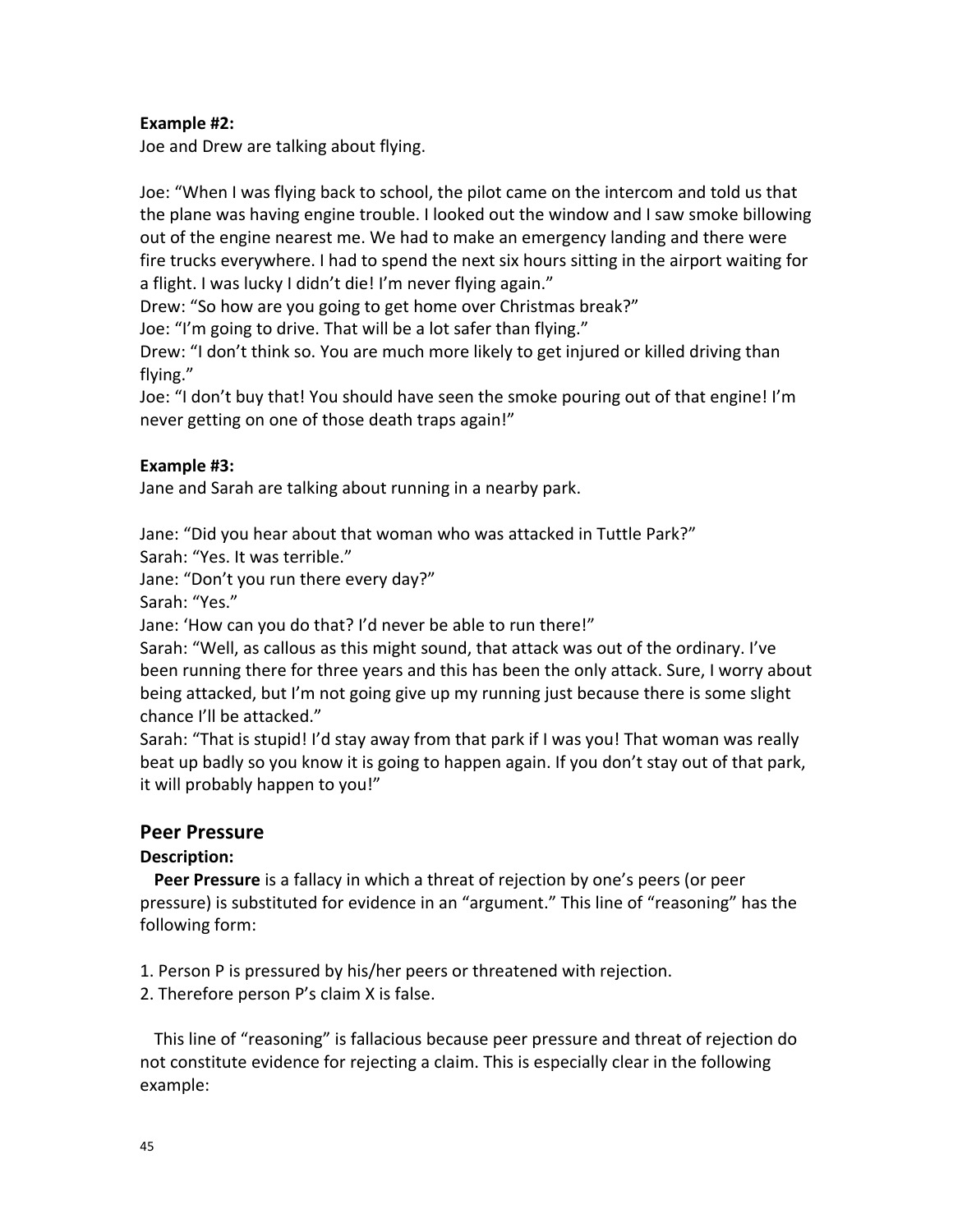**Example #2:**
Joe and Drew are talking about flying.

Joe: "When I was flying back to school, the pilot came on the intercom and told us that the plane was having engine trouble. I looked out the window and I saw smoke billowing out of the engine nearest me. We had to make an emergency landing and there were fire trucks everywhere. I had to spend the next six hours sitting in the airport waiting for a flight. I was lucky I didn't die! I'm never flying again."
Drew: "So how are you going to get home over Christmas break?"
Joe: "I'm going to drive. That will be a lot safer than flying."
Drew: "I don't think so. You are much more likely to get injured or killed driving than flying."
Joe: "I don't buy that! You should have seen the smoke pouring out of that engine! I'm never getting on one of those death traps again!"

**Example #3:**
Jane and Sarah are talking about running in a nearby park.

Jane: "Did you hear about that woman who was attacked in Tuttle Park?"
Sarah: "Yes. It was terrible."
Jane: "Don't you run there every day?"
Sarah: "Yes."
Jane: 'How can you do that? I'd never be able to run there!"
Sarah: "Well, as callous as this might sound, that attack was out of the ordinary. I've been running there for three years and this has been the only attack. Sure, I worry about being attacked, but I'm not going give up my running just because there is some slight chance I'll be attacked."
Sarah: "That is stupid! I'd stay away from that park if I was you! That woman was really beat up badly so you know it is going to happen again. If you don't stay out of that park, it will probably happen to you!"

## Peer Pressure

**Description:**

**Peer Pressure** is a fallacy in which a threat of rejection by one's peers (or peer pressure) is substituted for evidence in an "argument." This line of "reasoning" has the following form:

1. Person P is pressured by his/her peers or threatened with rejection.
2. Therefore person P's claim X is false.

This line of "reasoning" is fallacious because peer pressure and threat of rejection do not constitute evidence for rejecting a claim. This is especially clear in the following example: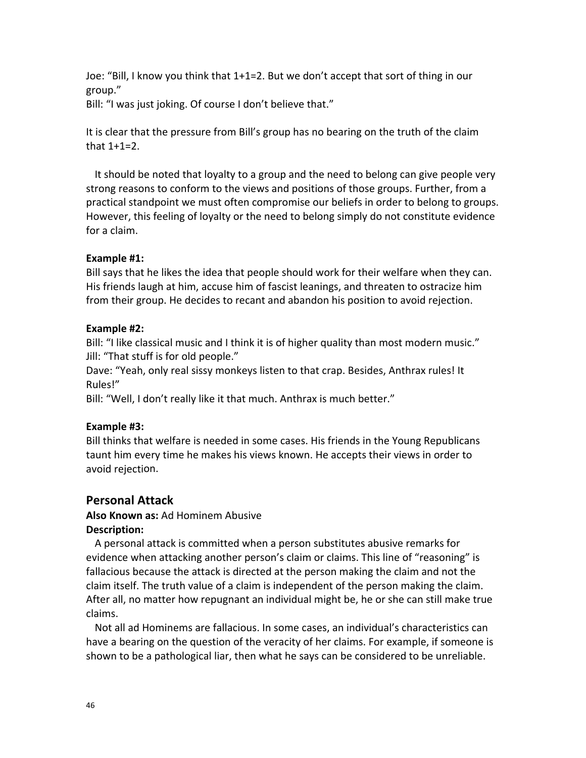Joe: “Bill, I know you think that 1+1=2. But we don’t accept that sort of thing in our group.”
Bill: “I was just joking. Of course I don’t believe that.”

It is clear that the pressure from Bill’s group has no bearing on the truth of the claim that 1+1=2.

It should be noted that loyalty to a group and the need to belong can give people very strong reasons to conform to the views and positions of those groups. Further, from a practical standpoint we must often compromise our beliefs in order to belong to groups. However, this feeling of loyalty or the need to belong simply do not constitute evidence for a claim.

**Example #1:**
Bill says that he likes the idea that people should work for their welfare when they can. His friends laugh at him, accuse him of fascist leanings, and threaten to ostracize him from their group. He decides to recant and abandon his position to avoid rejection.

**Example #2:**
Bill: “I like classical music and I think it is of higher quality than most modern music.”
Jill: “That stuff is for old people.”
Dave: “Yeah, only real sissy monkeys listen to that crap. Besides, Anthrax rules! It Rules!”
Bill: “Well, I don’t really like it that much. Anthrax is much better.”

**Example #3:**
Bill thinks that welfare is needed in some cases. His friends in the Young Republicans taunt him every time he makes his views known. He accepts their views in order to avoid rejection.

## Personal Attack

**Also Known as:** Ad Hominem Abusive
**Description:**

A personal attack is committed when a person substitutes abusive remarks for evidence when attacking another person’s claim or claims. This line of “reasoning” is fallacious because the attack is directed at the person making the claim and not the claim itself. The truth value of a claim is independent of the person making the claim. After all, no matter how repugnant an individual might be, he or she can still make true claims.

Not all ad Hominems are fallacious. In some cases, an individual’s characteristics can have a bearing on the question of the veracity of her claims. For example, if someone is shown to be a pathological liar, then what he says can be considered to be unreliable.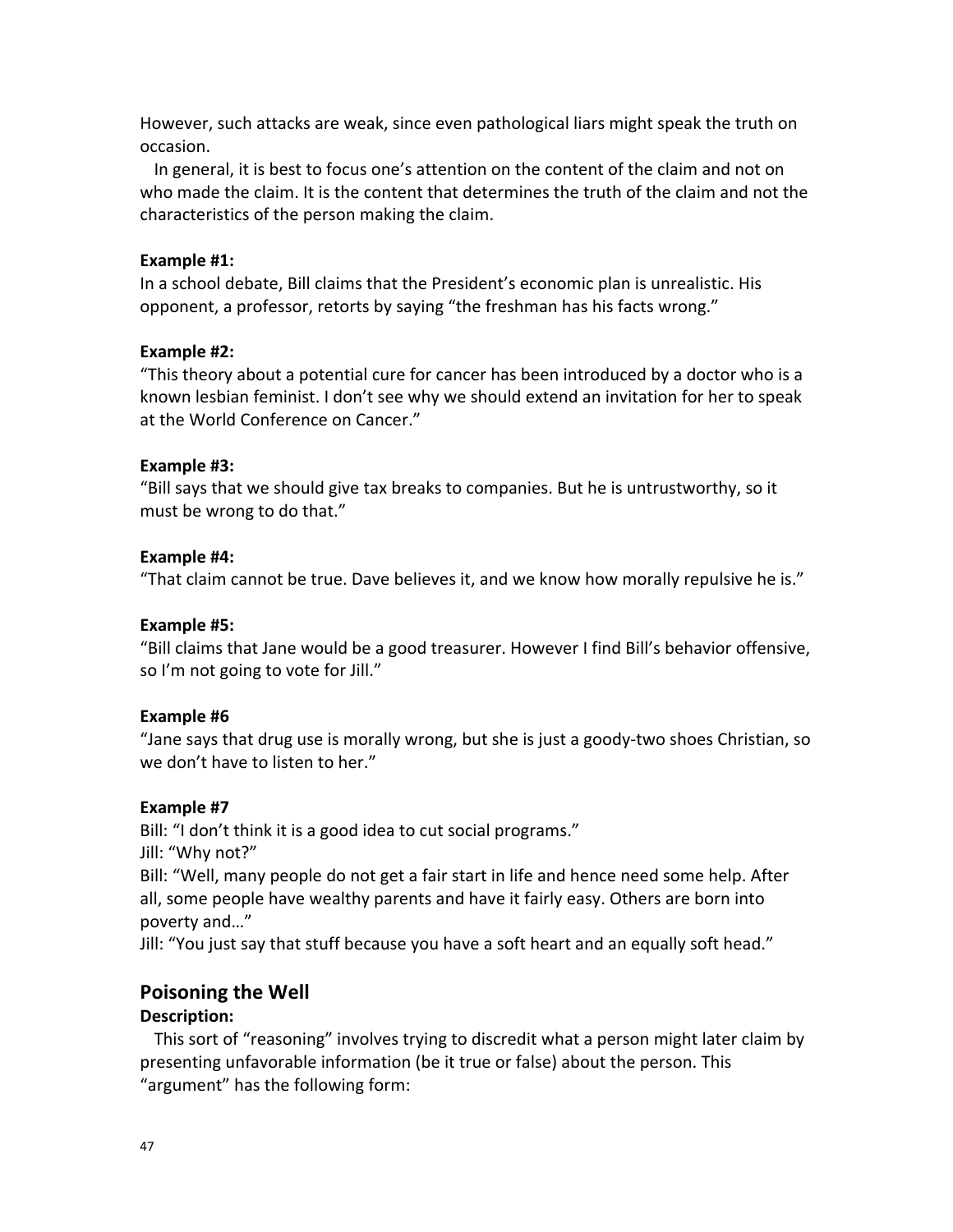However, such attacks are weak, since even pathological liars might speak the truth on occasion.

In general, it is best to focus one's attention on the content of the claim and not on who made the claim. It is the content that determines the truth of the claim and not the characteristics of the person making the claim.

**Example #1:**
In a school debate, Bill claims that the President's economic plan is unrealistic. His opponent, a professor, retorts by saying "the freshman has his facts wrong."

**Example #2:**
"This theory about a potential cure for cancer has been introduced by a doctor who is a known lesbian feminist. I don't see why we should extend an invitation for her to speak at the World Conference on Cancer."

**Example #3:**
"Bill says that we should give tax breaks to companies. But he is untrustworthy, so it must be wrong to do that."

**Example #4:**
"That claim cannot be true. Dave believes it, and we know how morally repulsive he is."

**Example #5:**
"Bill claims that Jane would be a good treasurer. However I find Bill's behavior offensive, so I'm not going to vote for Jill."

**Example #6**
"Jane says that drug use is morally wrong, but she is just a goody-two shoes Christian, so we don't have to listen to her."

**Example #7**
Bill: "I don't think it is a good idea to cut social programs."
Jill: "Why not?"
Bill: "Well, many people do not get a fair start in life and hence need some help. After all, some people have wealthy parents and have it fairly easy. Others are born into poverty and…"
Jill: "You just say that stuff because you have a soft heart and an equally soft head."

## Poisoning the Well

**Description:**

This sort of "reasoning" involves trying to discredit what a person might later claim by presenting unfavorable information (be it true or false) about the person. This "argument" has the following form: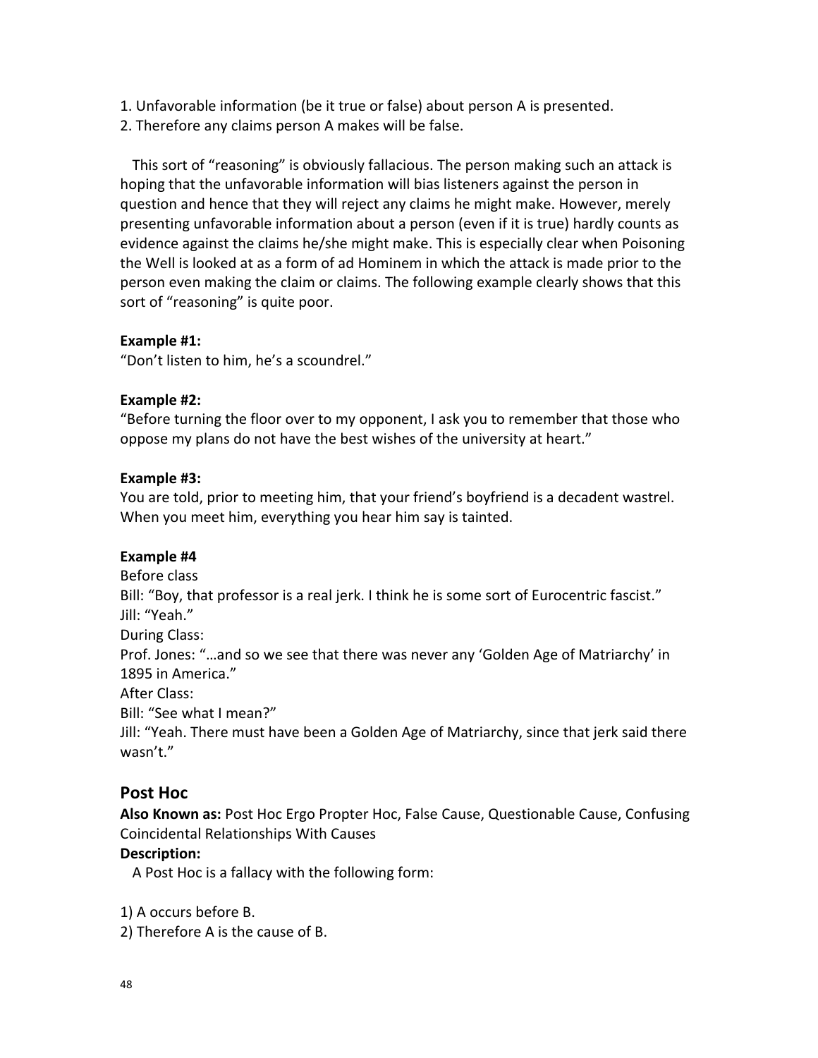1. Unfavorable information (be it true or false) about person A is presented.
2. Therefore any claims person A makes will be false.

This sort of "reasoning" is obviously fallacious. The person making such an attack is hoping that the unfavorable information will bias listeners against the person in question and hence that they will reject any claims he might make. However, merely presenting unfavorable information about a person (even if it is true) hardly counts as evidence against the claims he/she might make. This is especially clear when Poisoning the Well is looked at as a form of ad Hominem in which the attack is made prior to the person even making the claim or claims. The following example clearly shows that this sort of "reasoning" is quite poor.

**Example #1:**
"Don't listen to him, he's a scoundrel."

**Example #2:**
"Before turning the floor over to my opponent, I ask you to remember that those who oppose my plans do not have the best wishes of the university at heart."

**Example #3:**
You are told, prior to meeting him, that your friend's boyfriend is a decadent wastrel. When you meet him, everything you hear him say is tainted.

**Example #4**
Before class
Bill: "Boy, that professor is a real jerk. I think he is some sort of Eurocentric fascist."
Jill: "Yeah."
During Class:
Prof. Jones: "…and so we see that there was never any 'Golden Age of Matriarchy' in 1895 in America."
After Class:
Bill: "See what I mean?"
Jill: "Yeah. There must have been a Golden Age of Matriarchy, since that jerk said there wasn't."

## Post Hoc

**Also Known as:** Post Hoc Ergo Propter Hoc, False Cause, Questionable Cause, Confusing Coincidental Relationships With Causes
**Description:**
A Post Hoc is a fallacy with the following form:

1) A occurs before B.
2) Therefore A is the cause of B.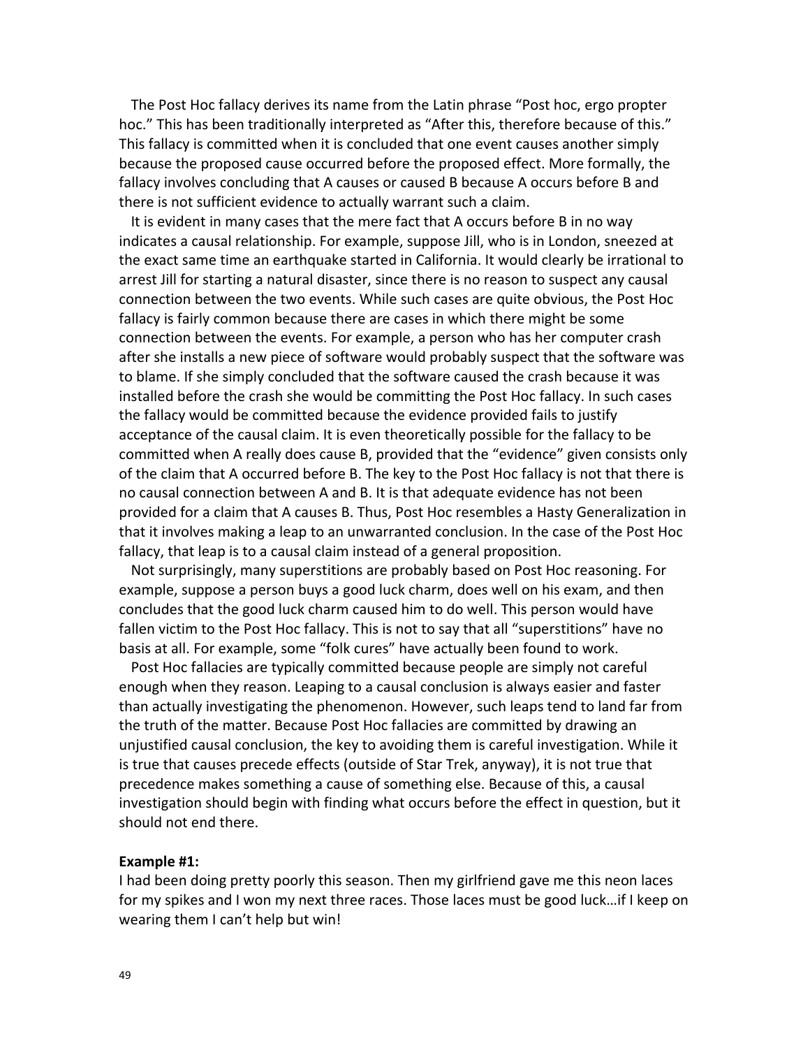The Post Hoc fallacy derives its name from the Latin phrase "Post hoc, ergo propter hoc." This has been traditionally interpreted as "After this, therefore because of this." This fallacy is committed when it is concluded that one event causes another simply because the proposed cause occurred before the proposed effect. More formally, the fallacy involves concluding that A causes or caused B because A occurs before B and there is not sufficient evidence to actually warrant such a claim.

It is evident in many cases that the mere fact that A occurs before B in no way indicates a causal relationship. For example, suppose Jill, who is in London, sneezed at the exact same time an earthquake started in California. It would clearly be irrational to arrest Jill for starting a natural disaster, since there is no reason to suspect any causal connection between the two events. While such cases are quite obvious, the Post Hoc fallacy is fairly common because there are cases in which there might be some connection between the events. For example, a person who has her computer crash after she installs a new piece of software would probably suspect that the software was to blame. If she simply concluded that the software caused the crash because it was installed before the crash she would be committing the Post Hoc fallacy. In such cases the fallacy would be committed because the evidence provided fails to justify acceptance of the causal claim. It is even theoretically possible for the fallacy to be committed when A really does cause B, provided that the "evidence" given consists only of the claim that A occurred before B. The key to the Post Hoc fallacy is not that there is no causal connection between A and B. It is that adequate evidence has not been provided for a claim that A causes B. Thus, Post Hoc resembles a Hasty Generalization in that it involves making a leap to an unwarranted conclusion. In the case of the Post Hoc fallacy, that leap is to a causal claim instead of a general proposition.

Not surprisingly, many superstitions are probably based on Post Hoc reasoning. For example, suppose a person buys a good luck charm, does well on his exam, and then concludes that the good luck charm caused him to do well. This person would have fallen victim to the Post Hoc fallacy. This is not to say that all "superstitions" have no basis at all. For example, some "folk cures" have actually been found to work.

Post Hoc fallacies are typically committed because people are simply not careful enough when they reason. Leaping to a causal conclusion is always easier and faster than actually investigating the phenomenon. However, such leaps tend to land far from the truth of the matter. Because Post Hoc fallacies are committed by drawing an unjustified causal conclusion, the key to avoiding them is careful investigation. While it is true that causes precede effects (outside of Star Trek, anyway), it is not true that precedence makes something a cause of something else. Because of this, a causal investigation should begin with finding what occurs before the effect in question, but it should not end there.

**Example #1:**
I had been doing pretty poorly this season. Then my girlfriend gave me this neon laces for my spikes and I won my next three races. Those laces must be good luck…if I keep on wearing them I can't help but win!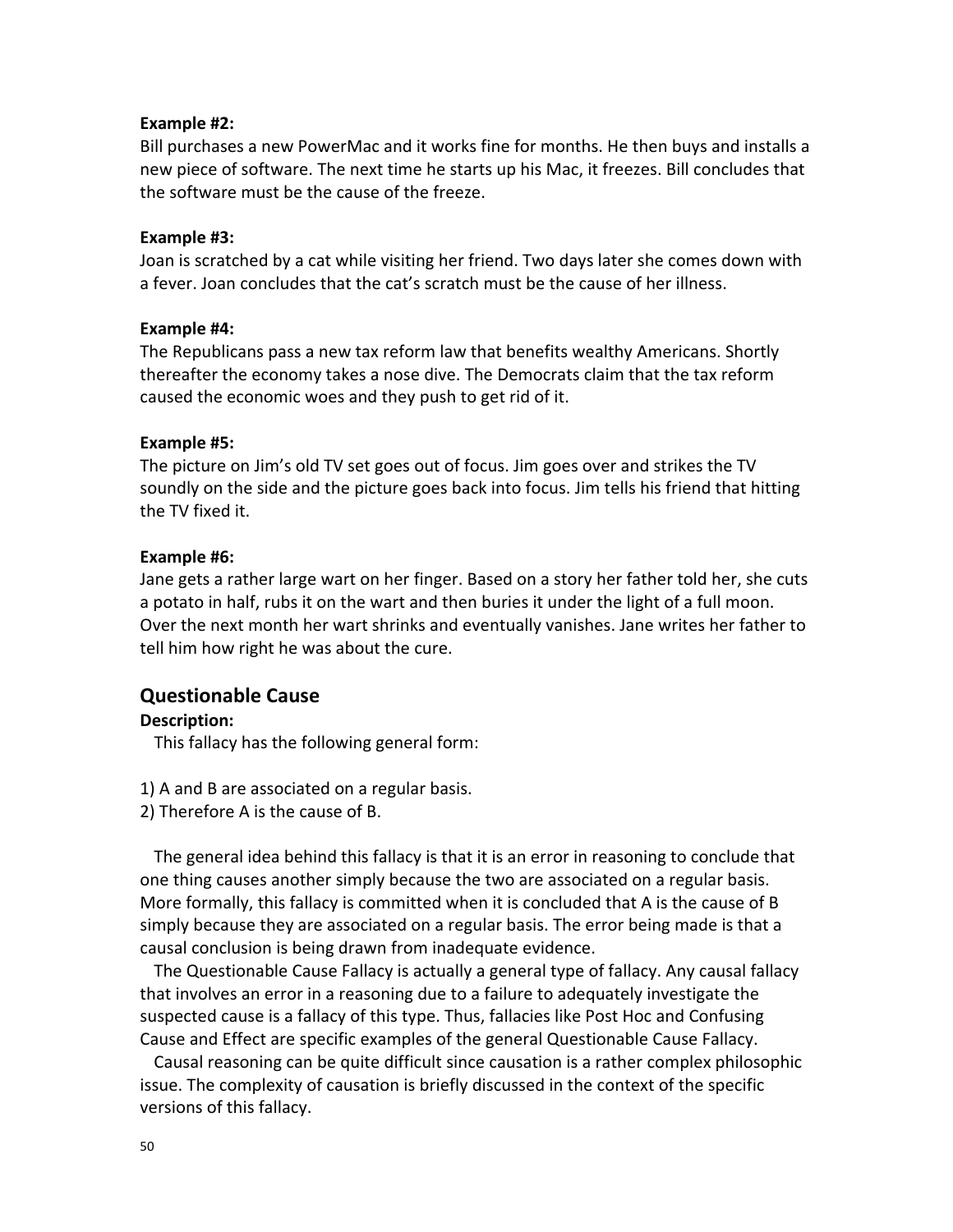**Example #2:**
Bill purchases a new PowerMac and it works fine for months. He then buys and installs a new piece of software. The next time he starts up his Mac, it freezes. Bill concludes that the software must be the cause of the freeze.

**Example #3:**
Joan is scratched by a cat while visiting her friend. Two days later she comes down with a fever. Joan concludes that the cat's scratch must be the cause of her illness.

**Example #4:**
The Republicans pass a new tax reform law that benefits wealthy Americans. Shortly thereafter the economy takes a nose dive. The Democrats claim that the tax reform caused the economic woes and they push to get rid of it.

**Example #5:**
The picture on Jim's old TV set goes out of focus. Jim goes over and strikes the TV soundly on the side and the picture goes back into focus. Jim tells his friend that hitting the TV fixed it.

**Example #6:**
Jane gets a rather large wart on her finger. Based on a story her father told her, she cuts a potato in half, rubs it on the wart and then buries it under the light of a full moon. Over the next month her wart shrinks and eventually vanishes. Jane writes her father to tell him how right he was about the cure.

## Questionable Cause

**Description:**

This fallacy has the following general form:

1) A and B are associated on a regular basis.
2) Therefore A is the cause of B.

The general idea behind this fallacy is that it is an error in reasoning to conclude that one thing causes another simply because the two are associated on a regular basis. More formally, this fallacy is committed when it is concluded that A is the cause of B simply because they are associated on a regular basis. The error being made is that a causal conclusion is being drawn from inadequate evidence.

The Questionable Cause Fallacy is actually a general type of fallacy. Any causal fallacy that involves an error in a reasoning due to a failure to adequately investigate the suspected cause is a fallacy of this type. Thus, fallacies like Post Hoc and Confusing Cause and Effect are specific examples of the general Questionable Cause Fallacy.

Causal reasoning can be quite difficult since causation is a rather complex philosophic issue. The complexity of causation is briefly discussed in the context of the specific versions of this fallacy.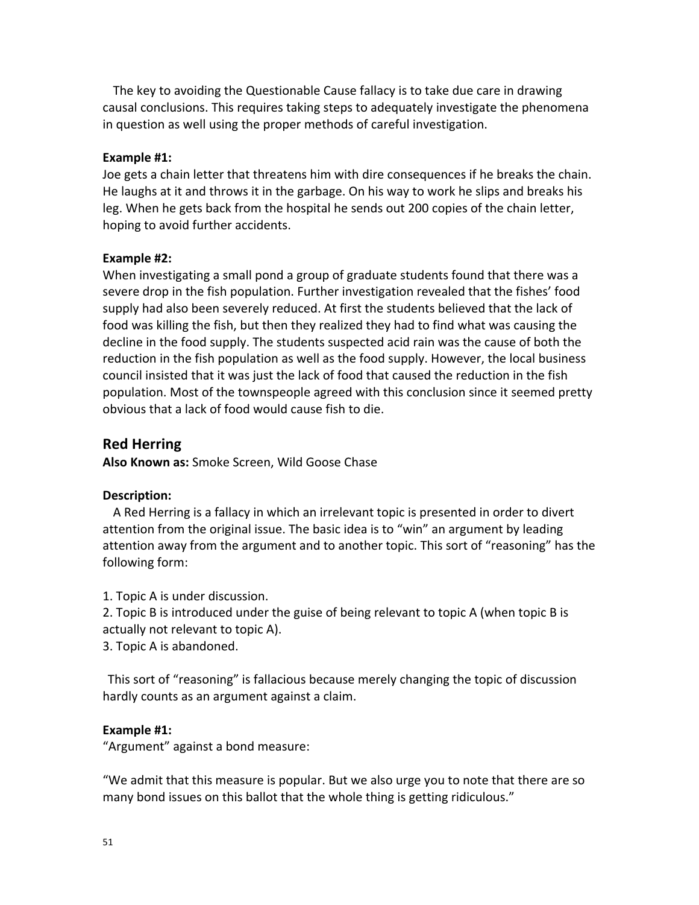The key to avoiding the Questionable Cause fallacy is to take due care in drawing causal conclusions. This requires taking steps to adequately investigate the phenomena in question as well using the proper methods of careful investigation.

**Example #1:**
Joe gets a chain letter that threatens him with dire consequences if he breaks the chain. He laughs at it and throws it in the garbage. On his way to work he slips and breaks his leg. When he gets back from the hospital he sends out 200 copies of the chain letter, hoping to avoid further accidents.

**Example #2:**
When investigating a small pond a group of graduate students found that there was a severe drop in the fish population. Further investigation revealed that the fishes' food supply had also been severely reduced. At first the students believed that the lack of food was killing the fish, but then they realized they had to find what was causing the decline in the food supply. The students suspected acid rain was the cause of both the reduction in the fish population as well as the food supply. However, the local business council insisted that it was just the lack of food that caused the reduction in the fish population. Most of the townspeople agreed with this conclusion since it seemed pretty obvious that a lack of food would cause fish to die.

## Red Herring

**Also Known as:** Smoke Screen, Wild Goose Chase

**Description:**
A Red Herring is a fallacy in which an irrelevant topic is presented in order to divert attention from the original issue. The basic idea is to "win" an argument by leading attention away from the argument and to another topic. This sort of "reasoning" has the following form:

1. Topic A is under discussion.
2. Topic B is introduced under the guise of being relevant to topic A (when topic B is actually not relevant to topic A).
3. Topic A is abandoned.

This sort of "reasoning" is fallacious because merely changing the topic of discussion hardly counts as an argument against a claim.

**Example #1:**
"Argument" against a bond measure:

"We admit that this measure is popular. But we also urge you to note that there are so many bond issues on this ballot that the whole thing is getting ridiculous."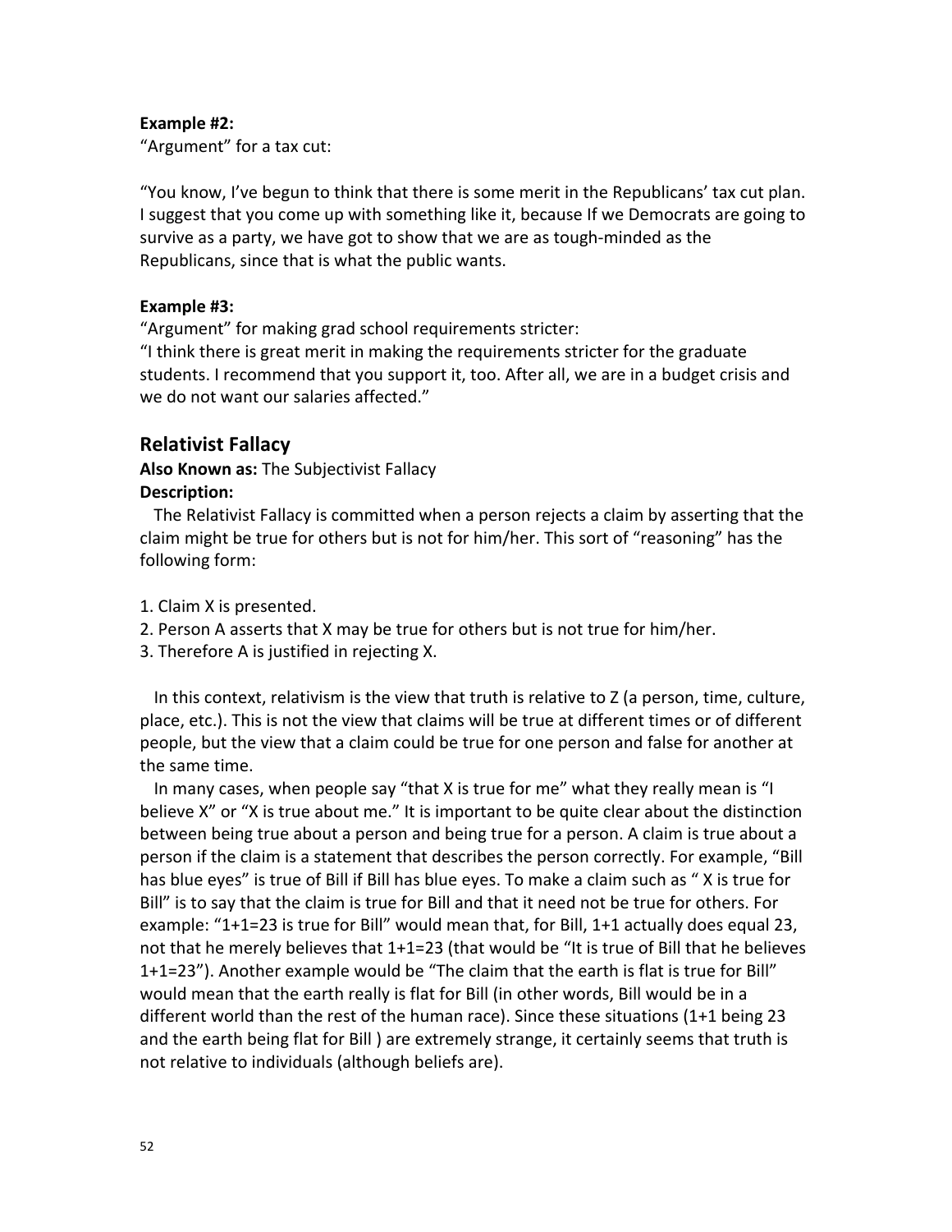**Example #2:**
"Argument" for a tax cut:

"You know, I've begun to think that there is some merit in the Republicans' tax cut plan. I suggest that you come up with something like it, because If we Democrats are going to survive as a party, we have got to show that we are as tough-minded as the Republicans, since that is what the public wants.

**Example #3:**
"Argument" for making grad school requirements stricter:
"I think there is great merit in making the requirements stricter for the graduate students. I recommend that you support it, too. After all, we are in a budget crisis and we do not want our salaries affected."

## Relativist Fallacy

**Also Known as:** The Subjectivist Fallacy
**Description:**

The Relativist Fallacy is committed when a person rejects a claim by asserting that the claim might be true for others but is not for him/her. This sort of "reasoning" has the following form:

1. Claim X is presented.
2. Person A asserts that X may be true for others but is not true for him/her.
3. Therefore A is justified in rejecting X.

In this context, relativism is the view that truth is relative to Z (a person, time, culture, place, etc.). This is not the view that claims will be true at different times or of different people, but the view that a claim could be true for one person and false for another at the same time.

In many cases, when people say "that X is true for me" what they really mean is "I believe X" or "X is true about me." It is important to be quite clear about the distinction between being true about a person and being true for a person. A claim is true about a person if the claim is a statement that describes the person correctly. For example, "Bill has blue eyes" is true of Bill if Bill has blue eyes. To make a claim such as " X is true for Bill" is to say that the claim is true for Bill and that it need not be true for others. For example: "1+1=23 is true for Bill" would mean that, for Bill, 1+1 actually does equal 23, not that he merely believes that 1+1=23 (that would be "It is true of Bill that he believes 1+1=23"). Another example would be "The claim that the earth is flat is true for Bill" would mean that the earth really is flat for Bill (in other words, Bill would be in a different world than the rest of the human race). Since these situations (1+1 being 23 and the earth being flat for Bill ) are extremely strange, it certainly seems that truth is not relative to individuals (although beliefs are).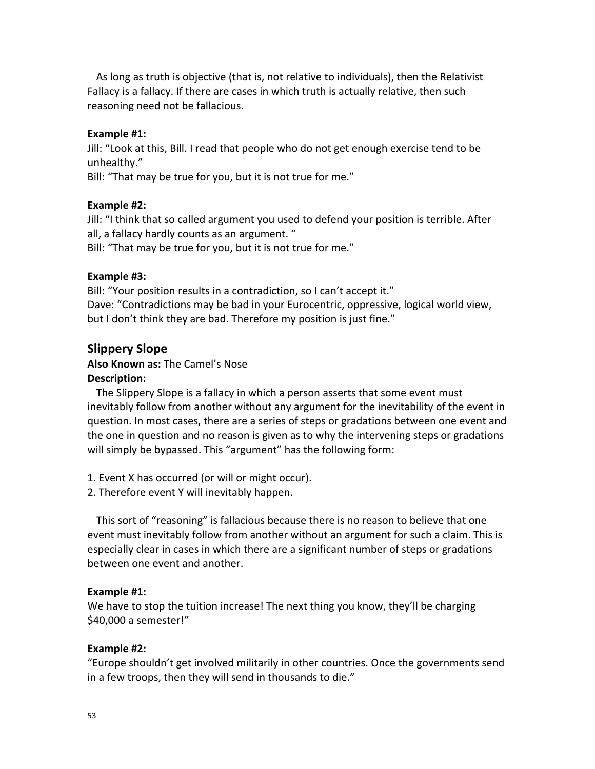As long as truth is objective (that is, not relative to individuals), then the Relativist Fallacy is a fallacy. If there are cases in which truth is actually relative, then such reasoning need not be fallacious.

**Example #1:**
Jill: "Look at this, Bill. I read that people who do not get enough exercise tend to be unhealthy."
Bill: "That may be true for you, but it is not true for me."

**Example #2:**
Jill: "I think that so called argument you used to defend your position is terrible. After all, a fallacy hardly counts as an argument. "
Bill: "That may be true for you, but it is not true for me."

**Example #3:**
Bill: "Your position results in a contradiction, so I can't accept it."
Dave: "Contradictions may be bad in your Eurocentric, oppressive, logical world view, but I don't think they are bad. Therefore my position is just fine."

## Slippery Slope

**Also Known as:** The Camel's Nose

**Description:**

The Slippery Slope is a fallacy in which a person asserts that some event must inevitably follow from another without any argument for the inevitability of the event in question. In most cases, there are a series of steps or gradations between one event and the one in question and no reason is given as to why the intervening steps or gradations will simply be bypassed. This "argument" has the following form:

1. Event X has occurred (or will or might occur).
2. Therefore event Y will inevitably happen.

This sort of "reasoning" is fallacious because there is no reason to believe that one event must inevitably follow from another without an argument for such a claim. This is especially clear in cases in which there are a significant number of steps or gradations between one event and another.

**Example #1:**
We have to stop the tuition increase! The next thing you know, they'll be charging $40,000 a semester!"

**Example #2:**
"Europe shouldn't get involved militarily in other countries. Once the governments send in a few troops, then they will send in thousands to die."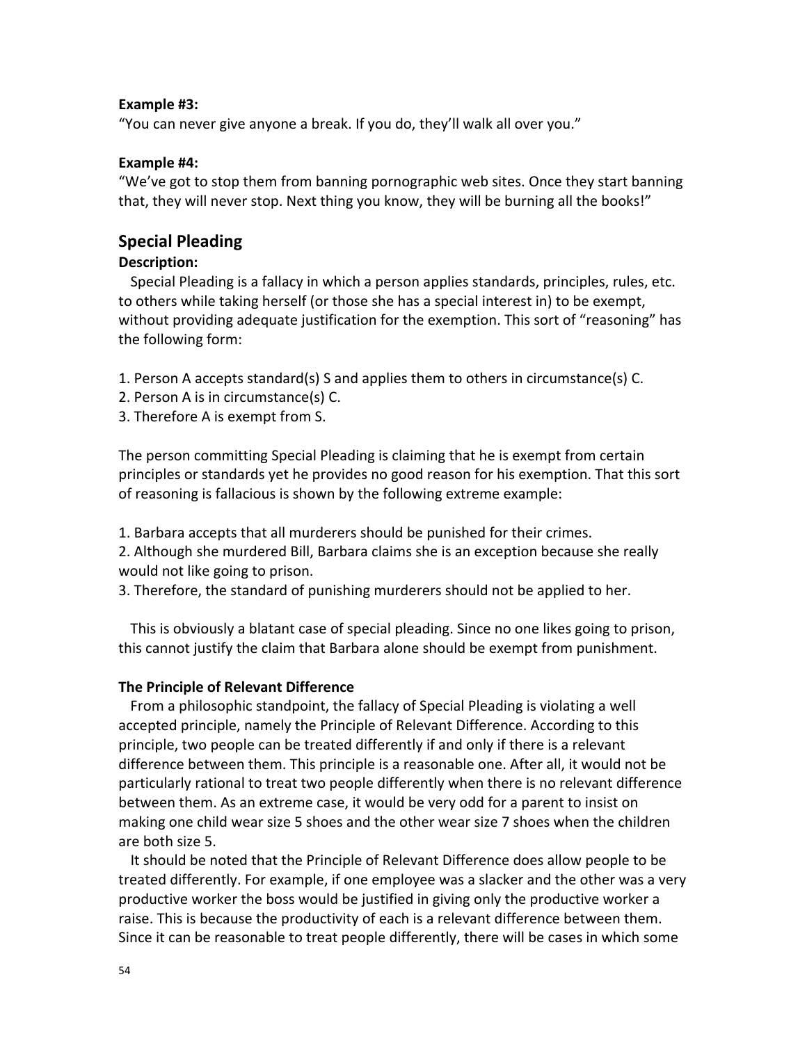**Example #3:**
"You can never give anyone a break. If you do, they'll walk all over you."

**Example #4:**
"We've got to stop them from banning pornographic web sites. Once they start banning that, they will never stop. Next thing you know, they will be burning all the books!"

## Special Pleading

**Description:**

Special Pleading is a fallacy in which a person applies standards, principles, rules, etc. to others while taking herself (or those she has a special interest in) to be exempt, without providing adequate justification for the exemption. This sort of "reasoning" has the following form:

1. Person A accepts standard(s) S and applies them to others in circumstance(s) C.
2. Person A is in circumstance(s) C.
3. Therefore A is exempt from S.

The person committing Special Pleading is claiming that he is exempt from certain principles or standards yet he provides no good reason for his exemption. That this sort of reasoning is fallacious is shown by the following extreme example:

1. Barbara accepts that all murderers should be punished for their crimes.
2. Although she murdered Bill, Barbara claims she is an exception because she really would not like going to prison.
3. Therefore, the standard of punishing murderers should not be applied to her.

This is obviously a blatant case of special pleading. Since no one likes going to prison, this cannot justify the claim that Barbara alone should be exempt from punishment.

**The Principle of Relevant Difference**

From a philosophic standpoint, the fallacy of Special Pleading is violating a well accepted principle, namely the Principle of Relevant Difference. According to this principle, two people can be treated differently if and only if there is a relevant difference between them. This principle is a reasonable one. After all, it would not be particularly rational to treat two people differently when there is no relevant difference between them. As an extreme case, it would be very odd for a parent to insist on making one child wear size 5 shoes and the other wear size 7 shoes when the children are both size 5.

It should be noted that the Principle of Relevant Difference does allow people to be treated differently. For example, if one employee was a slacker and the other was a very productive worker the boss would be justified in giving only the productive worker a raise. This is because the productivity of each is a relevant difference between them. Since it can be reasonable to treat people differently, there will be cases in which some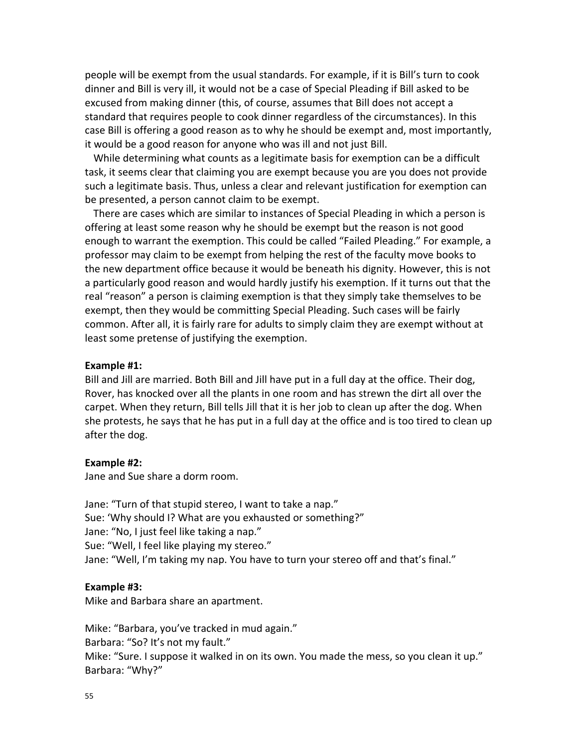people will be exempt from the usual standards. For example, if it is Bill's turn to cook dinner and Bill is very ill, it would not be a case of Special Pleading if Bill asked to be excused from making dinner (this, of course, assumes that Bill does not accept a standard that requires people to cook dinner regardless of the circumstances). In this case Bill is offering a good reason as to why he should be exempt and, most importantly, it would be a good reason for anyone who was ill and not just Bill.

While determining what counts as a legitimate basis for exemption can be a difficult task, it seems clear that claiming you are exempt because you are you does not provide such a legitimate basis. Thus, unless a clear and relevant justification for exemption can be presented, a person cannot claim to be exempt.

There are cases which are similar to instances of Special Pleading in which a person is offering at least some reason why he should be exempt but the reason is not good enough to warrant the exemption. This could be called "Failed Pleading." For example, a professor may claim to be exempt from helping the rest of the faculty move books to the new department office because it would be beneath his dignity. However, this is not a particularly good reason and would hardly justify his exemption. If it turns out that the real "reason" a person is claiming exemption is that they simply take themselves to be exempt, then they would be committing Special Pleading. Such cases will be fairly common. After all, it is fairly rare for adults to simply claim they are exempt without at least some pretense of justifying the exemption.

**Example #1:**
Bill and Jill are married. Both Bill and Jill have put in a full day at the office. Their dog, Rover, has knocked over all the plants in one room and has strewn the dirt all over the carpet. When they return, Bill tells Jill that it is her job to clean up after the dog. When she protests, he says that he has put in a full day at the office and is too tired to clean up after the dog.

**Example #2:**
Jane and Sue share a dorm room.

Jane: "Turn of that stupid stereo, I want to take a nap."
Sue: 'Why should I? What are you exhausted or something?"
Jane: "No, I just feel like taking a nap."
Sue: "Well, I feel like playing my stereo."
Jane: "Well, I'm taking my nap. You have to turn your stereo off and that's final."

**Example #3:**
Mike and Barbara share an apartment.

Mike: "Barbara, you've tracked in mud again."
Barbara: "So? It's not my fault."
Mike: "Sure. I suppose it walked in on its own. You made the mess, so you clean it up."
Barbara: "Why?"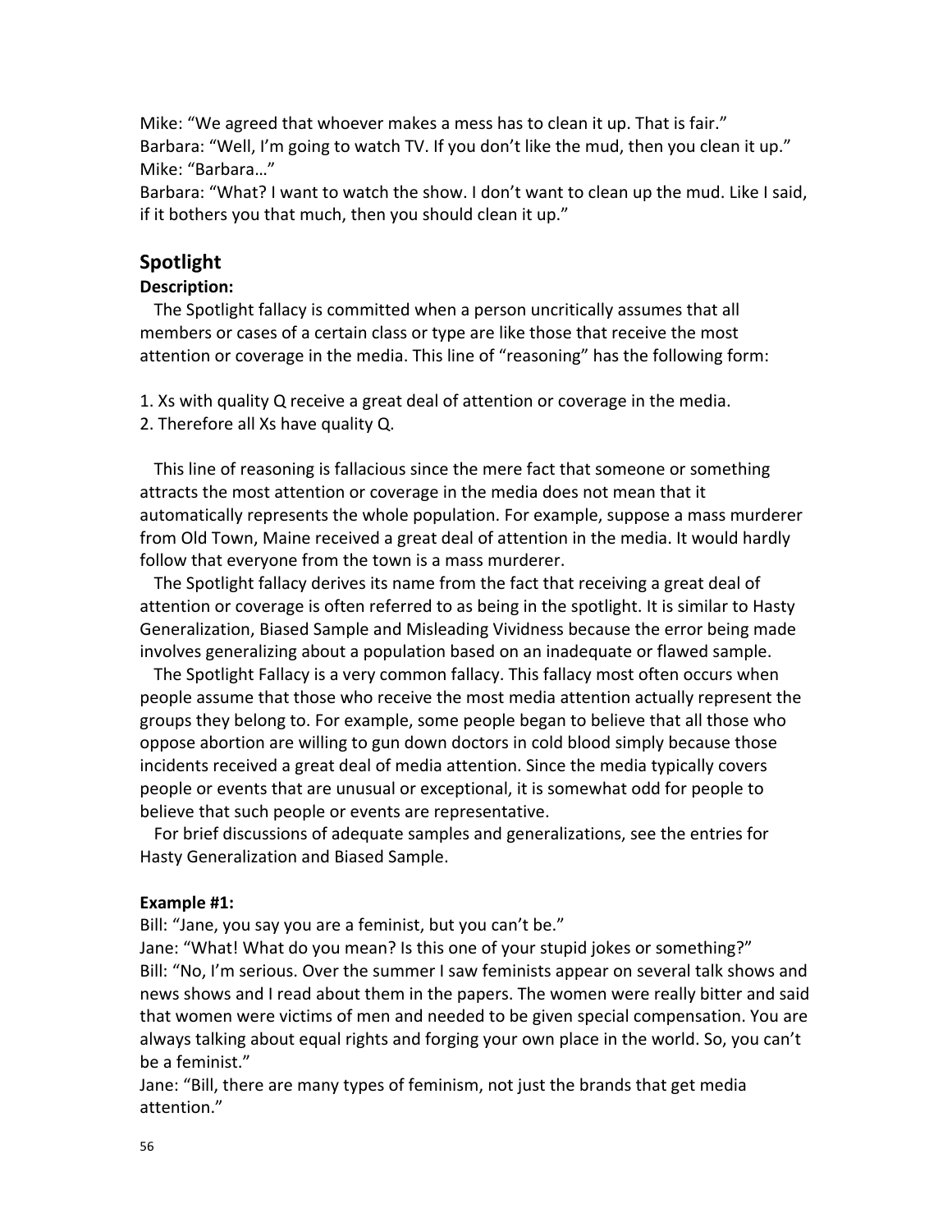Mike: "We agreed that whoever makes a mess has to clean it up. That is fair."
Barbara: "Well, I'm going to watch TV. If you don't like the mud, then you clean it up."
Mike: "Barbara…"
Barbara: "What? I want to watch the show. I don't want to clean up the mud. Like I said, if it bothers you that much, then you should clean it up."

## Spotlight

**Description:**

The Spotlight fallacy is committed when a person uncritically assumes that all members or cases of a certain class or type are like those that receive the most attention or coverage in the media. This line of "reasoning" has the following form:

1. Xs with quality Q receive a great deal of attention or coverage in the media.
2. Therefore all Xs have quality Q.

This line of reasoning is fallacious since the mere fact that someone or something attracts the most attention or coverage in the media does not mean that it automatically represents the whole population. For example, suppose a mass murderer from Old Town, Maine received a great deal of attention in the media. It would hardly follow that everyone from the town is a mass murderer.

The Spotlight fallacy derives its name from the fact that receiving a great deal of attention or coverage is often referred to as being in the spotlight. It is similar to Hasty Generalization, Biased Sample and Misleading Vividness because the error being made involves generalizing about a population based on an inadequate or flawed sample.

The Spotlight Fallacy is a very common fallacy. This fallacy most often occurs when people assume that those who receive the most media attention actually represent the groups they belong to. For example, some people began to believe that all those who oppose abortion are willing to gun down doctors in cold blood simply because those incidents received a great deal of media attention. Since the media typically covers people or events that are unusual or exceptional, it is somewhat odd for people to believe that such people or events are representative.

For brief discussions of adequate samples and generalizations, see the entries for Hasty Generalization and Biased Sample.

**Example #1:**

Bill: "Jane, you say you are a feminist, but you can't be."
Jane: "What! What do you mean? Is this one of your stupid jokes or something?"
Bill: "No, I'm serious. Over the summer I saw feminists appear on several talk shows and news shows and I read about them in the papers. The women were really bitter and said that women were victims of men and needed to be given special compensation. You are always talking about equal rights and forging your own place in the world. So, you can't be a feminist."
Jane: "Bill, there are many types of feminism, not just the brands that get media attention."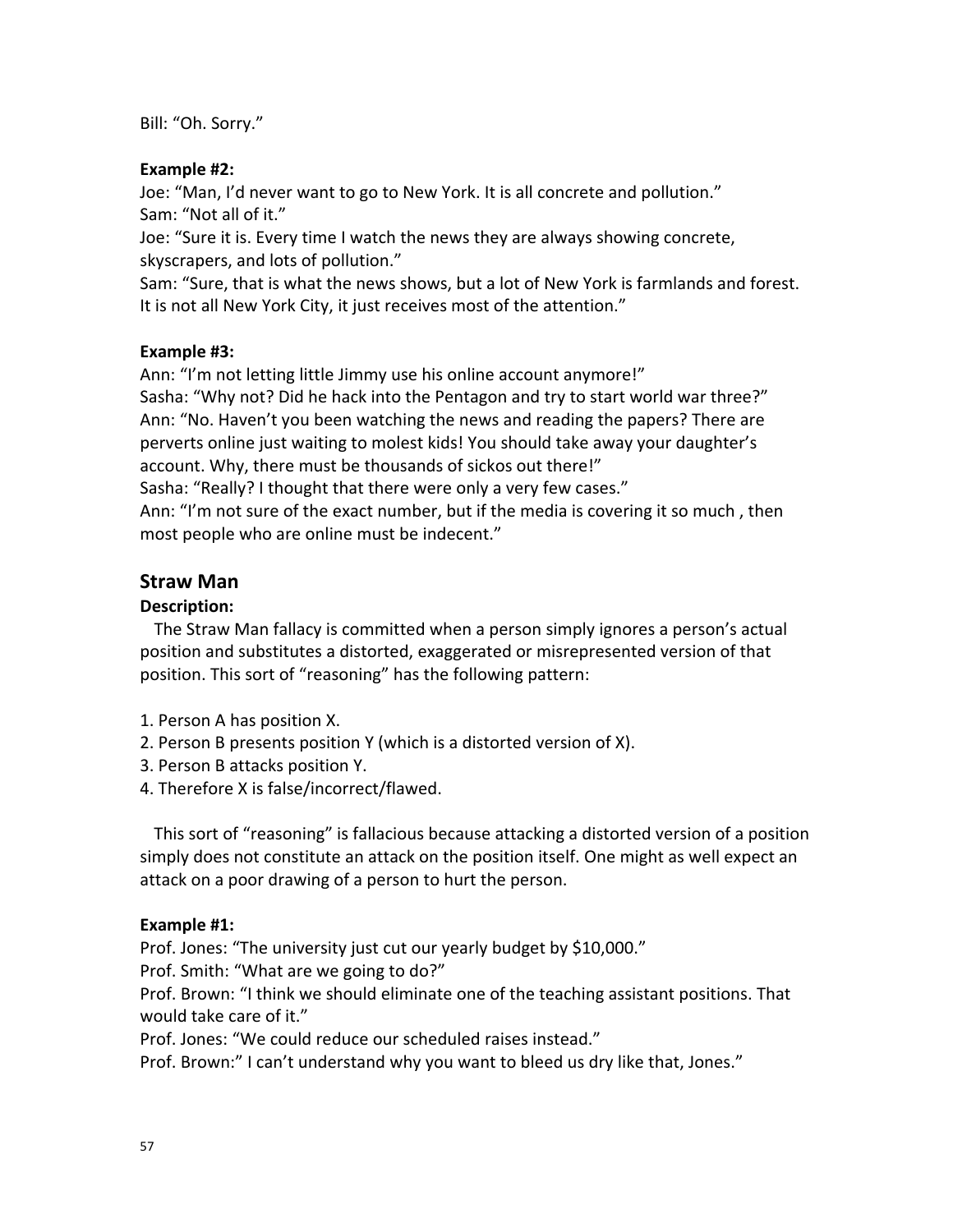Bill: “Oh. Sorry.”

**Example #2:**
Joe: “Man, I’d never want to go to New York. It is all concrete and pollution.”
Sam: “Not all of it.”
Joe: “Sure it is. Every time I watch the news they are always showing concrete, skyscrapers, and lots of pollution.”
Sam: “Sure, that is what the news shows, but a lot of New York is farmlands and forest. It is not all New York City, it just receives most of the attention.”

**Example #3:**
Ann: “I’m not letting little Jimmy use his online account anymore!”
Sasha: “Why not? Did he hack into the Pentagon and try to start world war three?”
Ann: “No. Haven’t you been watching the news and reading the papers? There are perverts online just waiting to molest kids! You should take away your daughter’s account. Why, there must be thousands of sickos out there!”
Sasha: “Really? I thought that there were only a very few cases.”
Ann: “I’m not sure of the exact number, but if the media is covering it so much , then most people who are online must be indecent.”

## Straw Man

**Description:**

The Straw Man fallacy is committed when a person simply ignores a person’s actual position and substitutes a distorted, exaggerated or misrepresented version of that position. This sort of “reasoning” has the following pattern:

1. Person A has position X.
2. Person B presents position Y (which is a distorted version of X).
3. Person B attacks position Y.
4. Therefore X is false/incorrect/flawed.

This sort of “reasoning” is fallacious because attacking a distorted version of a position simply does not constitute an attack on the position itself. One might as well expect an attack on a poor drawing of a person to hurt the person.

**Example #1:**
Prof. Jones: “The university just cut our yearly budget by $10,000.”
Prof. Smith: “What are we going to do?”
Prof. Brown: “I think we should eliminate one of the teaching assistant positions. That would take care of it.”
Prof. Jones: “We could reduce our scheduled raises instead.”
Prof. Brown:” I can’t understand why you want to bleed us dry like that, Jones.”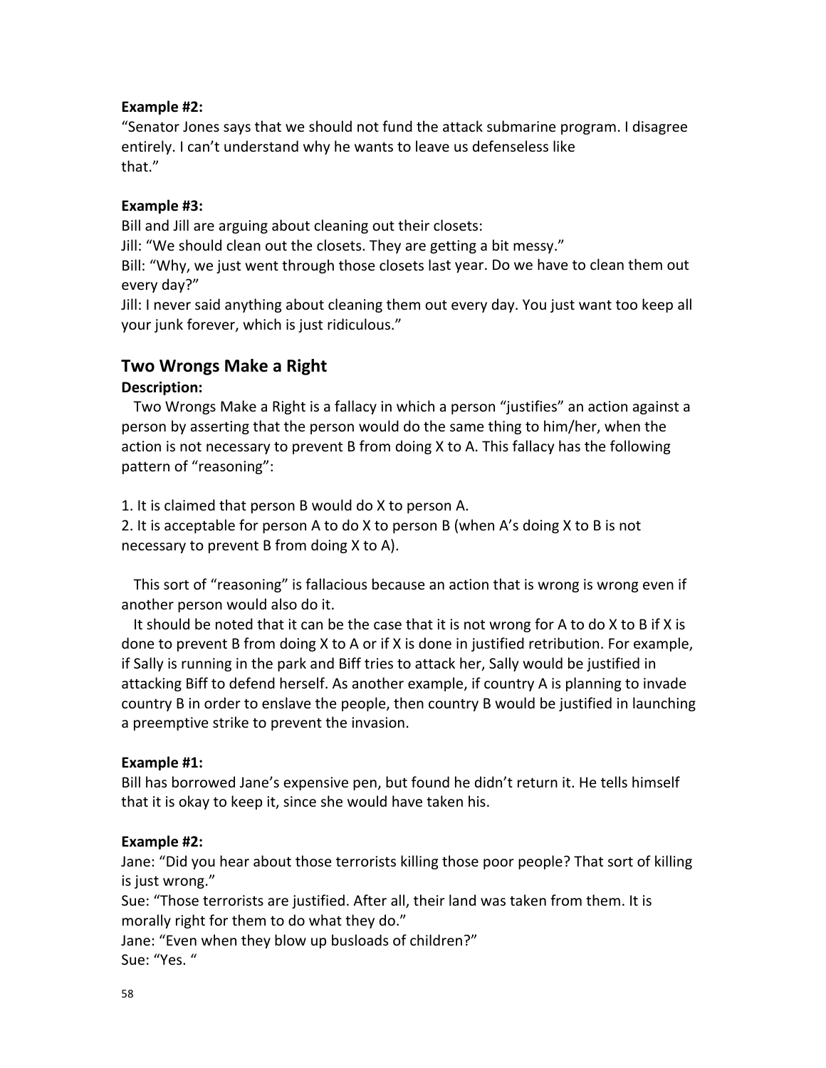**Example #2:**
"Senator Jones says that we should not fund the attack submarine program. I disagree entirely. I can't understand why he wants to leave us defenseless like that."

**Example #3:**
Bill and Jill are arguing about cleaning out their closets:
Jill: "We should clean out the closets. They are getting a bit messy."
Bill: "Why, we just went through those closets last year. Do we have to clean them out every day?"
Jill: I never said anything about cleaning them out every day. You just want too keep all your junk forever, which is just ridiculous."

## Two Wrongs Make a Right

**Description:**

Two Wrongs Make a Right is a fallacy in which a person "justifies" an action against a person by asserting that the person would do the same thing to him/her, when the action is not necessary to prevent B from doing X to A. This fallacy has the following pattern of "reasoning":

1. It is claimed that person B would do X to person A.
2. It is acceptable for person A to do X to person B (when A's doing X to B is not necessary to prevent B from doing X to A).

This sort of "reasoning" is fallacious because an action that is wrong is wrong even if another person would also do it.

It should be noted that it can be the case that it is not wrong for A to do X to B if X is done to prevent B from doing X to A or if X is done in justified retribution. For example, if Sally is running in the park and Biff tries to attack her, Sally would be justified in attacking Biff to defend herself. As another example, if country A is planning to invade country B in order to enslave the people, then country B would be justified in launching a preemptive strike to prevent the invasion.

**Example #1:**
Bill has borrowed Jane's expensive pen, but found he didn't return it. He tells himself that it is okay to keep it, since she would have taken his.

**Example #2:**
Jane: "Did you hear about those terrorists killing those poor people? That sort of killing is just wrong."
Sue: "Those terrorists are justified. After all, their land was taken from them. It is morally right for them to do what they do."
Jane: "Even when they blow up busloads of children?"
Sue: "Yes. "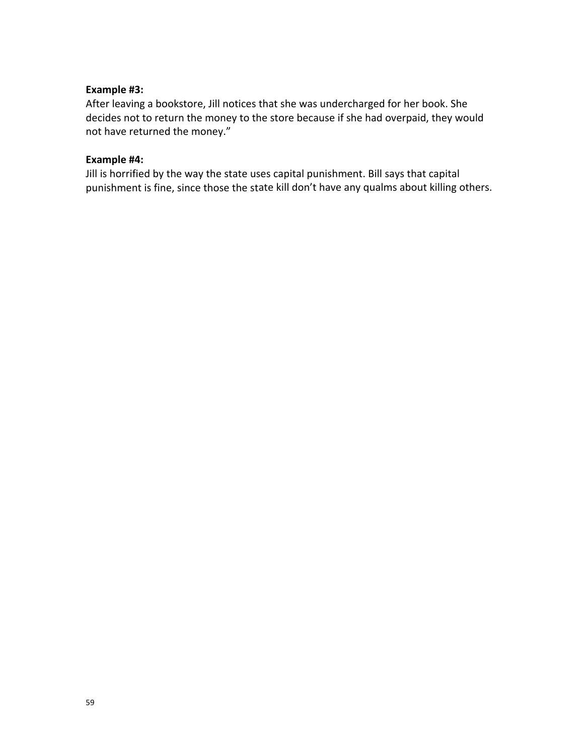**Example #3:**
After leaving a bookstore, Jill notices that she was undercharged for her book. She decides not to return the money to the store because if she had overpaid, they would not have returned the money."

**Example #4:**
Jill is horrified by the way the state uses capital punishment. Bill says that capital punishment is fine, since those the state kill don't have any qualms about killing others.